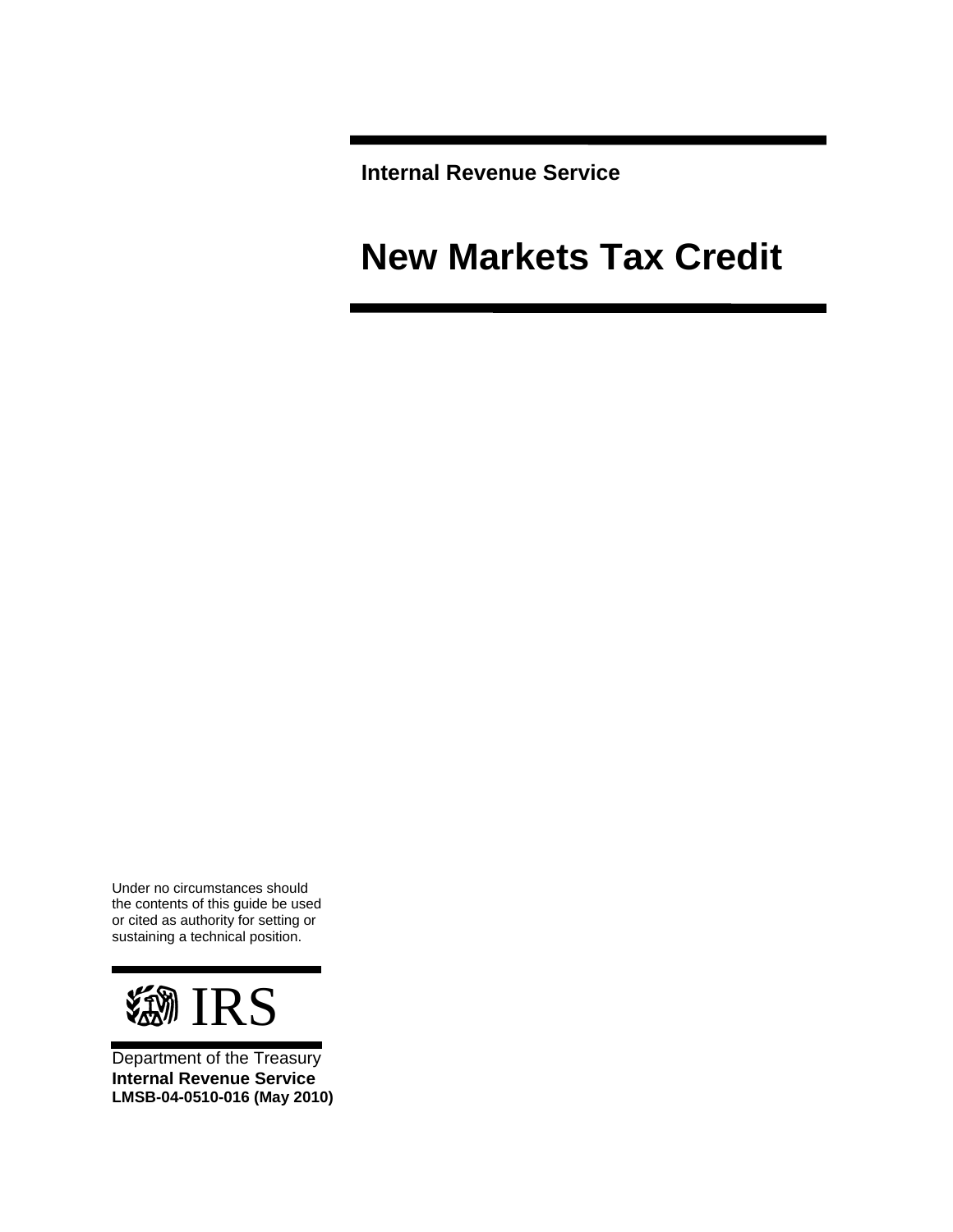**Internal Revenue Service**

# New Markets Tax Credit

Under no circumstances should the contents of this guide be used or cited as authority for setting or sustaining a technical position.

IRS

Department of the Treasury
**Internal Revenue Service**
**LMSB-04-0510-016 (May 2010)**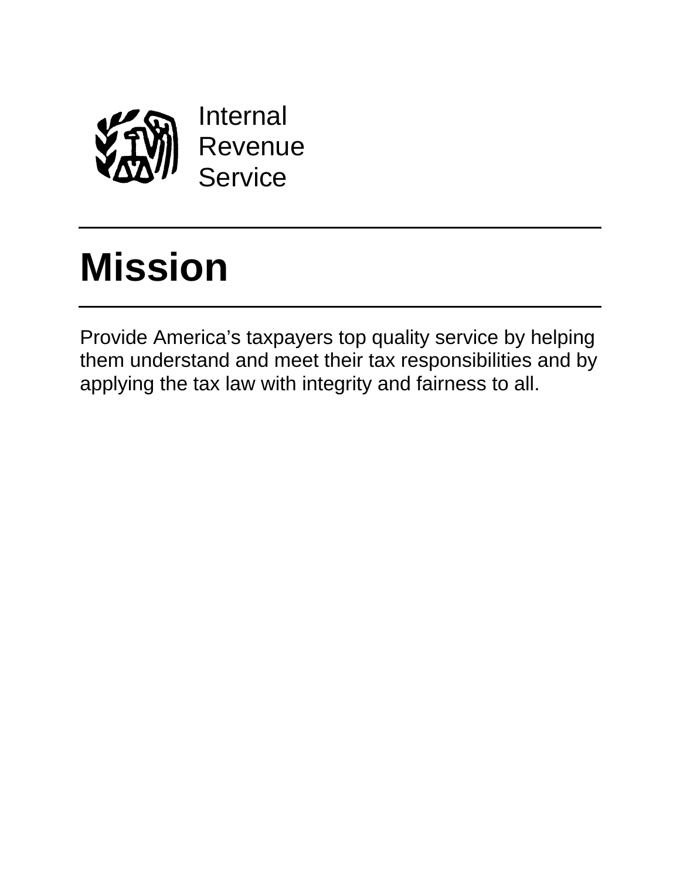Internal
Revenue
Service

# Mission

Provide America’s taxpayers top quality service by helping them understand and meet their tax responsibilities and by applying the tax law with integrity and fairness to all.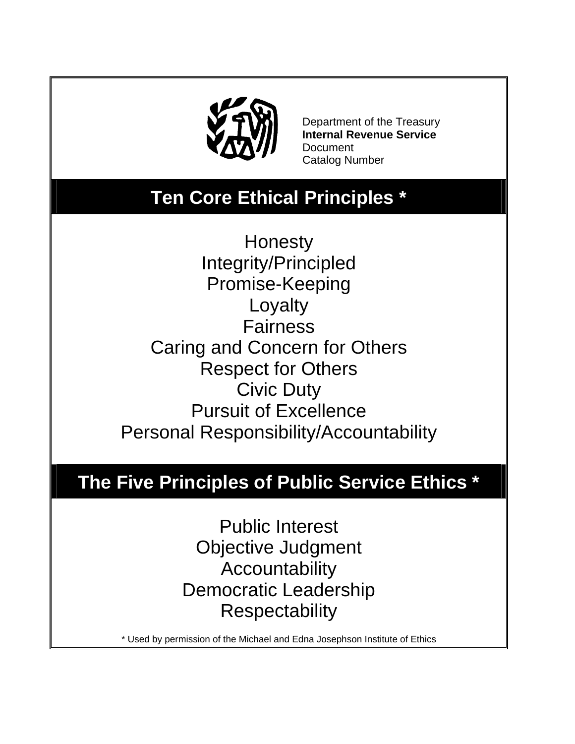Department of the Treasury
**Internal Revenue Service**
Document
Catalog Number

## Ten Core Ethical Principles *

Honesty
Integrity/Principled
Promise-Keeping
Loyalty
Fairness
Caring and Concern for Others
Respect for Others
Civic Duty
Pursuit of Excellence
Personal Responsibility/Accountability

## The Five Principles of Public Service Ethics *

Public Interest
Objective Judgment
Accountability
Democratic Leadership
Respectability

* Used by permission of the Michael and Edna Josephson Institute of Ethics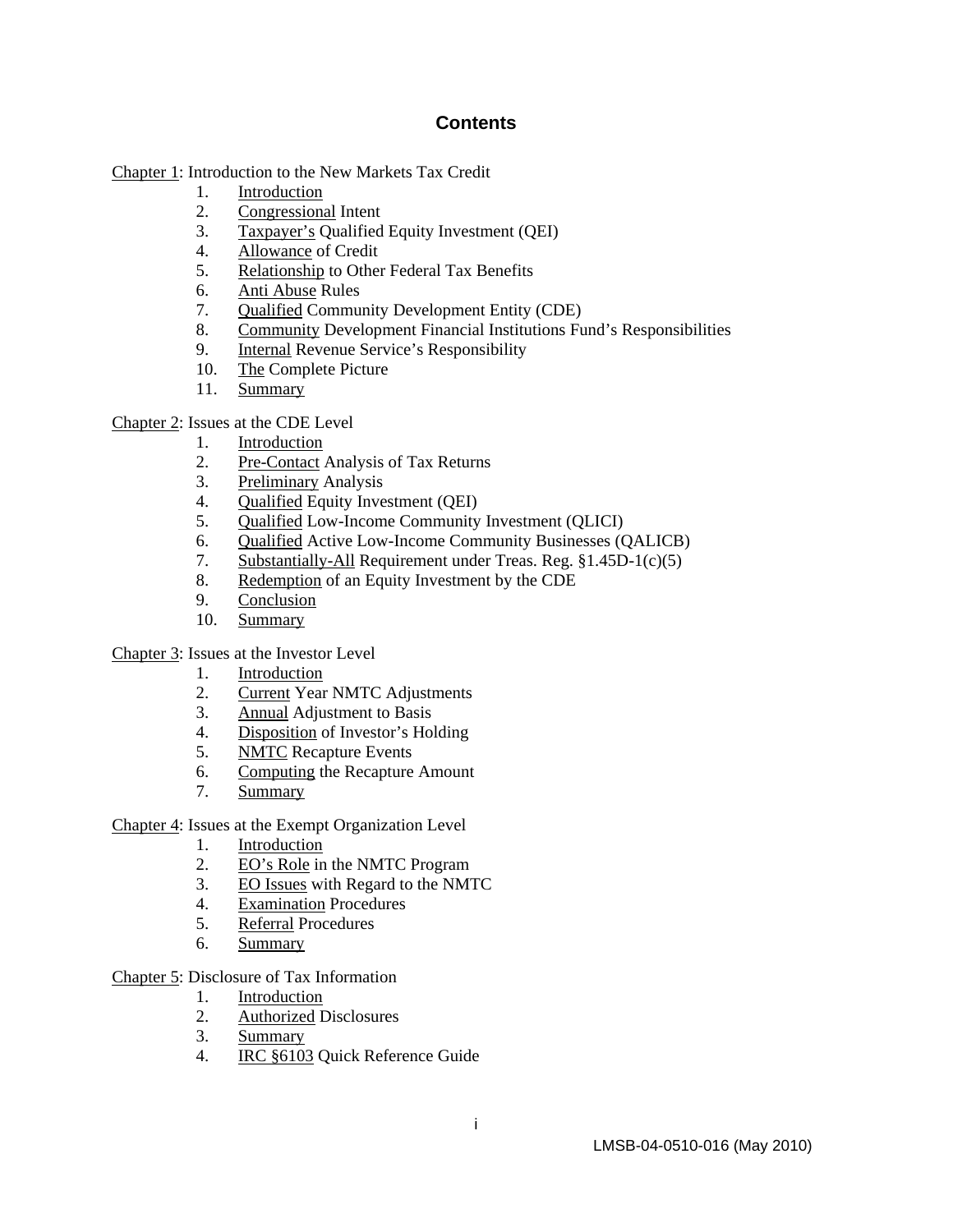# Contents

Chapter 1: Introduction to the New Markets Tax Credit

1. Introduction
2. Congressional Intent
3. Taxpayer's Qualified Equity Investment (QEI)
4. Allowance of Credit
5. Relationship to Other Federal Tax Benefits
6. Anti Abuse Rules
7. Qualified Community Development Entity (CDE)
8. Community Development Financial Institutions Fund's Responsibilities
9. Internal Revenue Service's Responsibility
10. The Complete Picture
11. Summary

Chapter 2: Issues at the CDE Level

1. Introduction
2. Pre-Contact Analysis of Tax Returns
3. Preliminary Analysis
4. Qualified Equity Investment (QEI)
5. Qualified Low-Income Community Investment (QLICI)
6. Qualified Active Low-Income Community Businesses (QALICB)
7. Substantially-All Requirement under Treas. Reg. §1.45D-1(c)(5)
8. Redemption of an Equity Investment by the CDE
9. Conclusion
10. Summary

Chapter 3: Issues at the Investor Level

1. Introduction
2. Current Year NMTC Adjustments
3. Annual Adjustment to Basis
4. Disposition of Investor's Holding
5. NMTC Recapture Events
6. Computing the Recapture Amount
7. Summary

Chapter 4: Issues at the Exempt Organization Level

1. Introduction
2. EO's Role in the NMTC Program
3. EO Issues with Regard to the NMTC
4. Examination Procedures
5. Referral Procedures
6. Summary

Chapter 5: Disclosure of Tax Information

1. Introduction
2. Authorized Disclosures
3. Summary
4. IRC §6103 Quick Reference Guide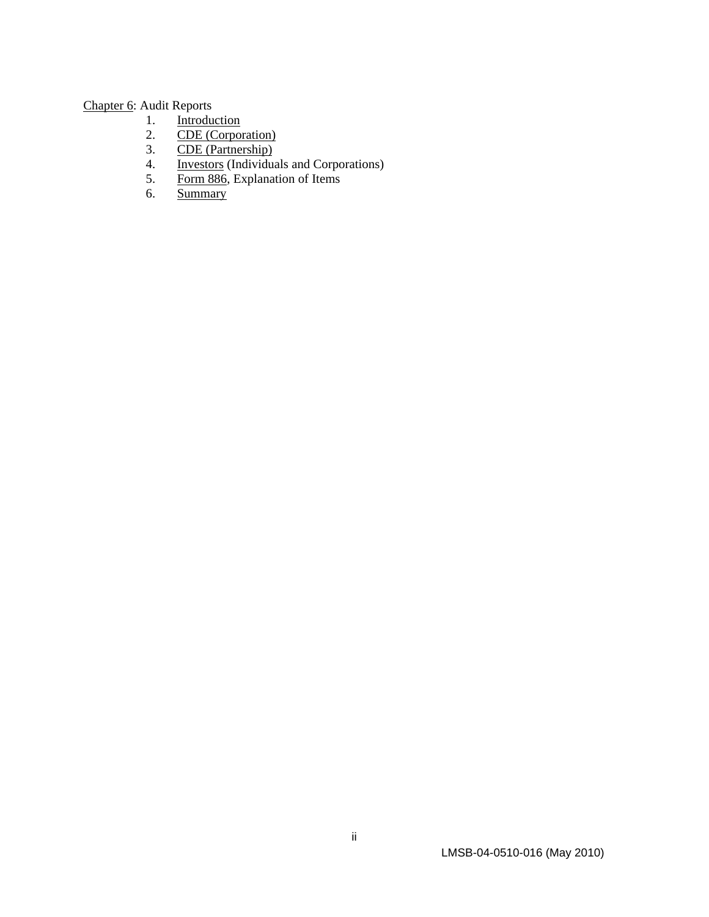Chapter 6: Audit Reports

1. Introduction
2. CDE (Corporation)
3. CDE (Partnership)
4. Investors (Individuals and Corporations)
5. Form 886, Explanation of Items
6. Summary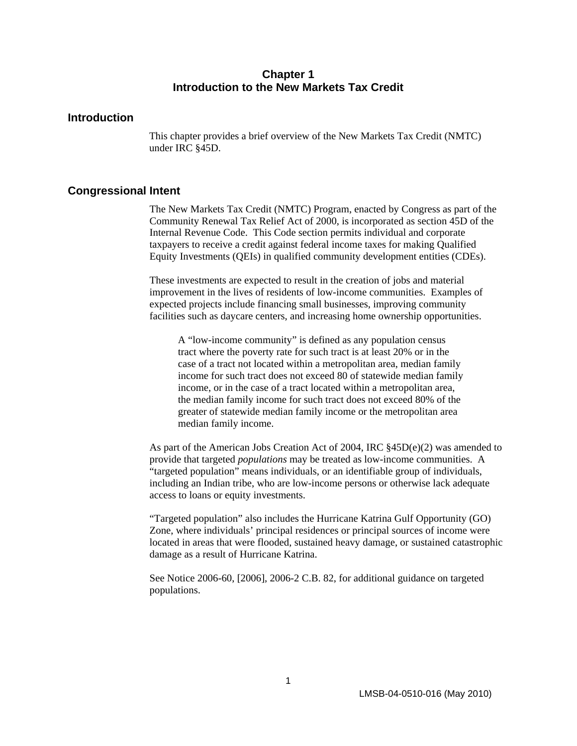# Chapter 1
# Introduction to the New Markets Tax Credit

## Introduction

This chapter provides a brief overview of the New Markets Tax Credit (NMTC) under IRC §45D.

## Congressional Intent

The New Markets Tax Credit (NMTC) Program, enacted by Congress as part of the Community Renewal Tax Relief Act of 2000, is incorporated as section 45D of the Internal Revenue Code. This Code section permits individual and corporate taxpayers to receive a credit against federal income taxes for making Qualified Equity Investments (QEIs) in qualified community development entities (CDEs).

These investments are expected to result in the creation of jobs and material improvement in the lives of residents of low-income communities. Examples of expected projects include financing small businesses, improving community facilities such as daycare centers, and increasing home ownership opportunities.

> A "low-income community" is defined as any population census tract where the poverty rate for such tract is at least 20% or in the case of a tract not located within a metropolitan area, median family income for such tract does not exceed 80 of statewide median family income, or in the case of a tract located within a metropolitan area, the median family income for such tract does not exceed 80% of the greater of statewide median family income or the metropolitan area median family income.

As part of the American Jobs Creation Act of 2004, IRC §45D(e)(2) was amended to provide that targeted *populations* may be treated as low-income communities. A "targeted population" means individuals, or an identifiable group of individuals, including an Indian tribe, who are low-income persons or otherwise lack adequate access to loans or equity investments.

"Targeted population" also includes the Hurricane Katrina Gulf Opportunity (GO) Zone, where individuals' principal residences or principal sources of income were located in areas that were flooded, sustained heavy damage, or sustained catastrophic damage as a result of Hurricane Katrina.

See Notice 2006-60, [2006], 2006-2 C.B. 82, for additional guidance on targeted populations.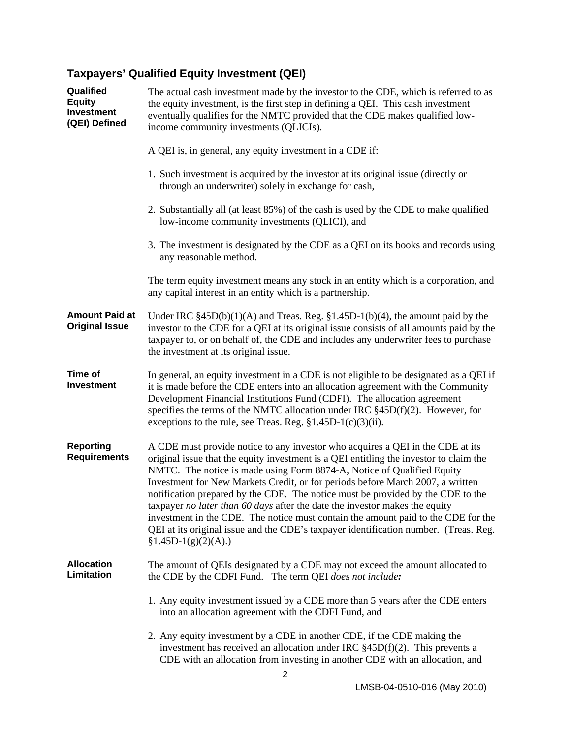## Taxpayers' Qualified Equity Investment (QEI)

**Qualified Equity Investment (QEI) Defined**

The actual cash investment made by the investor to the CDE, which is referred to as the equity investment, is the first step in defining a QEI. This cash investment eventually qualifies for the NMTC provided that the CDE makes qualified low-income community investments (QLICIs).

A QEI is, in general, any equity investment in a CDE if:

1. Such investment is acquired by the investor at its original issue (directly or through an underwriter) solely in exchange for cash,
2. Substantially all (at least 85%) of the cash is used by the CDE to make qualified low-income community investments (QLICI), and
3. The investment is designated by the CDE as a QEI on its books and records using any reasonable method.

The term equity investment means any stock in an entity which is a corporation, and any capital interest in an entity which is a partnership.

**Amount Paid at Original Issue**

Under IRC §45D(b)(1)(A) and Treas. Reg. §1.45D-1(b)(4), the amount paid by the investor to the CDE for a QEI at its original issue consists of all amounts paid by the taxpayer to, or on behalf of, the CDE and includes any underwriter fees to purchase the investment at its original issue.

**Time of Investment**

In general, an equity investment in a CDE is not eligible to be designated as a QEI if it is made before the CDE enters into an allocation agreement with the Community Development Financial Institutions Fund (CDFI). The allocation agreement specifies the terms of the NMTC allocation under IRC §45D(f)(2). However, for exceptions to the rule, see Treas. Reg. §1.45D-1(c)(3)(ii).

**Reporting Requirements**

A CDE must provide notice to any investor who acquires a QEI in the CDE at its original issue that the equity investment is a QEI entitling the investor to claim the NMTC. The notice is made using Form 8874-A, Notice of Qualified Equity Investment for New Markets Credit, or for periods before March 2007, a written notification prepared by the CDE. The notice must be provided by the CDE to the taxpayer *no later than 60 days* after the date the investor makes the equity investment in the CDE. The notice must contain the amount paid to the CDE for the QEI at its original issue and the CDE's taxpayer identification number. (Treas. Reg. §1.45D-1(g)(2)(A).)

**Allocation Limitation**

The amount of QEIs designated by a CDE may not exceed the amount allocated to the CDE by the CDFI Fund. The term QEI ***does not include:***

1. Any equity investment issued by a CDE more than 5 years after the CDE enters into an allocation agreement with the CDFI Fund, and
2. Any equity investment by a CDE in another CDE, if the CDE making the investment has received an allocation under IRC §45D(f)(2). This prevents a CDE with an allocation from investing in another CDE with an allocation, and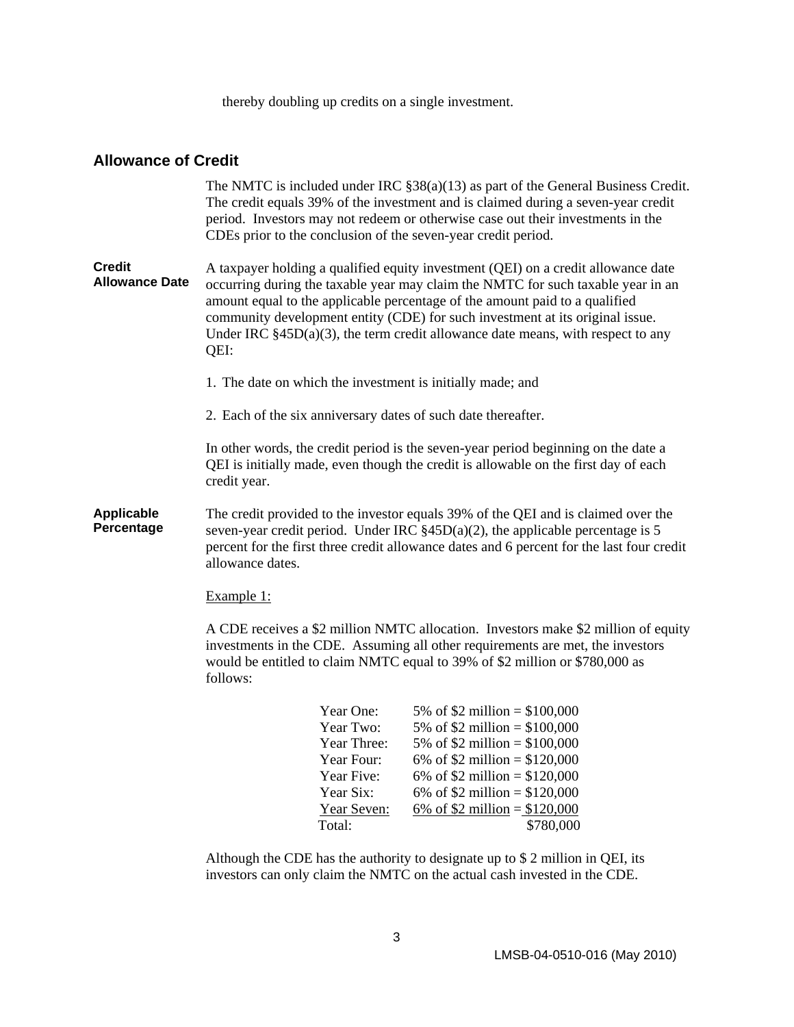thereby doubling up credits on a single investment.

## Allowance of Credit

The NMTC is included under IRC §38(a)(13) as part of the General Business Credit. The credit equals 39% of the investment and is claimed during a seven-year credit period. Investors may not redeem or otherwise case out their investments in the CDEs prior to the conclusion of the seven-year credit period.

**Credit Allowance Date**

A taxpayer holding a qualified equity investment (QEI) on a credit allowance date occurring during the taxable year may claim the NMTC for such taxable year in an amount equal to the applicable percentage of the amount paid to a qualified community development entity (CDE) for such investment at its original issue. Under IRC §45D(a)(3), the term credit allowance date means, with respect to any QEI:

1. The date on which the investment is initially made; and

2. Each of the six anniversary dates of such date thereafter.

In other words, the credit period is the seven-year period beginning on the date a QEI is initially made, even though the credit is allowable on the first day of each credit year.

**Applicable Percentage**

The credit provided to the investor equals 39% of the QEI and is claimed over the seven-year credit period. Under IRC §45D(a)(2), the applicable percentage is 5 percent for the first three credit allowance dates and 6 percent for the last four credit allowance dates.

Example 1:

A CDE receives a $2 million NMTC allocation. Investors make $2 million of equity investments in the CDE. Assuming all other requirements are met, the investors would be entitled to claim NMTC equal to 39% of $2 million or $780,000 as follows:

| | |
|---|---|
| Year One: | 5% of $2 million = $100,000 |
| Year Two: | 5% of $2 million = $100,000 |
| Year Three: | 5% of $2 million = $100,000 |
| Year Four: | 6% of $2 million = $120,000 |
| Year Five: | 6% of $2 million = $120,000 |
| Year Six: | 6% of $2 million = $120,000 |
| Year Seven: | 6% of $2 million = $120,000 |
| Total: | $780,000 |

Although the CDE has the authority to designate up to $ 2 million in QEI, its investors can only claim the NMTC on the actual cash invested in the CDE.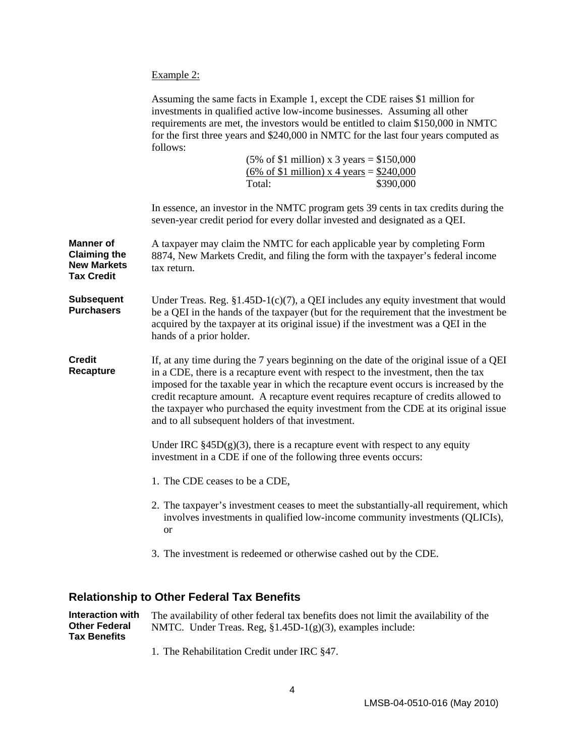Example 2:

Assuming the same facts in Example 1, except the CDE raises $1 million for investments in qualified active low-income businesses. Assuming all other requirements are met, the investors would be entitled to claim $150,000 in NMTC for the first three years and $240,000 in NMTC for the last four years computed as follows:

| | |
|---|---|
| (5% of $1 million) x 3 years = | $150,000 |
| (6% of $1 million) x 4 years = | $240,000 |
| Total: | $390,000 |

In essence, an investor in the NMTC program gets 39 cents in tax credits during the seven-year credit period for every dollar invested and designated as a QEI.

**Manner of Claiming the New Markets Tax Credit**

A taxpayer may claim the NMTC for each applicable year by completing Form 8874, New Markets Credit, and filing the form with the taxpayer's federal income tax return.

**Subsequent Purchasers**

Under Treas. Reg. §1.45D-1(c)(7), a QEI includes any equity investment that would be a QEI in the hands of the taxpayer (but for the requirement that the investment be acquired by the taxpayer at its original issue) if the investment was a QEI in the hands of a prior holder.

**Credit Recapture**

If, at any time during the 7 years beginning on the date of the original issue of a QEI in a CDE, there is a recapture event with respect to the investment, then the tax imposed for the taxable year in which the recapture event occurs is increased by the credit recapture amount. A recapture event requires recapture of credits allowed to the taxpayer who purchased the equity investment from the CDE at its original issue and to all subsequent holders of that investment.

Under IRC §45D(g)(3), there is a recapture event with respect to any equity investment in a CDE if one of the following three events occurs:

1. The CDE ceases to be a CDE,
2. The taxpayer's investment ceases to meet the substantially-all requirement, which involves investments in qualified low-income community investments (QLICIs), or
3. The investment is redeemed or otherwise cashed out by the CDE.

## Relationship to Other Federal Tax Benefits

**Interaction with Other Federal Tax Benefits**

The availability of other federal tax benefits does not limit the availability of the NMTC. Under Treas. Reg, §1.45D-1(g)(3), examples include:

1. The Rehabilitation Credit under IRC §47.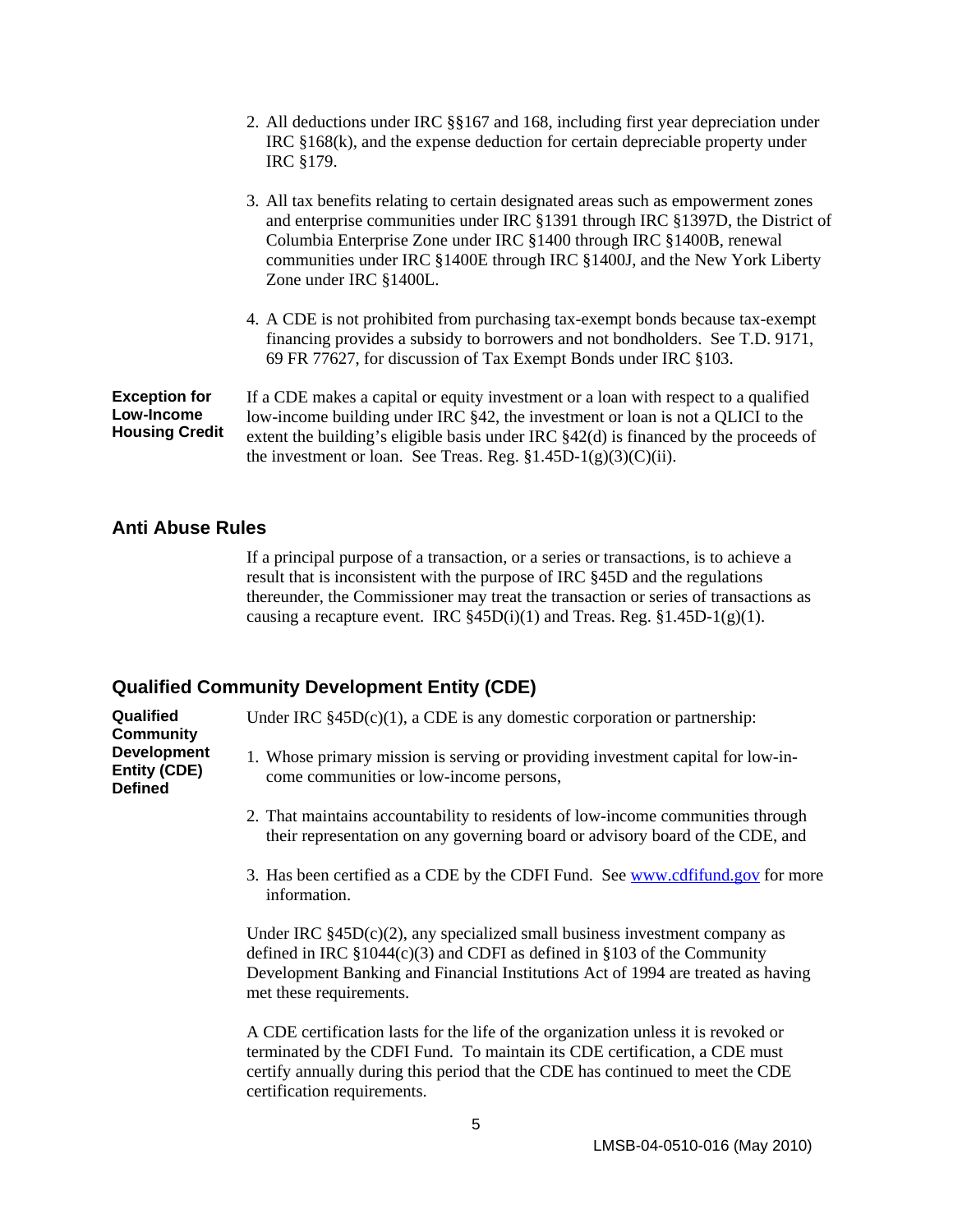2. All deductions under IRC §§167 and 168, including first year depreciation under IRC §168(k), and the expense deduction for certain depreciable property under IRC §179.

3. All tax benefits relating to certain designated areas such as empowerment zones and enterprise communities under IRC §1391 through IRC §1397D, the District of Columbia Enterprise Zone under IRC §1400 through IRC §1400B, renewal communities under IRC §1400E through IRC §1400J, and the New York Liberty Zone under IRC §1400L.

4. A CDE is not prohibited from purchasing tax-exempt bonds because tax-exempt financing provides a subsidy to borrowers and not bondholders. See T.D. 9171, 69 FR 77627, for discussion of Tax Exempt Bonds under IRC §103.

**Exception for Low-Income Housing Credit**

If a CDE makes a capital or equity investment or a loan with respect to a qualified low-income building under IRC §42, the investment or loan is not a QLICI to the extent the building's eligible basis under IRC §42(d) is financed by the proceeds of the investment or loan. See Treas. Reg. §1.45D-1(g)(3)(C)(ii).

## Anti Abuse Rules

If a principal purpose of a transaction, or a series or transactions, is to achieve a result that is inconsistent with the purpose of IRC §45D and the regulations thereunder, the Commissioner may treat the transaction or series of transactions as causing a recapture event. IRC §45D(i)(1) and Treas. Reg. §1.45D-1(g)(1).

## Qualified Community Development Entity (CDE)

**Qualified Community Development Entity (CDE) Defined**

Under IRC §45D(c)(1), a CDE is any domestic corporation or partnership:

1. Whose primary mission is serving or providing investment capital for low-income communities or low-income persons,

2. That maintains accountability to residents of low-income communities through their representation on any governing board or advisory board of the CDE, and

3. Has been certified as a CDE by the CDFI Fund. See www.cdfifund.gov for more information.

Under IRC §45D(c)(2), any specialized small business investment company as defined in IRC §1044(c)(3) and CDFI as defined in §103 of the Community Development Banking and Financial Institutions Act of 1994 are treated as having met these requirements.

A CDE certification lasts for the life of the organization unless it is revoked or terminated by the CDFI Fund. To maintain its CDE certification, a CDE must certify annually during this period that the CDE has continued to meet the CDE certification requirements.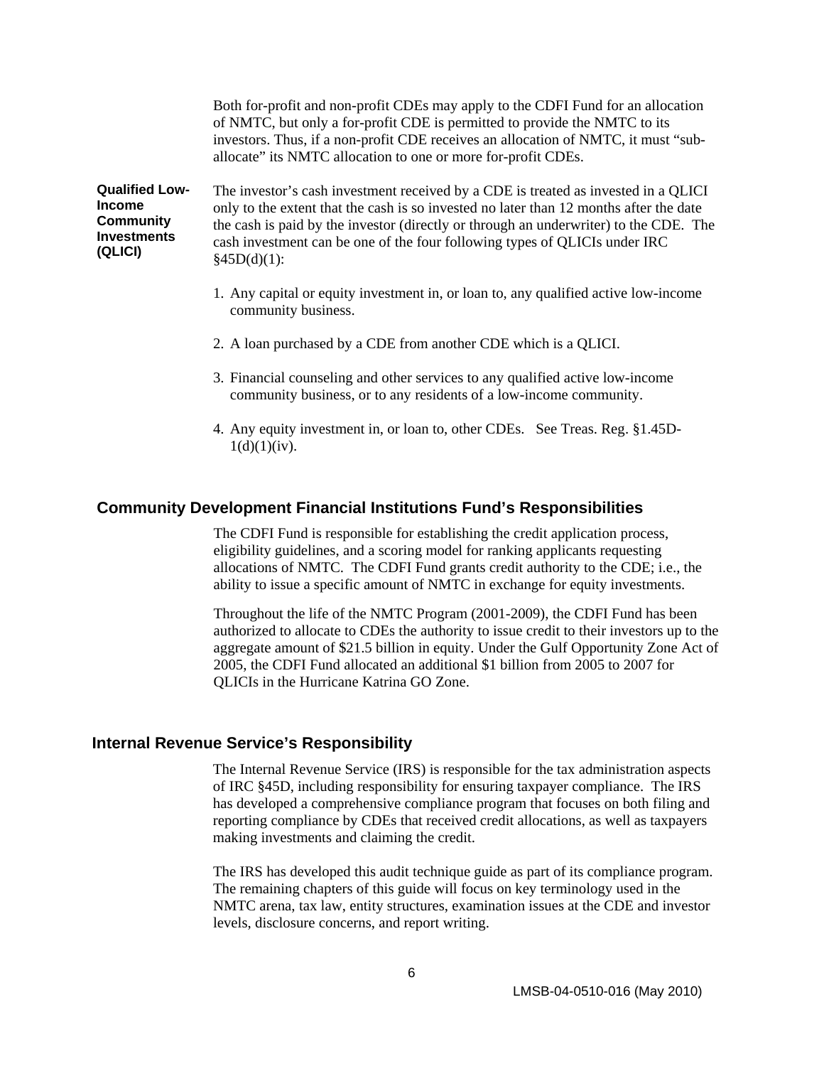Both for-profit and non-profit CDEs may apply to the CDFI Fund for an allocation of NMTC, but only a for-profit CDE is permitted to provide the NMTC to its investors. Thus, if a non-profit CDE receives an allocation of NMTC, it must "sub-allocate" its NMTC allocation to one or more for-profit CDEs.

**Qualified Low-Income Community Investments (QLICI)**

The investor's cash investment received by a CDE is treated as invested in a QLICI only to the extent that the cash is so invested no later than 12 months after the date the cash is paid by the investor (directly or through an underwriter) to the CDE. The cash investment can be one of the four following types of QLICIs under IRC §45D(d)(1):

1. Any capital or equity investment in, or loan to, any qualified active low-income community business.

2. A loan purchased by a CDE from another CDE which is a QLICI.

3. Financial counseling and other services to any qualified active low-income community business, or to any residents of a low-income community.

4. Any equity investment in, or loan to, other CDEs. See Treas. Reg. §1.45D-1(d)(1)(iv).

## Community Development Financial Institutions Fund's Responsibilities

The CDFI Fund is responsible for establishing the credit application process, eligibility guidelines, and a scoring model for ranking applicants requesting allocations of NMTC. The CDFI Fund grants credit authority to the CDE; i.e., the ability to issue a specific amount of NMTC in exchange for equity investments.

Throughout the life of the NMTC Program (2001-2009), the CDFI Fund has been authorized to allocate to CDEs the authority to issue credit to their investors up to the aggregate amount of $21.5 billion in equity. Under the Gulf Opportunity Zone Act of 2005, the CDFI Fund allocated an additional $1 billion from 2005 to 2007 for QLICIs in the Hurricane Katrina GO Zone.

## Internal Revenue Service's Responsibility

The Internal Revenue Service (IRS) is responsible for the tax administration aspects of IRC §45D, including responsibility for ensuring taxpayer compliance. The IRS has developed a comprehensive compliance program that focuses on both filing and reporting compliance by CDEs that received credit allocations, as well as taxpayers making investments and claiming the credit.

The IRS has developed this audit technique guide as part of its compliance program. The remaining chapters of this guide will focus on key terminology used in the NMTC arena, tax law, entity structures, examination issues at the CDE and investor levels, disclosure concerns, and report writing.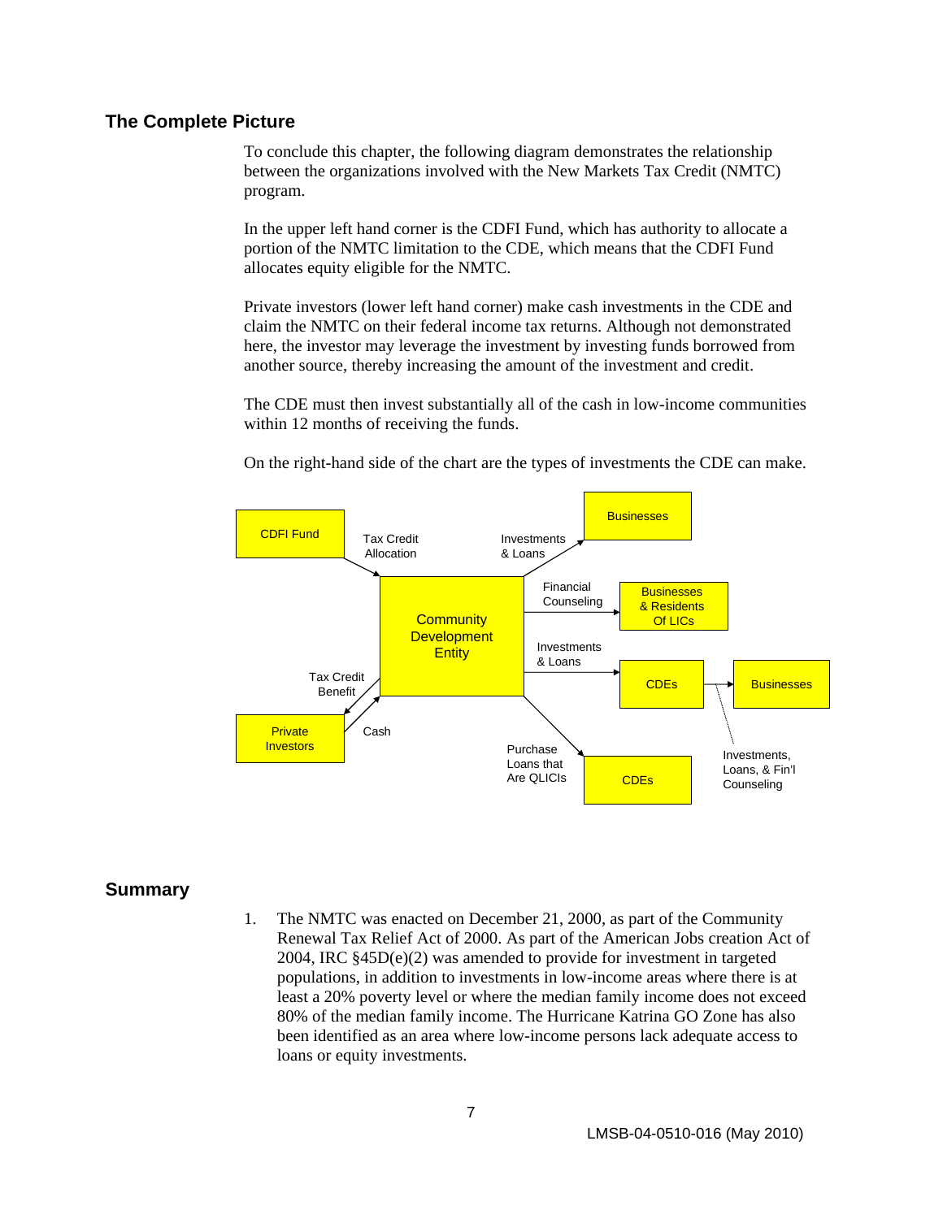## The Complete Picture

To conclude this chapter, the following diagram demonstrates the relationship between the organizations involved with the New Markets Tax Credit (NMTC) program.

In the upper left hand corner is the CDFI Fund, which has authority to allocate a portion of the NMTC limitation to the CDE, which means that the CDFI Fund allocates equity eligible for the NMTC.

Private investors (lower left hand corner) make cash investments in the CDE and claim the NMTC on their federal income tax returns. Although not demonstrated here, the investor may leverage the investment by investing funds borrowed from another source, thereby increasing the amount of the investment and credit.

The CDE must then invest substantially all of the cash in low-income communities within 12 months of receiving the funds.

On the right-hand side of the chart are the types of investments the CDE can make.

CDFI Fund → (Tax Credit Allocation) → Community Development Entity

Private Investors → (Cash) → Community Development Entity

Community Development Entity → (Tax Credit Benefit) → Private Investors

Community Development Entity → (Investments & Loans) → Businesses

Community Development Entity → (Financial Counseling) → Businesses & Residents Of LICs

Community Development Entity → (Investments & Loans) → CDEs → (Investments, Loans, & Fin'l Counseling) → Businesses

Community Development Entity → (Purchase Loans that Are QLICIs) → CDEs

## Summary

1. The NMTC was enacted on December 21, 2000, as part of the Community Renewal Tax Relief Act of 2000. As part of the American Jobs creation Act of 2004, IRC §45D(e)(2) was amended to provide for investment in targeted populations, in addition to investments in low-income areas where there is at least a 20% poverty level or where the median family income does not exceed 80% of the median family income. The Hurricane Katrina GO Zone has also been identified as an area where low-income persons lack adequate access to loans or equity investments.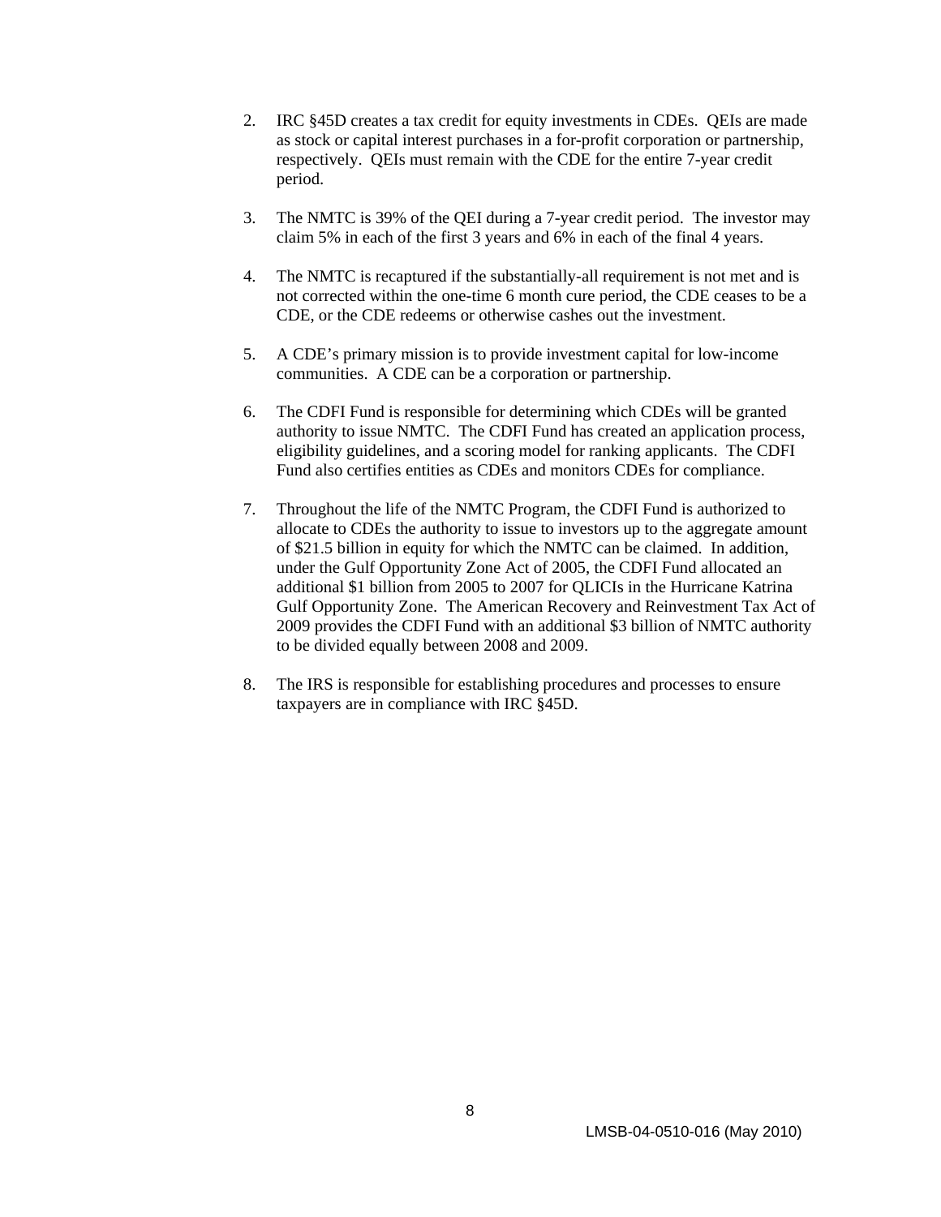2. IRC §45D creates a tax credit for equity investments in CDEs. QEIs are made as stock or capital interest purchases in a for-profit corporation or partnership, respectively. QEIs must remain with the CDE for the entire 7-year credit period.

3. The NMTC is 39% of the QEI during a 7-year credit period. The investor may claim 5% in each of the first 3 years and 6% in each of the final 4 years.

4. The NMTC is recaptured if the substantially-all requirement is not met and is not corrected within the one-time 6 month cure period, the CDE ceases to be a CDE, or the CDE redeems or otherwise cashes out the investment.

5. A CDE's primary mission is to provide investment capital for low-income communities. A CDE can be a corporation or partnership.

6. The CDFI Fund is responsible for determining which CDEs will be granted authority to issue NMTC. The CDFI Fund has created an application process, eligibility guidelines, and a scoring model for ranking applicants. The CDFI Fund also certifies entities as CDEs and monitors CDEs for compliance.

7. Throughout the life of the NMTC Program, the CDFI Fund is authorized to allocate to CDEs the authority to issue to investors up to the aggregate amount of $21.5 billion in equity for which the NMTC can be claimed. In addition, under the Gulf Opportunity Zone Act of 2005, the CDFI Fund allocated an additional $1 billion from 2005 to 2007 for QLICIs in the Hurricane Katrina Gulf Opportunity Zone. The American Recovery and Reinvestment Tax Act of 2009 provides the CDFI Fund with an additional $3 billion of NMTC authority to be divided equally between 2008 and 2009.

8. The IRS is responsible for establishing procedures and processes to ensure taxpayers are in compliance with IRC §45D.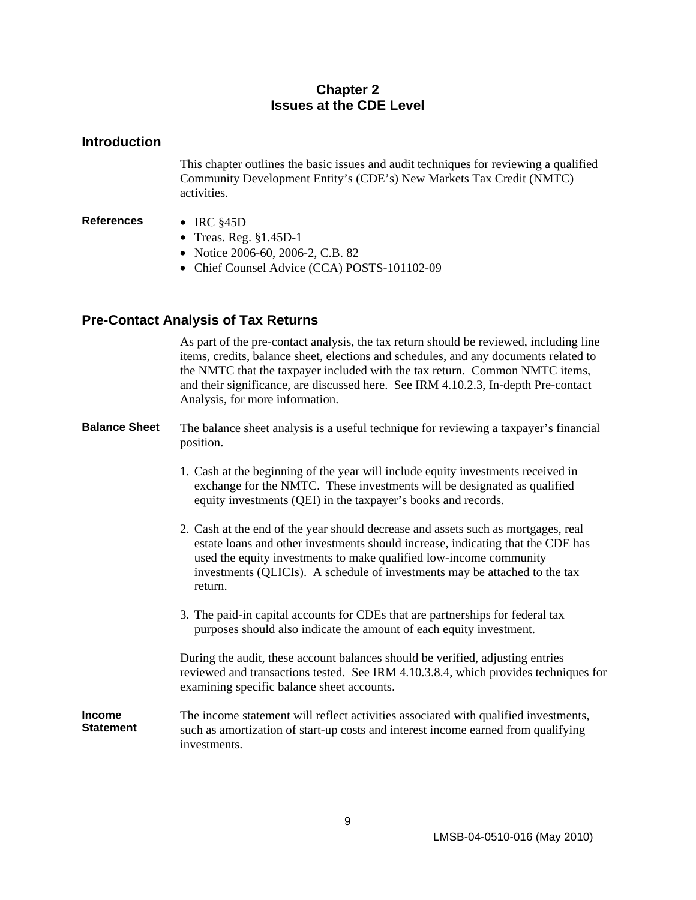# Chapter 2
# Issues at the CDE Level

## Introduction

This chapter outlines the basic issues and audit techniques for reviewing a qualified Community Development Entity's (CDE's) New Markets Tax Credit (NMTC) activities.

### References

- IRC §45D
- Treas. Reg. §1.45D-1
- Notice 2006-60, 2006-2, C.B. 82
- Chief Counsel Advice (CCA) POSTS-101102-09

## Pre-Contact Analysis of Tax Returns

As part of the pre-contact analysis, the tax return should be reviewed, including line items, credits, balance sheet, elections and schedules, and any documents related to the NMTC that the taxpayer included with the tax return. Common NMTC items, and their significance, are discussed here. See IRM 4.10.2.3, In-depth Pre-contact Analysis, for more information.

### Balance Sheet

The balance sheet analysis is a useful technique for reviewing a taxpayer's financial position.

1. Cash at the beginning of the year will include equity investments received in exchange for the NMTC. These investments will be designated as qualified equity investments (QEI) in the taxpayer's books and records.

2. Cash at the end of the year should decrease and assets such as mortgages, real estate loans and other investments should increase, indicating that the CDE has used the equity investments to make qualified low-income community investments (QLICIs). A schedule of investments may be attached to the tax return.

3. The paid-in capital accounts for CDEs that are partnerships for federal tax purposes should also indicate the amount of each equity investment.

During the audit, these account balances should be verified, adjusting entries reviewed and transactions tested. See IRM 4.10.3.8.4, which provides techniques for examining specific balance sheet accounts.

### Income Statement

The income statement will reflect activities associated with qualified investments, such as amortization of start-up costs and interest income earned from qualifying investments.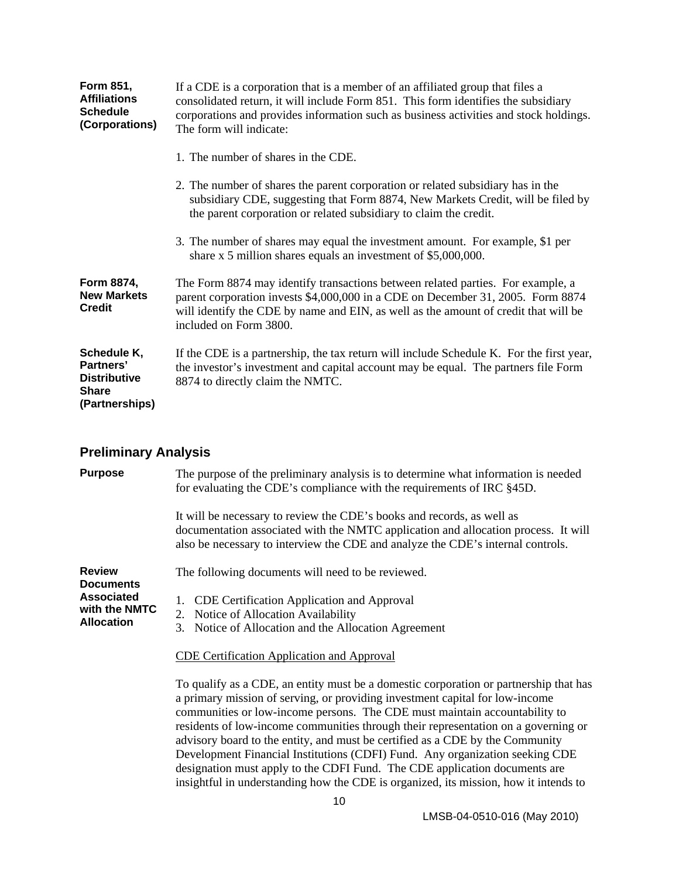**Form 851, Affiliations Schedule (Corporations)**

If a CDE is a corporation that is a member of an affiliated group that files a consolidated return, it will include Form 851. This form identifies the subsidiary corporations and provides information such as business activities and stock holdings. The form will indicate:

1. The number of shares in the CDE.

2. The number of shares the parent corporation or related subsidiary has in the subsidiary CDE, suggesting that Form 8874, New Markets Credit, will be filed by the parent corporation or related subsidiary to claim the credit.

3. The number of shares may equal the investment amount. For example, $1 per share x 5 million shares equals an investment of $5,000,000.

**Form 8874, New Markets Credit**

The Form 8874 may identify transactions between related parties. For example, a parent corporation invests $4,000,000 in a CDE on December 31, 2005. Form 8874 will identify the CDE by name and EIN, as well as the amount of credit that will be included on Form 3800.

**Schedule K, Partners' Distributive Share (Partnerships)**

If the CDE is a partnership, the tax return will include Schedule K. For the first year, the investor's investment and capital account may be equal. The partners file Form 8874 to directly claim the NMTC.

## Preliminary Analysis

**Purpose**

The purpose of the preliminary analysis is to determine what information is needed for evaluating the CDE's compliance with the requirements of IRC §45D.

It will be necessary to review the CDE's books and records, as well as documentation associated with the NMTC application and allocation process. It will also be necessary to interview the CDE and analyze the CDE's internal controls.

**Review Documents Associated with the NMTC Allocation**

The following documents will need to be reviewed.

1. CDE Certification Application and Approval
2. Notice of Allocation Availability
3. Notice of Allocation and the Allocation Agreement

CDE Certification Application and Approval

To qualify as a CDE, an entity must be a domestic corporation or partnership that has a primary mission of serving, or providing investment capital for low-income communities or low-income persons. The CDE must maintain accountability to residents of low-income communities through their representation on a governing or advisory board to the entity, and must be certified as a CDE by the Community Development Financial Institutions (CDFI) Fund. Any organization seeking CDE designation must apply to the CDFI Fund. The CDE application documents are insightful in understanding how the CDE is organized, its mission, how it intends to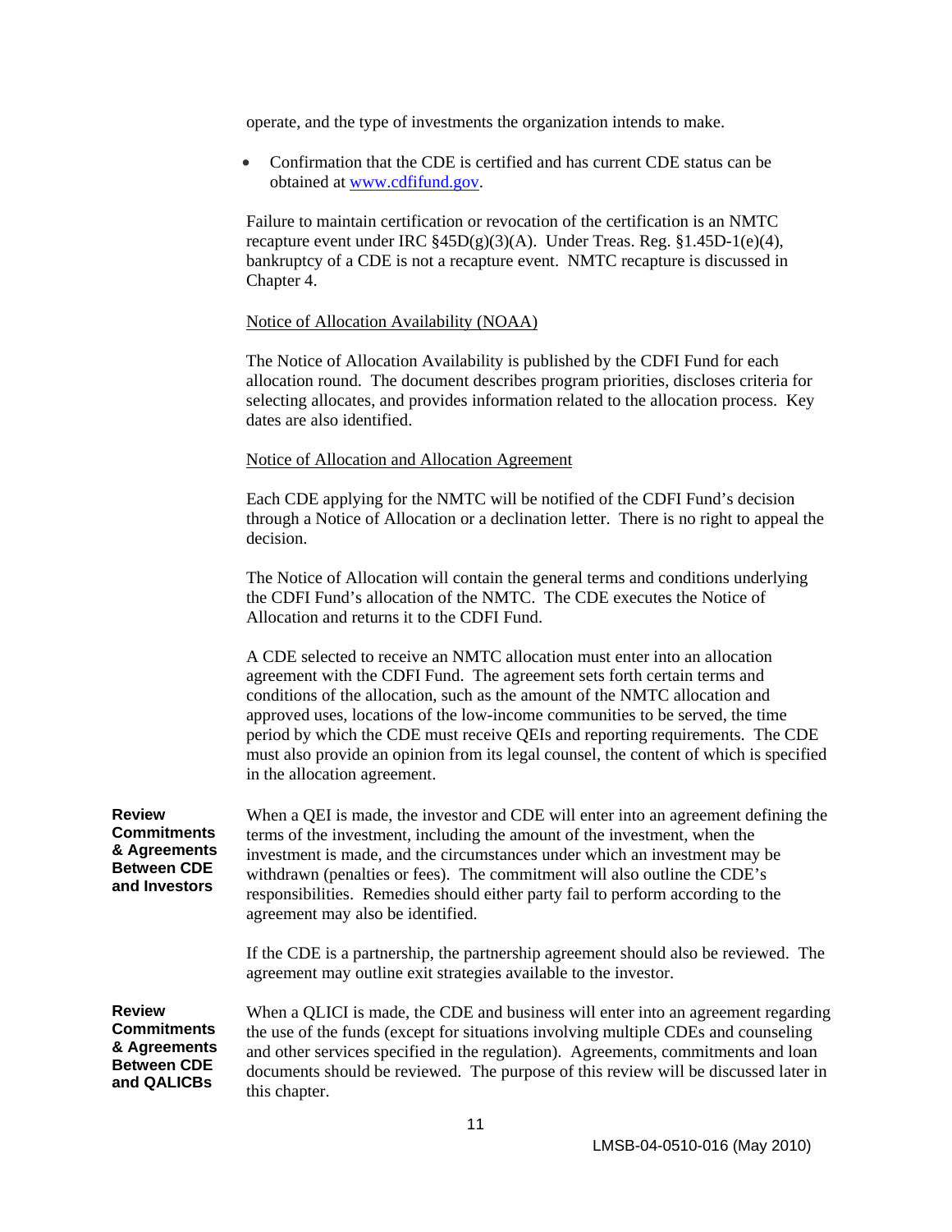operate, and the type of investments the organization intends to make.

- Confirmation that the CDE is certified and has current CDE status can be obtained at [www.cdfifund.gov](http://www.cdfifund.gov).

Failure to maintain certification or revocation of the certification is an NMTC recapture event under IRC §45D(g)(3)(A). Under Treas. Reg. §1.45D-1(e)(4), bankruptcy of a CDE is not a recapture event. NMTC recapture is discussed in Chapter 4.

Notice of Allocation Availability (NOAA)

The Notice of Allocation Availability is published by the CDFI Fund for each allocation round. The document describes program priorities, discloses criteria for selecting allocates, and provides information related to the allocation process. Key dates are also identified.

Notice of Allocation and Allocation Agreement

Each CDE applying for the NMTC will be notified of the CDFI Fund's decision through a Notice of Allocation or a declination letter. There is no right to appeal the decision.

The Notice of Allocation will contain the general terms and conditions underlying the CDFI Fund's allocation of the NMTC. The CDE executes the Notice of Allocation and returns it to the CDFI Fund.

A CDE selected to receive an NMTC allocation must enter into an allocation agreement with the CDFI Fund. The agreement sets forth certain terms and conditions of the allocation, such as the amount of the NMTC allocation and approved uses, locations of the low-income communities to be served, the time period by which the CDE must receive QEIs and reporting requirements. The CDE must also provide an opinion from its legal counsel, the content of which is specified in the allocation agreement.

**Review Commitments & Agreements Between CDE and Investors**

When a QEI is made, the investor and CDE will enter into an agreement defining the terms of the investment, including the amount of the investment, when the investment is made, and the circumstances under which an investment may be withdrawn (penalties or fees). The commitment will also outline the CDE's responsibilities. Remedies should either party fail to perform according to the agreement may also be identified.

If the CDE is a partnership, the partnership agreement should also be reviewed. The agreement may outline exit strategies available to the investor.

**Review Commitments & Agreements Between CDE and QALICBs**

When a QLICI is made, the CDE and business will enter into an agreement regarding the use of the funds (except for situations involving multiple CDEs and counseling and other services specified in the regulation). Agreements, commitments and loan documents should be reviewed. The purpose of this review will be discussed later in this chapter.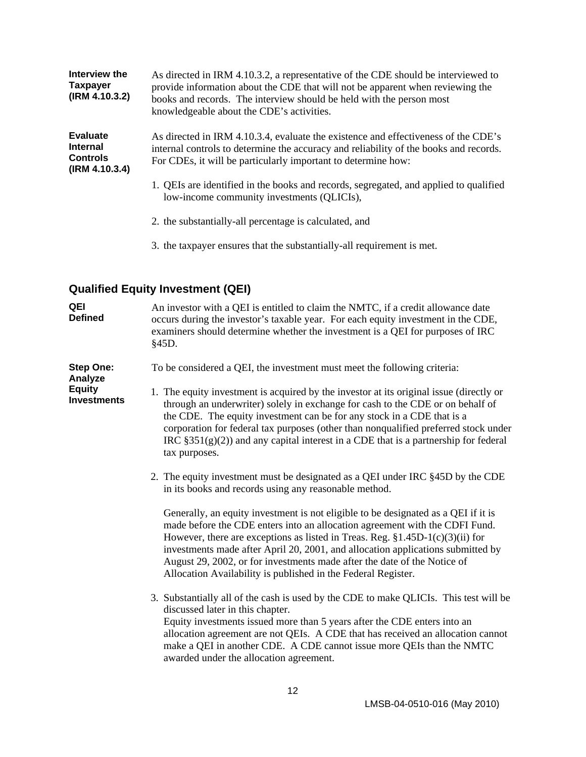**Interview the Taxpayer (IRM 4.10.3.2)**

As directed in IRM 4.10.3.2, a representative of the CDE should be interviewed to provide information about the CDE that will not be apparent when reviewing the books and records. The interview should be held with the person most knowledgeable about the CDE's activities.

**Evaluate Internal Controls (IRM 4.10.3.4)**

As directed in IRM 4.10.3.4, evaluate the existence and effectiveness of the CDE's internal controls to determine the accuracy and reliability of the books and records. For CDEs, it will be particularly important to determine how:

1. QEIs are identified in the books and records, segregated, and applied to qualified low-income community investments (QLICIs),

2. the substantially-all percentage is calculated, and

3. the taxpayer ensures that the substantially-all requirement is met.

## Qualified Equity Investment (QEI)

**QEI Defined**

An investor with a QEI is entitled to claim the NMTC, if a credit allowance date occurs during the investor's taxable year. For each equity investment in the CDE, examiners should determine whether the investment is a QEI for purposes of IRC §45D.

**Step One: Analyze Equity Investments**

To be considered a QEI, the investment must meet the following criteria:

1. The equity investment is acquired by the investor at its original issue (directly or through an underwriter) solely in exchange for cash to the CDE or on behalf of the CDE. The equity investment can be for any stock in a CDE that is a corporation for federal tax purposes (other than nonqualified preferred stock under IRC §351(g)(2)) and any capital interest in a CDE that is a partnership for federal tax purposes.

2. The equity investment must be designated as a QEI under IRC §45D by the CDE in its books and records using any reasonable method.

   Generally, an equity investment is not eligible to be designated as a QEI if it is made before the CDE enters into an allocation agreement with the CDFI Fund. However, there are exceptions as listed in Treas. Reg. §1.45D-1(c)(3)(ii) for investments made after April 20, 2001, and allocation applications submitted by August 29, 2002, or for investments made after the date of the Notice of Allocation Availability is published in the Federal Register.

3. Substantially all of the cash is used by the CDE to make QLICIs. This test will be discussed later in this chapter.
   Equity investments issued more than 5 years after the CDE enters into an allocation agreement are not QEIs. A CDE that has received an allocation cannot make a QEI in another CDE. A CDE cannot issue more QEIs than the NMTC awarded under the allocation agreement.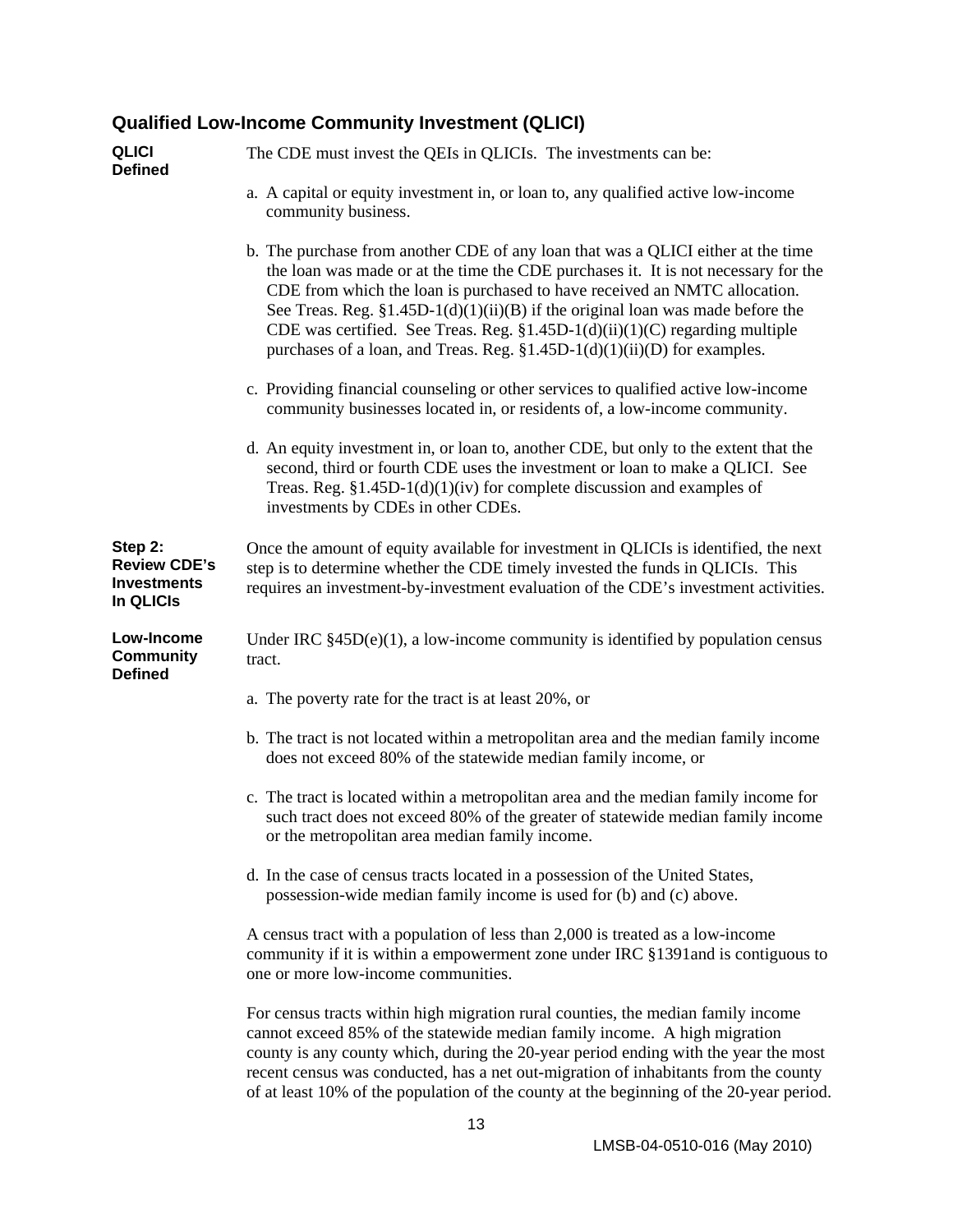## Qualified Low-Income Community Investment (QLICI)

**QLICI Defined**

The CDE must invest the QEIs in QLICIs. The investments can be:

a. A capital or equity investment in, or loan to, any qualified active low-income community business.

b. The purchase from another CDE of any loan that was a QLICI either at the time the loan was made or at the time the CDE purchases it. It is not necessary for the CDE from which the loan is purchased to have received an NMTC allocation. See Treas. Reg. §1.45D-1(d)(1)(ii)(B) if the original loan was made before the CDE was certified. See Treas. Reg. §1.45D-1(d)(ii)(1)(C) regarding multiple purchases of a loan, and Treas. Reg. §1.45D-1(d)(1)(ii)(D) for examples.

c. Providing financial counseling or other services to qualified active low-income community businesses located in, or residents of, a low-income community.

d. An equity investment in, or loan to, another CDE, but only to the extent that the second, third or fourth CDE uses the investment or loan to make a QLICI. See Treas. Reg. §1.45D-1(d)(1)(iv) for complete discussion and examples of investments by CDEs in other CDEs.

**Step 2: Review CDE's Investments In QLICIs**

Once the amount of equity available for investment in QLICIs is identified, the next step is to determine whether the CDE timely invested the funds in QLICIs. This requires an investment-by-investment evaluation of the CDE's investment activities.

**Low-Income Community Defined**

Under IRC §45D(e)(1), a low-income community is identified by population census tract.

a. The poverty rate for the tract is at least 20%, or

b. The tract is not located within a metropolitan area and the median family income does not exceed 80% of the statewide median family income, or

c. The tract is located within a metropolitan area and the median family income for such tract does not exceed 80% of the greater of statewide median family income or the metropolitan area median family income.

d. In the case of census tracts located in a possession of the United States, possession-wide median family income is used for (b) and (c) above.

A census tract with a population of less than 2,000 is treated as a low-income community if it is within a empowerment zone under IRC §1391and is contiguous to one or more low-income communities.

For census tracts within high migration rural counties, the median family income cannot exceed 85% of the statewide median family income. A high migration county is any county which, during the 20-year period ending with the year the most recent census was conducted, has a net out-migration of inhabitants from the county of at least 10% of the population of the county at the beginning of the 20-year period.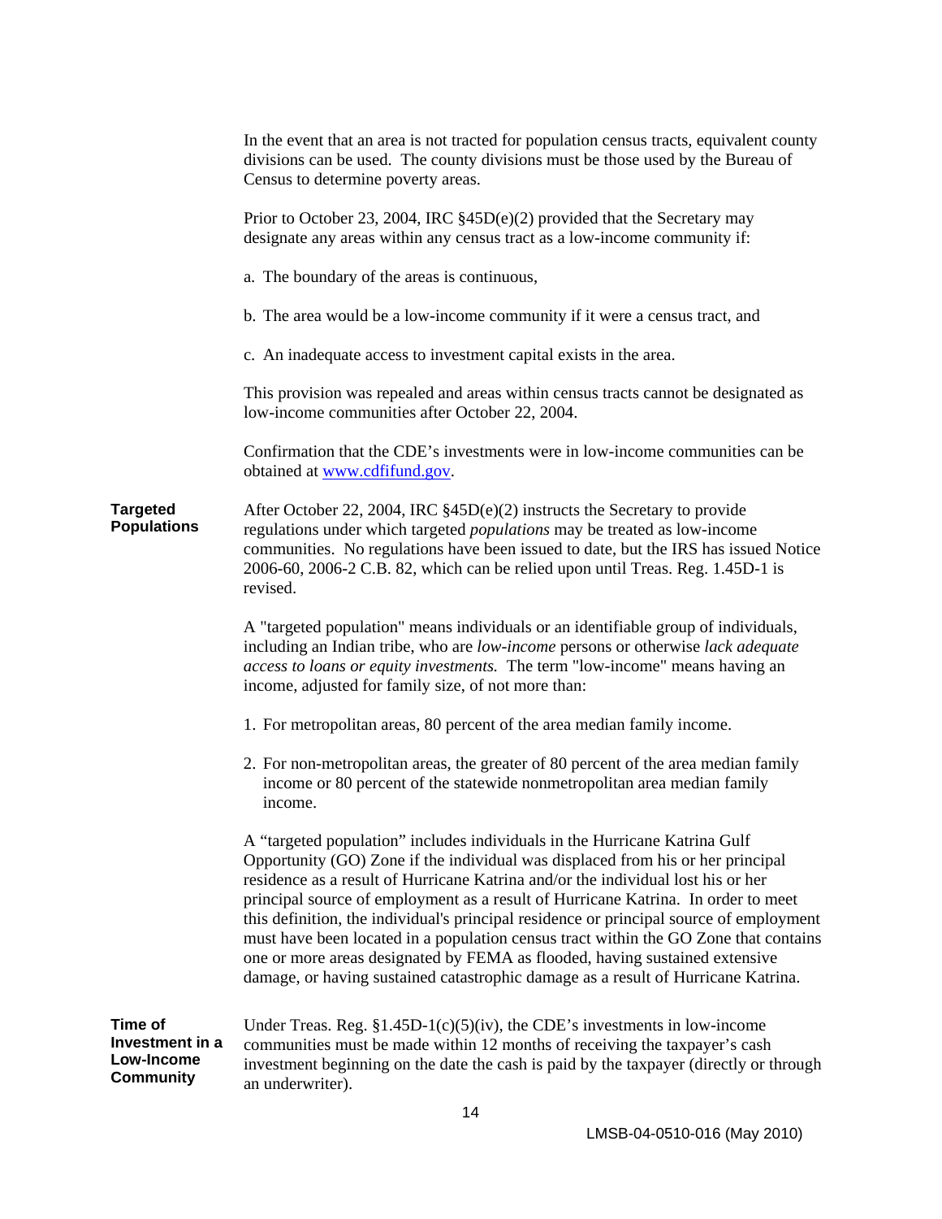In the event that an area is not tracted for population census tracts, equivalent county divisions can be used. The county divisions must be those used by the Bureau of Census to determine poverty areas.

Prior to October 23, 2004, IRC §45D(e)(2) provided that the Secretary may designate any areas within any census tract as a low-income community if:

a. The boundary of the areas is continuous,

b. The area would be a low-income community if it were a census tract, and

c. An inadequate access to investment capital exists in the area.

This provision was repealed and areas within census tracts cannot be designated as low-income communities after October 22, 2004.

Confirmation that the CDE's investments were in low-income communities can be obtained at [www.cdfifund.gov](http://www.cdfifund.gov).

**Targeted Populations**

After October 22, 2004, IRC §45D(e)(2) instructs the Secretary to provide regulations under which targeted *populations* may be treated as low-income communities. No regulations have been issued to date, but the IRS has issued Notice 2006-60, 2006-2 C.B. 82, which can be relied upon until Treas. Reg. 1.45D-1 is revised.

A "targeted population" means individuals or an identifiable group of individuals, including an Indian tribe, who are *low-income* persons or otherwise *lack adequate access to loans or equity investments.* The term "low-income" means having an income, adjusted for family size, of not more than:

1. For metropolitan areas, 80 percent of the area median family income.

2. For non-metropolitan areas, the greater of 80 percent of the area median family income or 80 percent of the statewide nonmetropolitan area median family income.

A "targeted population" includes individuals in the Hurricane Katrina Gulf Opportunity (GO) Zone if the individual was displaced from his or her principal residence as a result of Hurricane Katrina and/or the individual lost his or her principal source of employment as a result of Hurricane Katrina. In order to meet this definition, the individual's principal residence or principal source of employment must have been located in a population census tract within the GO Zone that contains one or more areas designated by FEMA as flooded, having sustained extensive damage, or having sustained catastrophic damage as a result of Hurricane Katrina.

**Time of Investment in a Low-Income Community**

Under Treas. Reg. §1.45D-1(c)(5)(iv), the CDE's investments in low-income communities must be made within 12 months of receiving the taxpayer's cash investment beginning on the date the cash is paid by the taxpayer (directly or through an underwriter).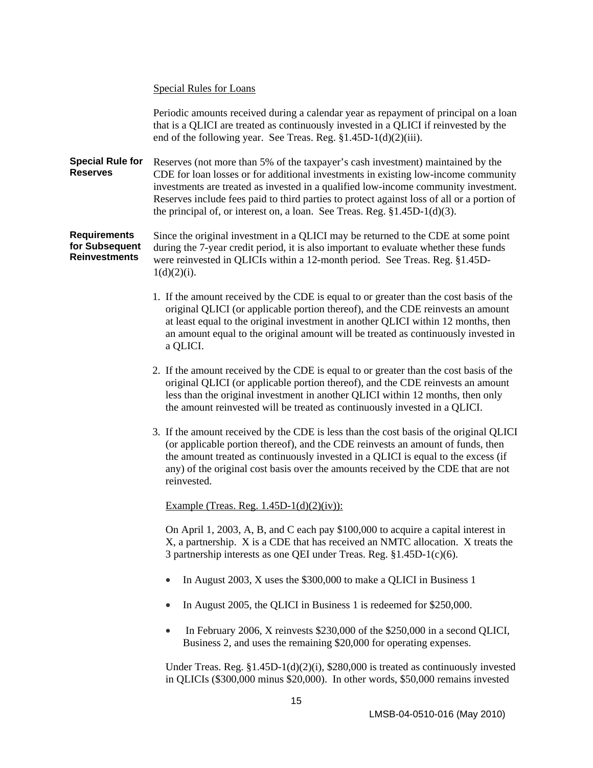Special Rules for Loans

Periodic amounts received during a calendar year as repayment of principal on a loan that is a QLICI are treated as continuously invested in a QLICI if reinvested by the end of the following year. See Treas. Reg. §1.45D-1(d)(2)(iii).

**Special Rule for Reserves**

Reserves (not more than 5% of the taxpayer's cash investment) maintained by the CDE for loan losses or for additional investments in existing low-income community investments are treated as invested in a qualified low-income community investment. Reserves include fees paid to third parties to protect against loss of all or a portion of the principal of, or interest on, a loan. See Treas. Reg. §1.45D-1(d)(3).

**Requirements for Subsequent Reinvestments**

Since the original investment in a QLICI may be returned to the CDE at some point during the 7-year credit period, it is also important to evaluate whether these funds were reinvested in QLICIs within a 12-month period. See Treas. Reg. §1.45D-1(d)(2)(i).

1. If the amount received by the CDE is equal to or greater than the cost basis of the original QLICI (or applicable portion thereof), and the CDE reinvests an amount at least equal to the original investment in another QLICI within 12 months, then an amount equal to the original amount will be treated as continuously invested in a QLICI.

2. If the amount received by the CDE is equal to or greater than the cost basis of the original QLICI (or applicable portion thereof), and the CDE reinvests an amount less than the original investment in another QLICI within 12 months, then only the amount reinvested will be treated as continuously invested in a QLICI.

3. If the amount received by the CDE is less than the cost basis of the original QLICI (or applicable portion thereof), and the CDE reinvests an amount of funds, then the amount treated as continuously invested in a QLICI is equal to the excess (if any) of the original cost basis over the amounts received by the CDE that are not reinvested.

Example (Treas. Reg. 1.45D-1(d)(2)(iv)):

On April 1, 2003, A, B, and C each pay $100,000 to acquire a capital interest in X, a partnership. X is a CDE that has received an NMTC allocation. X treats the 3 partnership interests as one QEI under Treas. Reg. §1.45D-1(c)(6).

- In August 2003, X uses the $300,000 to make a QLICI in Business 1
- In August 2005, the QLICI in Business 1 is redeemed for $250,000.
- In February 2006, X reinvests $230,000 of the $250,000 in a second QLICI, Business 2, and uses the remaining $20,000 for operating expenses.

Under Treas. Reg. §1.45D-1(d)(2)(i), $280,000 is treated as continuously invested in QLICIs ($300,000 minus $20,000). In other words, $50,000 remains invested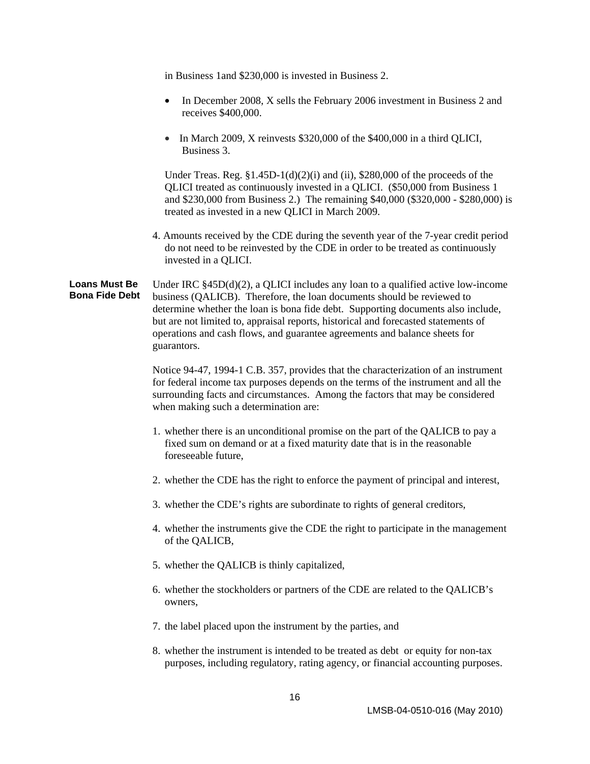in Business 1and $230,000 is invested in Business 2.

- In December 2008, X sells the February 2006 investment in Business 2 and receives $400,000.
- In March 2009, X reinvests $320,000 of the $400,000 in a third QLICI, Business 3.

Under Treas. Reg. §1.45D-1(d)(2)(i) and (ii), $280,000 of the proceeds of the QLICI treated as continuously invested in a QLICI. ($50,000 from Business 1 and $230,000 from Business 2.) The remaining $40,000 ($320,000 - $280,000) is treated as invested in a new QLICI in March 2009.

4. Amounts received by the CDE during the seventh year of the 7-year credit period do not need to be reinvested by the CDE in order to be treated as continuously invested in a QLICI.

**Loans Must Be Bona Fide Debt**

Under IRC §45D(d)(2), a QLICI includes any loan to a qualified active low-income business (QALICB). Therefore, the loan documents should be reviewed to determine whether the loan is bona fide debt. Supporting documents also include, but are not limited to, appraisal reports, historical and forecasted statements of operations and cash flows, and guarantee agreements and balance sheets for guarantors.

Notice 94-47, 1994-1 C.B. 357, provides that the characterization of an instrument for federal income tax purposes depends on the terms of the instrument and all the surrounding facts and circumstances. Among the factors that may be considered when making such a determination are:

1. whether there is an unconditional promise on the part of the QALICB to pay a fixed sum on demand or at a fixed maturity date that is in the reasonable foreseeable future,
2. whether the CDE has the right to enforce the payment of principal and interest,
3. whether the CDE's rights are subordinate to rights of general creditors,
4. whether the instruments give the CDE the right to participate in the management of the QALICB,
5. whether the QALICB is thinly capitalized,
6. whether the stockholders or partners of the CDE are related to the QALICB's owners,
7. the label placed upon the instrument by the parties, and
8. whether the instrument is intended to be treated as debt or equity for non-tax purposes, including regulatory, rating agency, or financial accounting purposes.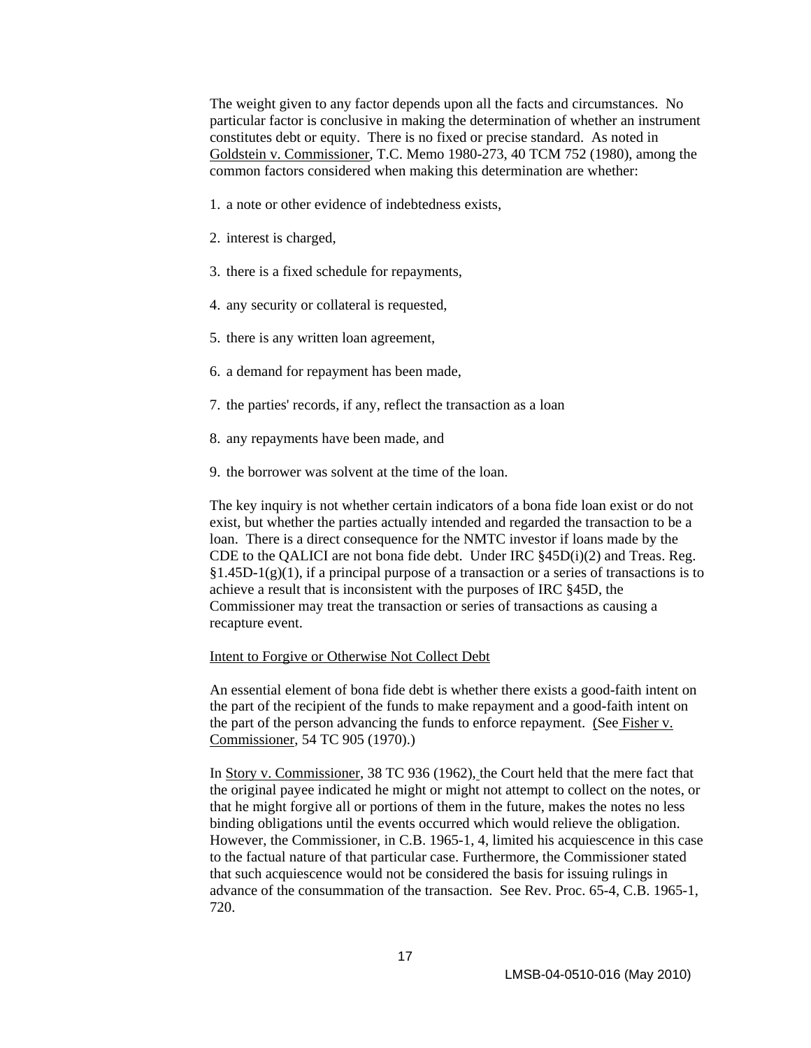The weight given to any factor depends upon all the facts and circumstances. No particular factor is conclusive in making the determination of whether an instrument constitutes debt or equity. There is no fixed or precise standard. As noted in Goldstein v. Commissioner, T.C. Memo 1980-273, 40 TCM 752 (1980), among the common factors considered when making this determination are whether:

1. a note or other evidence of indebtedness exists,
2. interest is charged,
3. there is a fixed schedule for repayments,
4. any security or collateral is requested,
5. there is any written loan agreement,
6. a demand for repayment has been made,
7. the parties' records, if any, reflect the transaction as a loan
8. any repayments have been made, and
9. the borrower was solvent at the time of the loan.

The key inquiry is not whether certain indicators of a bona fide loan exist or do not exist, but whether the parties actually intended and regarded the transaction to be a loan. There is a direct consequence for the NMTC investor if loans made by the CDE to the QALICI are not bona fide debt. Under IRC §45D(i)(2) and Treas. Reg. §1.45D-1(g)(1), if a principal purpose of a transaction or a series of transactions is to achieve a result that is inconsistent with the purposes of IRC §45D, the Commissioner may treat the transaction or series of transactions as causing a recapture event.

Intent to Forgive or Otherwise Not Collect Debt

An essential element of bona fide debt is whether there exists a good-faith intent on the part of the recipient of the funds to make repayment and a good-faith intent on the part of the person advancing the funds to enforce repayment. (See Fisher v. Commissioner, 54 TC 905 (1970).)

In Story v. Commissioner, 38 TC 936 (1962), the Court held that the mere fact that the original payee indicated he might or might not attempt to collect on the notes, or that he might forgive all or portions of them in the future, makes the notes no less binding obligations until the events occurred which would relieve the obligation. However, the Commissioner, in C.B. 1965-1, 4, limited his acquiescence in this case to the factual nature of that particular case. Furthermore, the Commissioner stated that such acquiescence would not be considered the basis for issuing rulings in advance of the consummation of the transaction. See Rev. Proc. 65-4, C.B. 1965-1, 720.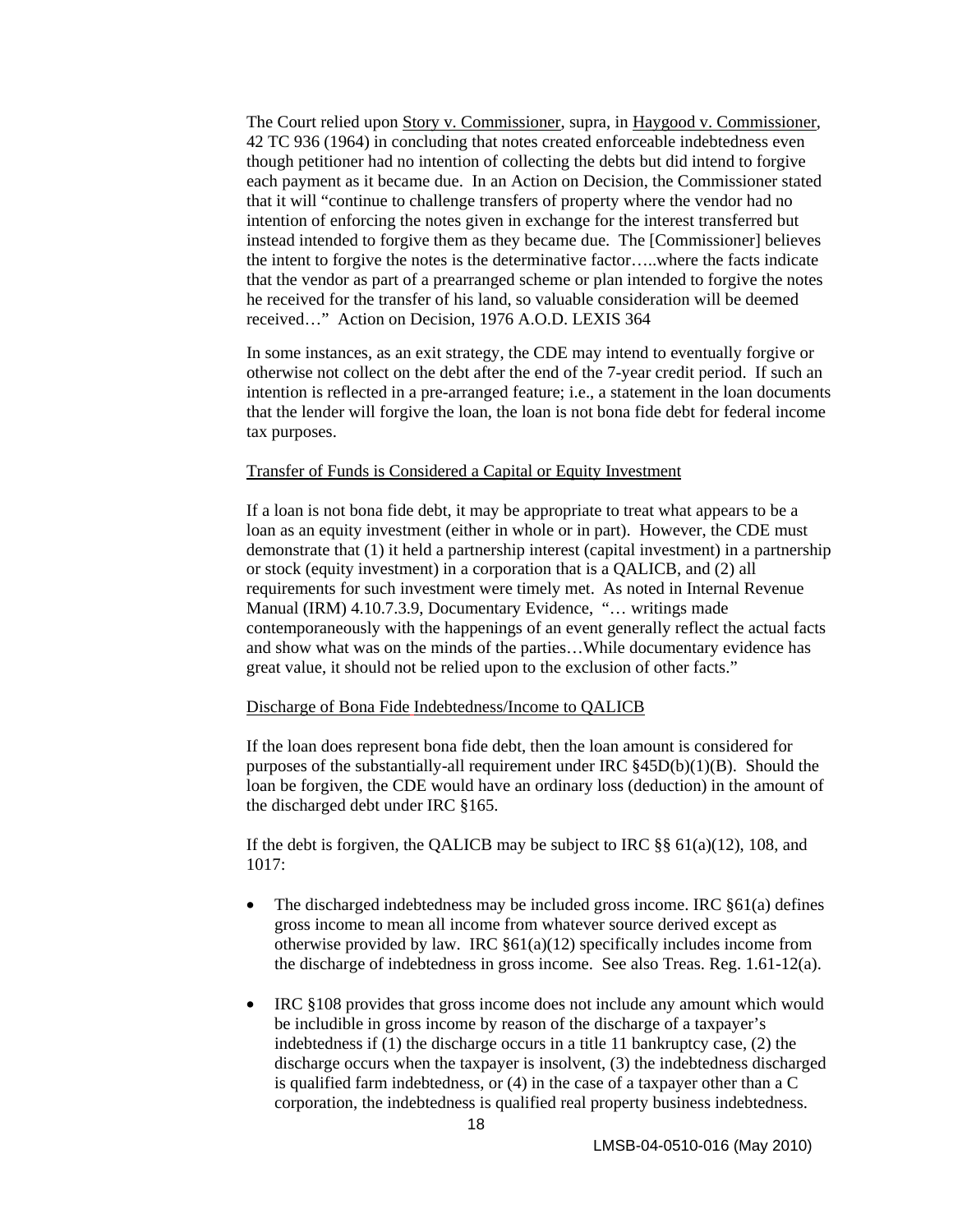The Court relied upon Story v. Commissioner, supra, in Haygood v. Commissioner, 42 TC 936 (1964) in concluding that notes created enforceable indebtedness even though petitioner had no intention of collecting the debts but did intend to forgive each payment as it became due. In an Action on Decision, the Commissioner stated that it will "continue to challenge transfers of property where the vendor had no intention of enforcing the notes given in exchange for the interest transferred but instead intended to forgive them as they became due. The [Commissioner] believes the intent to forgive the notes is the determinative factor…..where the facts indicate that the vendor as part of a prearranged scheme or plan intended to forgive the notes he received for the transfer of his land, so valuable consideration will be deemed received…" Action on Decision, 1976 A.O.D. LEXIS 364

In some instances, as an exit strategy, the CDE may intend to eventually forgive or otherwise not collect on the debt after the end of the 7-year credit period. If such an intention is reflected in a pre-arranged feature; i.e., a statement in the loan documents that the lender will forgive the loan, the loan is not bona fide debt for federal income tax purposes.

Transfer of Funds is Considered a Capital or Equity Investment

If a loan is not bona fide debt, it may be appropriate to treat what appears to be a loan as an equity investment (either in whole or in part). However, the CDE must demonstrate that (1) it held a partnership interest (capital investment) in a partnership or stock (equity investment) in a corporation that is a QALICB, and (2) all requirements for such investment were timely met. As noted in Internal Revenue Manual (IRM) 4.10.7.3.9, Documentary Evidence, "… writings made contemporaneously with the happenings of an event generally reflect the actual facts and show what was on the minds of the parties…While documentary evidence has great value, it should not be relied upon to the exclusion of other facts."

Discharge of Bona Fide Indebtedness/Income to QALICB

If the loan does represent bona fide debt, then the loan amount is considered for purposes of the substantially-all requirement under IRC §45D(b)(1)(B). Should the loan be forgiven, the CDE would have an ordinary loss (deduction) in the amount of the discharged debt under IRC §165.

If the debt is forgiven, the QALICB may be subject to IRC §§ 61(a)(12), 108, and 1017:

- The discharged indebtedness may be included gross income. IRC §61(a) defines gross income to mean all income from whatever source derived except as otherwise provided by law. IRC §61(a)(12) specifically includes income from the discharge of indebtedness in gross income. See also Treas. Reg. 1.61-12(a).

- IRC §108 provides that gross income does not include any amount which would be includible in gross income by reason of the discharge of a taxpayer's indebtedness if (1) the discharge occurs in a title 11 bankruptcy case, (2) the discharge occurs when the taxpayer is insolvent, (3) the indebtedness discharged is qualified farm indebtedness, or (4) in the case of a taxpayer other than a C corporation, the indebtedness is qualified real property business indebtedness.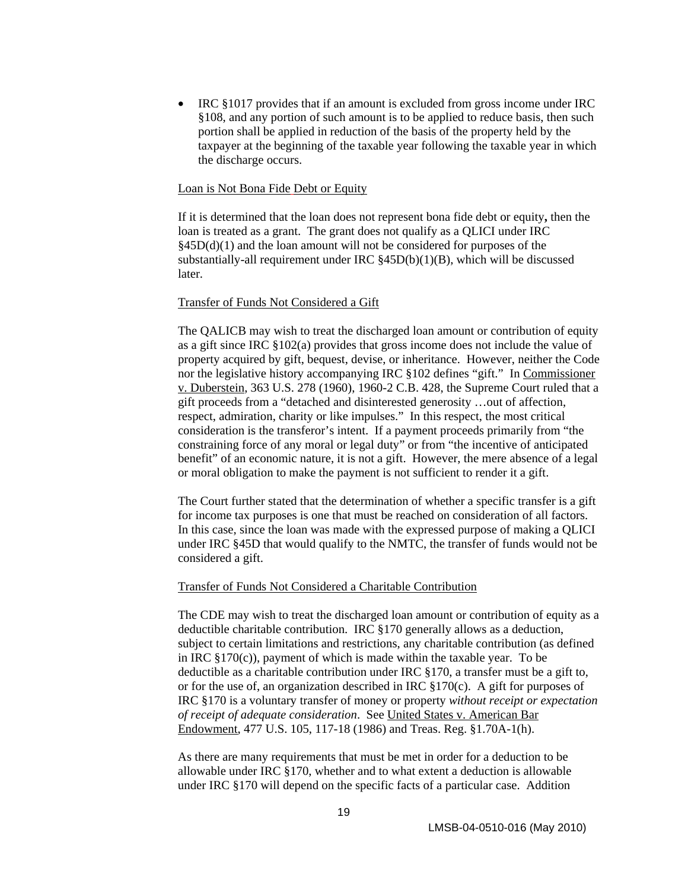- IRC §1017 provides that if an amount is excluded from gross income under IRC §108, and any portion of such amount is to be applied to reduce basis, then such portion shall be applied in reduction of the basis of the property held by the taxpayer at the beginning of the taxable year following the taxable year in which the discharge occurs.

<u>Loan is Not Bona Fide Debt or Equity</u>

If it is determined that the loan does not represent bona fide debt or equity**,** then the loan is treated as a grant. The grant does not qualify as a QLICI under IRC §45D(d)(1) and the loan amount will not be considered for purposes of the substantially-all requirement under IRC §45D(b)(1)(B), which will be discussed later.

<u>Transfer of Funds Not Considered a Gift</u>

The QALICB may wish to treat the discharged loan amount or contribution of equity as a gift since IRC §102(a) provides that gross income does not include the value of property acquired by gift, bequest, devise, or inheritance. However, neither the Code nor the legislative history accompanying IRC §102 defines "gift." In <u>Commissioner v. Duberstein</u>, 363 U.S. 278 (1960), 1960-2 C.B. 428, the Supreme Court ruled that a gift proceeds from a "detached and disinterested generosity …out of affection, respect, admiration, charity or like impulses." In this respect, the most critical consideration is the transferor's intent. If a payment proceeds primarily from "the constraining force of any moral or legal duty" or from "the incentive of anticipated benefit" of an economic nature, it is not a gift. However, the mere absence of a legal or moral obligation to make the payment is not sufficient to render it a gift.

The Court further stated that the determination of whether a specific transfer is a gift for income tax purposes is one that must be reached on consideration of all factors. In this case, since the loan was made with the expressed purpose of making a QLICI under IRC §45D that would qualify to the NMTC, the transfer of funds would not be considered a gift.

<u>Transfer of Funds Not Considered a Charitable Contribution</u>

The CDE may wish to treat the discharged loan amount or contribution of equity as a deductible charitable contribution. IRC §170 generally allows as a deduction, subject to certain limitations and restrictions, any charitable contribution (as defined in IRC §170(c)), payment of which is made within the taxable year. To be deductible as a charitable contribution under IRC §170, a transfer must be a gift to, or for the use of, an organization described in IRC §170(c). A gift for purposes of IRC §170 is a voluntary transfer of money or property *without receipt or expectation of receipt of adequate consideration*. See <u>United States v. American Bar Endowment</u>, 477 U.S. 105, 117-18 (1986) and Treas. Reg. §1.70A-1(h).

As there are many requirements that must be met in order for a deduction to be allowable under IRC §170, whether and to what extent a deduction is allowable under IRC §170 will depend on the specific facts of a particular case. Addition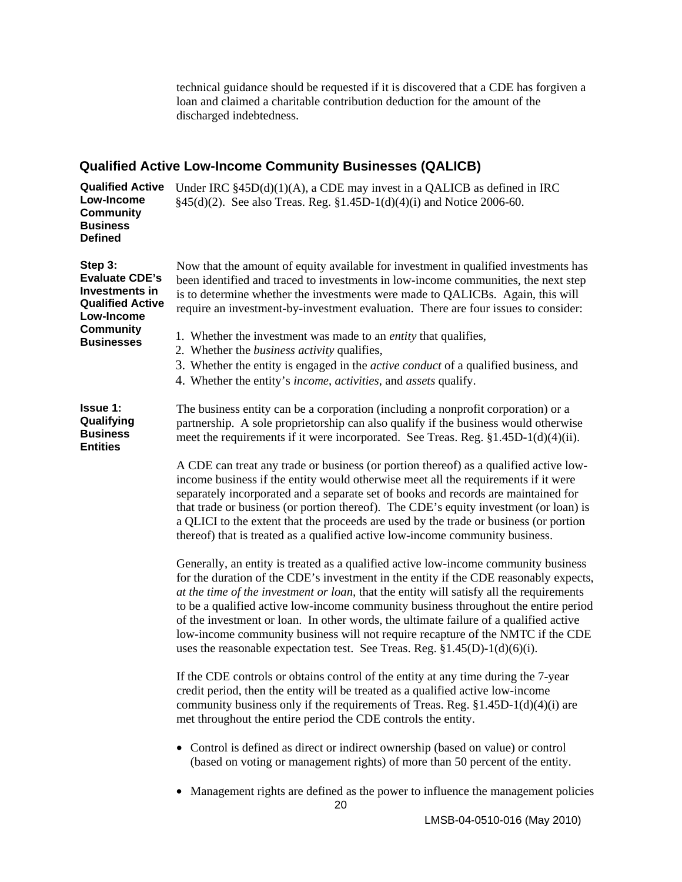technical guidance should be requested if it is discovered that a CDE has forgiven a loan and claimed a charitable contribution deduction for the amount of the discharged indebtedness.

## Qualified Active Low-Income Community Businesses (QALICB)

**Qualified Active Low-Income Community Business Defined**

Under IRC §45D(d)(1)(A), a CDE may invest in a QALICB as defined in IRC §45(d)(2). See also Treas. Reg. §1.45D-1(d)(4)(i) and Notice 2006-60.

**Step 3: Evaluate CDE's Investments in Qualified Active Low-Income Community Businesses**

Now that the amount of equity available for investment in qualified investments has been identified and traced to investments in low-income communities, the next step is to determine whether the investments were made to QALICBs. Again, this will require an investment-by-investment evaluation. There are four issues to consider:

1. Whether the investment was made to an *entity* that qualifies,
2. Whether the *business activity* qualifies,
3. Whether the entity is engaged in the *active conduct* of a qualified business, and
4. Whether the entity's *income*, *activities*, and *assets* qualify.

**Issue 1: Qualifying Business Entities**

The business entity can be a corporation (including a nonprofit corporation) or a partnership. A sole proprietorship can also qualify if the business would otherwise meet the requirements if it were incorporated. See Treas. Reg. §1.45D-1(d)(4)(ii).

A CDE can treat any trade or business (or portion thereof) as a qualified active low-income business if the entity would otherwise meet all the requirements if it were separately incorporated and a separate set of books and records are maintained for that trade or business (or portion thereof). The CDE's equity investment (or loan) is a QLICI to the extent that the proceeds are used by the trade or business (or portion thereof) that is treated as a qualified active low-income community business.

Generally, an entity is treated as a qualified active low-income community business for the duration of the CDE's investment in the entity if the CDE reasonably expects, *at the time of the investment or loan,* that the entity will satisfy all the requirements to be a qualified active low-income community business throughout the entire period of the investment or loan. In other words, the ultimate failure of a qualified active low-income community business will not require recapture of the NMTC if the CDE uses the reasonable expectation test. See Treas. Reg. §1.45(D)-1(d)(6)(i).

If the CDE controls or obtains control of the entity at any time during the 7-year credit period, then the entity will be treated as a qualified active low-income community business only if the requirements of Treas. Reg. §1.45D-1(d)(4)(i) are met throughout the entire period the CDE controls the entity.

- Control is defined as direct or indirect ownership (based on value) or control (based on voting or management rights) of more than 50 percent of the entity.
- Management rights are defined as the power to influence the management policies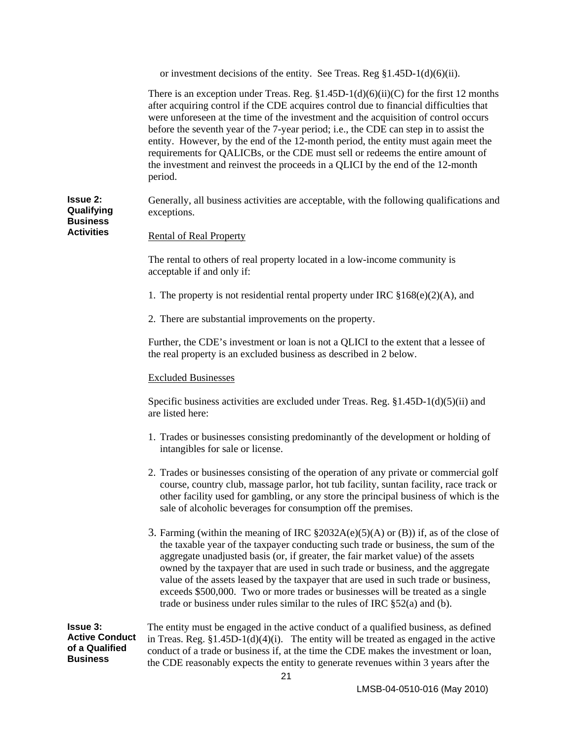or investment decisions of the entity. See Treas. Reg §1.45D-1(d)(6)(ii).

There is an exception under Treas. Reg. §1.45D-1(d)(6)(ii)(C) for the first 12 months after acquiring control if the CDE acquires control due to financial difficulties that were unforeseen at the time of the investment and the acquisition of control occurs before the seventh year of the 7-year period; i.e., the CDE can step in to assist the entity. However, by the end of the 12-month period, the entity must again meet the requirements for QALICBs, or the CDE must sell or redeems the entire amount of the investment and reinvest the proceeds in a QLICI by the end of the 12-month period.

**Issue 2: Qualifying Business Activities**

Generally, all business activities are acceptable, with the following qualifications and exceptions.

Rental of Real Property

The rental to others of real property located in a low-income community is acceptable if and only if:

1. The property is not residential rental property under IRC §168(e)(2)(A), and

2. There are substantial improvements on the property.

Further, the CDE's investment or loan is not a QLICI to the extent that a lessee of the real property is an excluded business as described in 2 below.

Excluded Businesses

Specific business activities are excluded under Treas. Reg. §1.45D-1(d)(5)(ii) and are listed here:

1. Trades or businesses consisting predominantly of the development or holding of intangibles for sale or license.

2. Trades or businesses consisting of the operation of any private or commercial golf course, country club, massage parlor, hot tub facility, suntan facility, race track or other facility used for gambling, or any store the principal business of which is the sale of alcoholic beverages for consumption off the premises.

3. Farming (within the meaning of IRC §2032A(e)(5)(A) or (B)) if, as of the close of the taxable year of the taxpayer conducting such trade or business, the sum of the aggregate unadjusted basis (or, if greater, the fair market value) of the assets owned by the taxpayer that are used in such trade or business, and the aggregate value of the assets leased by the taxpayer that are used in such trade or business, exceeds $500,000. Two or more trades or businesses will be treated as a single trade or business under rules similar to the rules of IRC §52(a) and (b).

**Issue 3: Active Conduct of a Qualified Business**

The entity must be engaged in the active conduct of a qualified business, as defined in Treas. Reg. §1.45D-1(d)(4)(i). The entity will be treated as engaged in the active conduct of a trade or business if, at the time the CDE makes the investment or loan, the CDE reasonably expects the entity to generate revenues within 3 years after the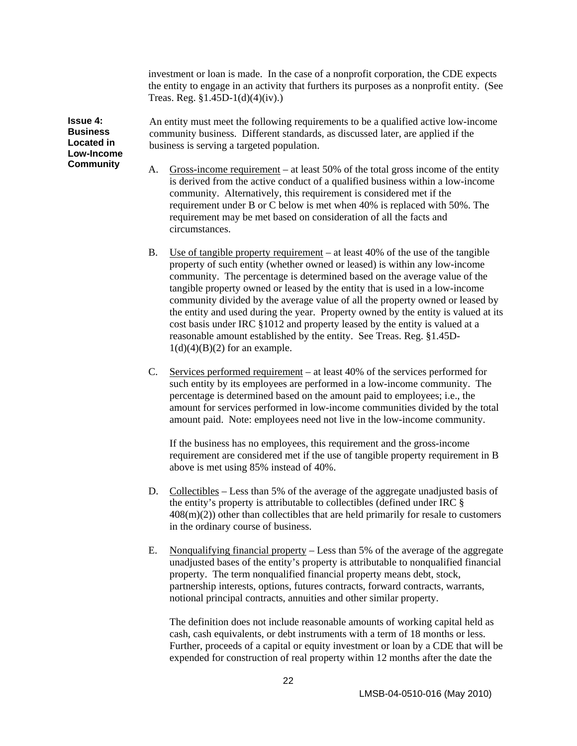investment or loan is made. In the case of a nonprofit corporation, the CDE expects the entity to engage in an activity that furthers its purposes as a nonprofit entity. (See Treas. Reg. §1.45D-1(d)(4)(iv).)

**Issue 4: Business Located in Low-Income Community**

An entity must meet the following requirements to be a qualified active low-income community business. Different standards, as discussed later, are applied if the business is serving a targeted population.

A. Gross-income requirement – at least 50% of the total gross income of the entity is derived from the active conduct of a qualified business within a low-income community. Alternatively, this requirement is considered met if the requirement under B or C below is met when 40% is replaced with 50%. The requirement may be met based on consideration of all the facts and circumstances.

B. Use of tangible property requirement – at least 40% of the use of the tangible property of such entity (whether owned or leased) is within any low-income community. The percentage is determined based on the average value of the tangible property owned or leased by the entity that is used in a low-income community divided by the average value of all the property owned or leased by the entity and used during the year. Property owned by the entity is valued at its cost basis under IRC §1012 and property leased by the entity is valued at a reasonable amount established by the entity. See Treas. Reg. §1.45D-1(d)(4)(B)(2) for an example.

C. Services performed requirement – at least 40% of the services performed for such entity by its employees are performed in a low-income community. The percentage is determined based on the amount paid to employees; i.e., the amount for services performed in low-income communities divided by the total amount paid. Note: employees need not live in the low-income community.

   If the business has no employees, this requirement and the gross-income requirement are considered met if the use of tangible property requirement in B above is met using 85% instead of 40%.

D. Collectibles – Less than 5% of the average of the aggregate unadjusted basis of the entity's property is attributable to collectibles (defined under IRC § 408(m)(2)) other than collectibles that are held primarily for resale to customers in the ordinary course of business.

E. Nonqualifying financial property – Less than 5% of the average of the aggregate unadjusted bases of the entity's property is attributable to nonqualified financial property. The term nonqualified financial property means debt, stock, partnership interests, options, futures contracts, forward contracts, warrants, notional principal contracts, annuities and other similar property.

   The definition does not include reasonable amounts of working capital held as cash, cash equivalents, or debt instruments with a term of 18 months or less. Further, proceeds of a capital or equity investment or loan by a CDE that will be expended for construction of real property within 12 months after the date the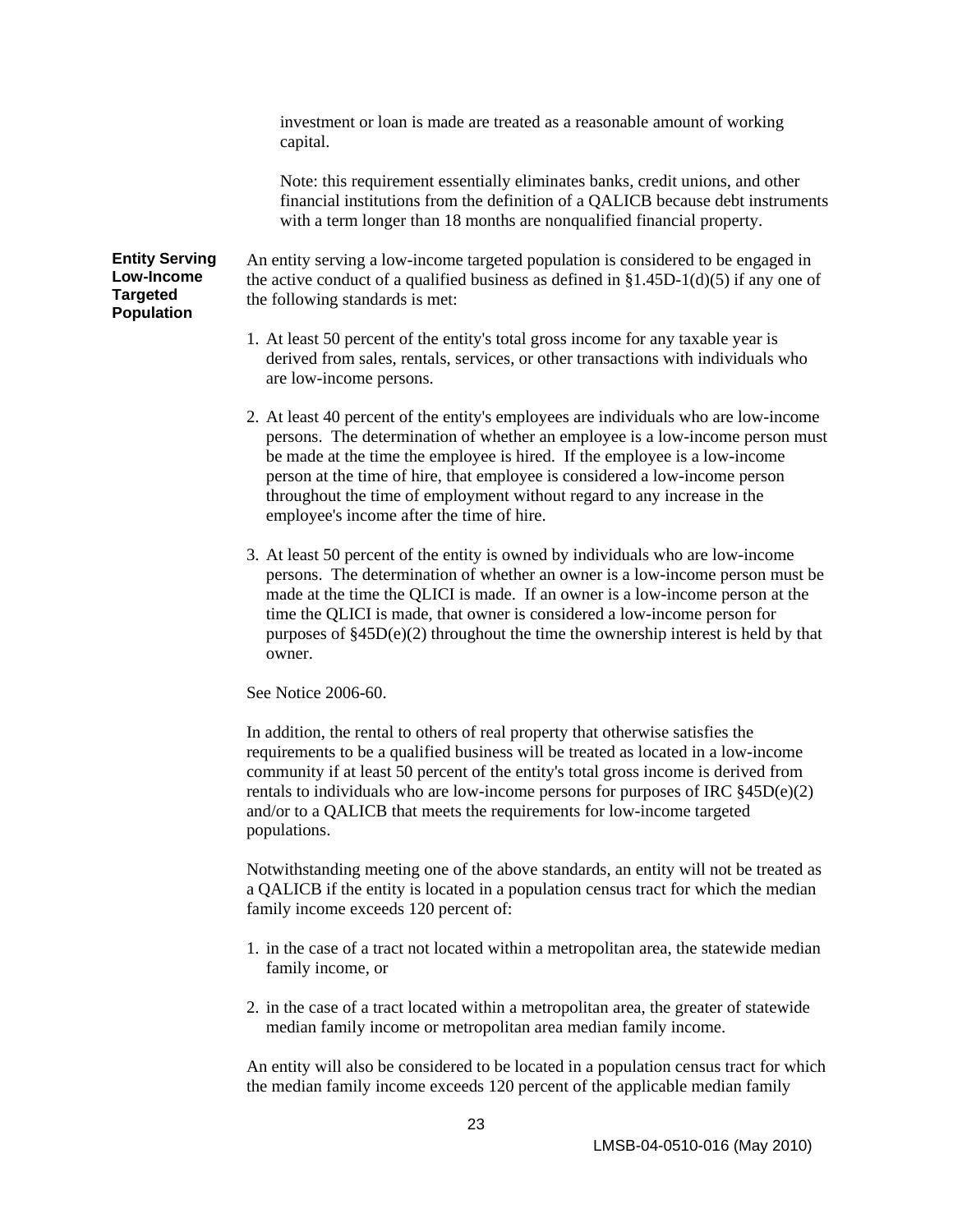investment or loan is made are treated as a reasonable amount of working capital.

Note: this requirement essentially eliminates banks, credit unions, and other financial institutions from the definition of a QALICB because debt instruments with a term longer than 18 months are nonqualified financial property.

**Entity Serving Low-Income Targeted Population**

An entity serving a low-income targeted population is considered to be engaged in the active conduct of a qualified business as defined in §1.45D-1(d)(5) if any one of the following standards is met:

1. At least 50 percent of the entity's total gross income for any taxable year is derived from sales, rentals, services, or other transactions with individuals who are low-income persons.

2. At least 40 percent of the entity's employees are individuals who are low-income persons. The determination of whether an employee is a low-income person must be made at the time the employee is hired. If the employee is a low-income person at the time of hire, that employee is considered a low-income person throughout the time of employment without regard to any increase in the employee's income after the time of hire.

3. At least 50 percent of the entity is owned by individuals who are low-income persons. The determination of whether an owner is a low-income person must be made at the time the QLICI is made. If an owner is a low-income person at the time the QLICI is made, that owner is considered a low-income person for purposes of §45D(e)(2) throughout the time the ownership interest is held by that owner.

See Notice 2006-60.

In addition, the rental to others of real property that otherwise satisfies the requirements to be a qualified business will be treated as located in a low-income community if at least 50 percent of the entity's total gross income is derived from rentals to individuals who are low-income persons for purposes of IRC §45D(e)(2) and/or to a QALICB that meets the requirements for low-income targeted populations.

Notwithstanding meeting one of the above standards, an entity will not be treated as a QALICB if the entity is located in a population census tract for which the median family income exceeds 120 percent of:

1. in the case of a tract not located within a metropolitan area, the statewide median family income, or

2. in the case of a tract located within a metropolitan area, the greater of statewide median family income or metropolitan area median family income.

An entity will also be considered to be located in a population census tract for which the median family income exceeds 120 percent of the applicable median family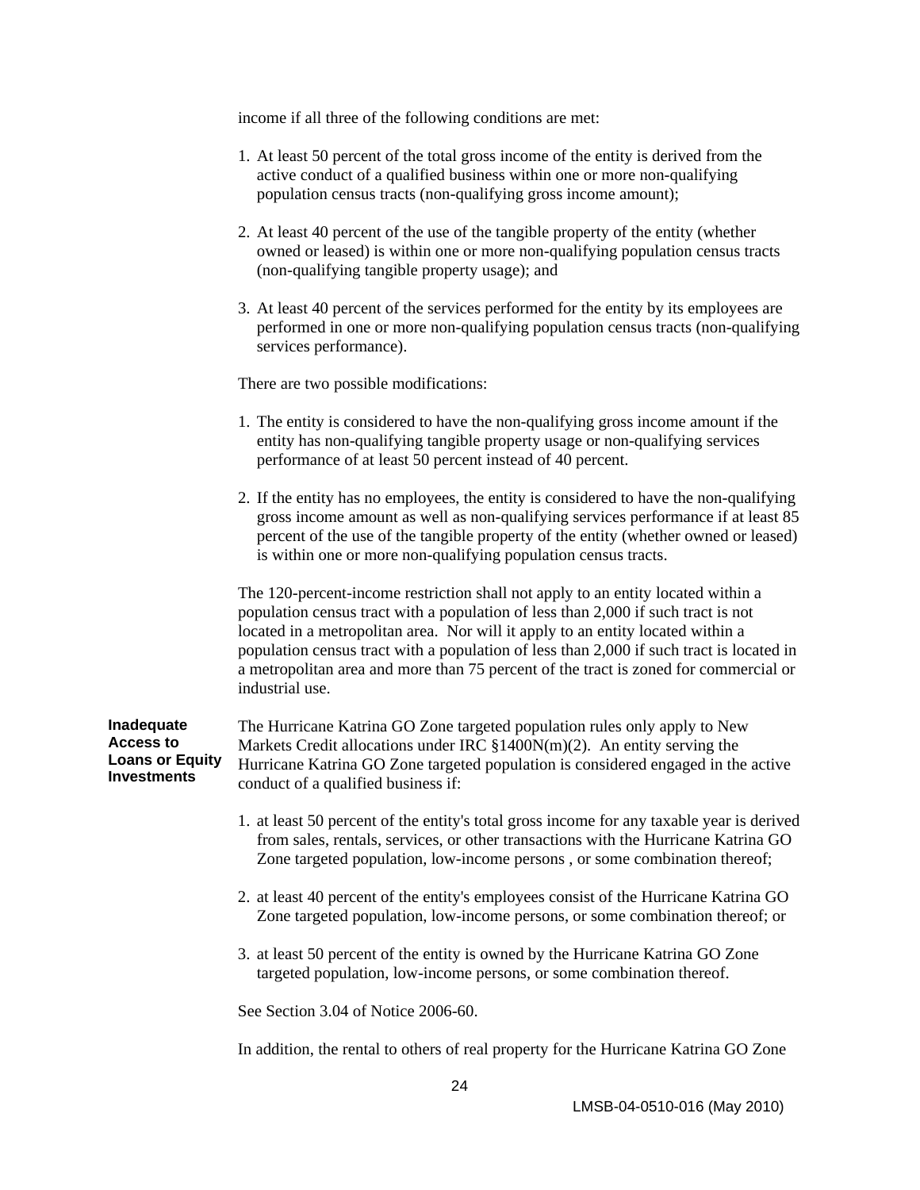income if all three of the following conditions are met:

1. At least 50 percent of the total gross income of the entity is derived from the active conduct of a qualified business within one or more non-qualifying population census tracts (non-qualifying gross income amount);

2. At least 40 percent of the use of the tangible property of the entity (whether owned or leased) is within one or more non-qualifying population census tracts (non-qualifying tangible property usage); and

3. At least 40 percent of the services performed for the entity by its employees are performed in one or more non-qualifying population census tracts (non-qualifying services performance).

There are two possible modifications:

1. The entity is considered to have the non-qualifying gross income amount if the entity has non-qualifying tangible property usage or non-qualifying services performance of at least 50 percent instead of 40 percent.

2. If the entity has no employees, the entity is considered to have the non-qualifying gross income amount as well as non-qualifying services performance if at least 85 percent of the use of the tangible property of the entity (whether owned or leased) is within one or more non-qualifying population census tracts.

The 120-percent-income restriction shall not apply to an entity located within a population census tract with a population of less than 2,000 if such tract is not located in a metropolitan area. Nor will it apply to an entity located within a population census tract with a population of less than 2,000 if such tract is located in a metropolitan area and more than 75 percent of the tract is zoned for commercial or industrial use.

**Inadequate Access to Loans or Equity Investments**

The Hurricane Katrina GO Zone targeted population rules only apply to New Markets Credit allocations under IRC §1400N(m)(2). An entity serving the Hurricane Katrina GO Zone targeted population is considered engaged in the active conduct of a qualified business if:

1. at least 50 percent of the entity's total gross income for any taxable year is derived from sales, rentals, services, or other transactions with the Hurricane Katrina GO Zone targeted population, low-income persons , or some combination thereof;

2. at least 40 percent of the entity's employees consist of the Hurricane Katrina GO Zone targeted population, low-income persons, or some combination thereof; or

3. at least 50 percent of the entity is owned by the Hurricane Katrina GO Zone targeted population, low-income persons, or some combination thereof.

See Section 3.04 of Notice 2006-60.

In addition, the rental to others of real property for the Hurricane Katrina GO Zone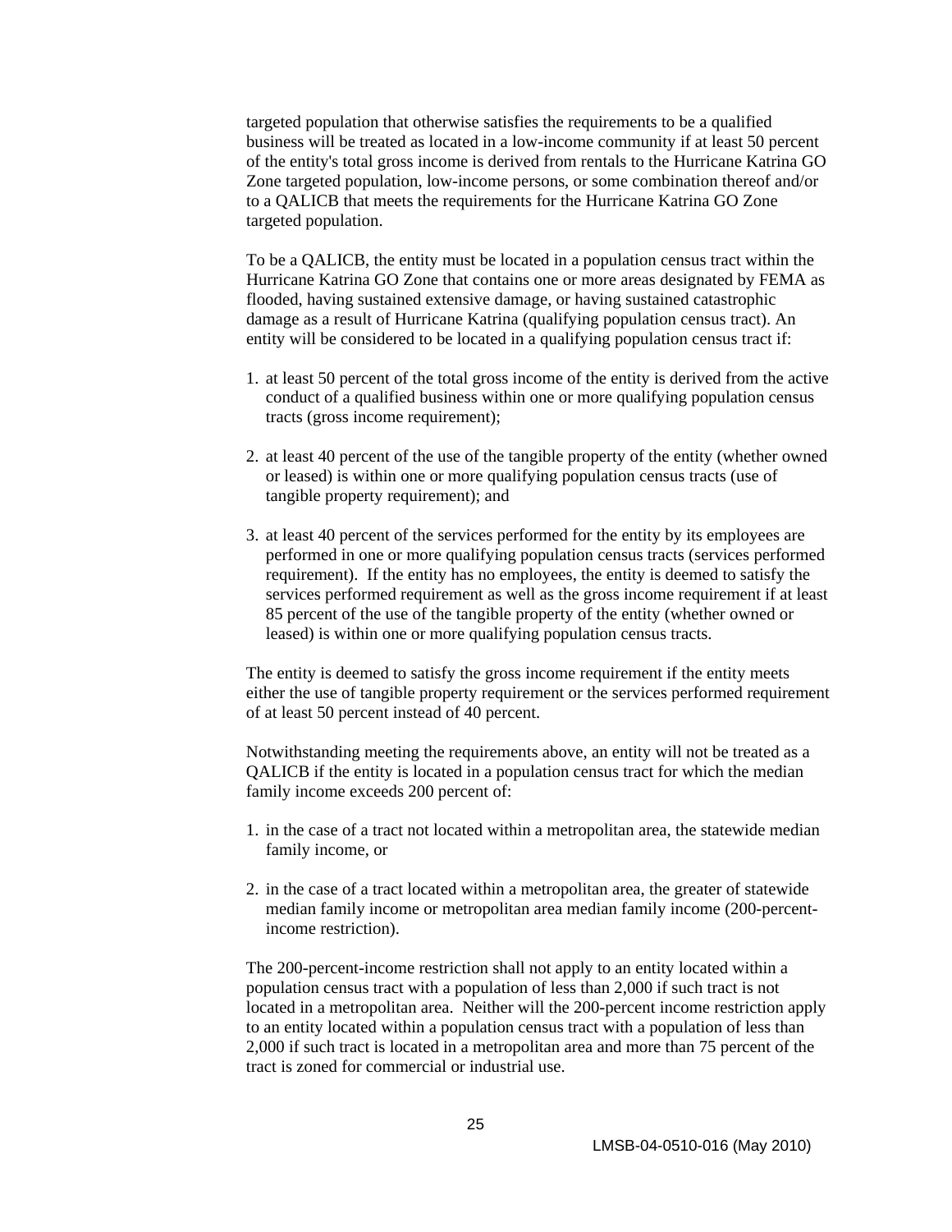targeted population that otherwise satisfies the requirements to be a qualified business will be treated as located in a low-income community if at least 50 percent of the entity's total gross income is derived from rentals to the Hurricane Katrina GO Zone targeted population, low-income persons, or some combination thereof and/or to a QALICB that meets the requirements for the Hurricane Katrina GO Zone targeted population.

To be a QALICB, the entity must be located in a population census tract within the Hurricane Katrina GO Zone that contains one or more areas designated by FEMA as flooded, having sustained extensive damage, or having sustained catastrophic damage as a result of Hurricane Katrina (qualifying population census tract). An entity will be considered to be located in a qualifying population census tract if:

1. at least 50 percent of the total gross income of the entity is derived from the active conduct of a qualified business within one or more qualifying population census tracts (gross income requirement);

2. at least 40 percent of the use of the tangible property of the entity (whether owned or leased) is within one or more qualifying population census tracts (use of tangible property requirement); and

3. at least 40 percent of the services performed for the entity by its employees are performed in one or more qualifying population census tracts (services performed requirement). If the entity has no employees, the entity is deemed to satisfy the services performed requirement as well as the gross income requirement if at least 85 percent of the use of the tangible property of the entity (whether owned or leased) is within one or more qualifying population census tracts.

The entity is deemed to satisfy the gross income requirement if the entity meets either the use of tangible property requirement or the services performed requirement of at least 50 percent instead of 40 percent.

Notwithstanding meeting the requirements above, an entity will not be treated as a QALICB if the entity is located in a population census tract for which the median family income exceeds 200 percent of:

1. in the case of a tract not located within a metropolitan area, the statewide median family income, or

2. in the case of a tract located within a metropolitan area, the greater of statewide median family income or metropolitan area median family income (200-percent-income restriction).

The 200-percent-income restriction shall not apply to an entity located within a population census tract with a population of less than 2,000 if such tract is not located in a metropolitan area. Neither will the 200-percent income restriction apply to an entity located within a population census tract with a population of less than 2,000 if such tract is located in a metropolitan area and more than 75 percent of the tract is zoned for commercial or industrial use.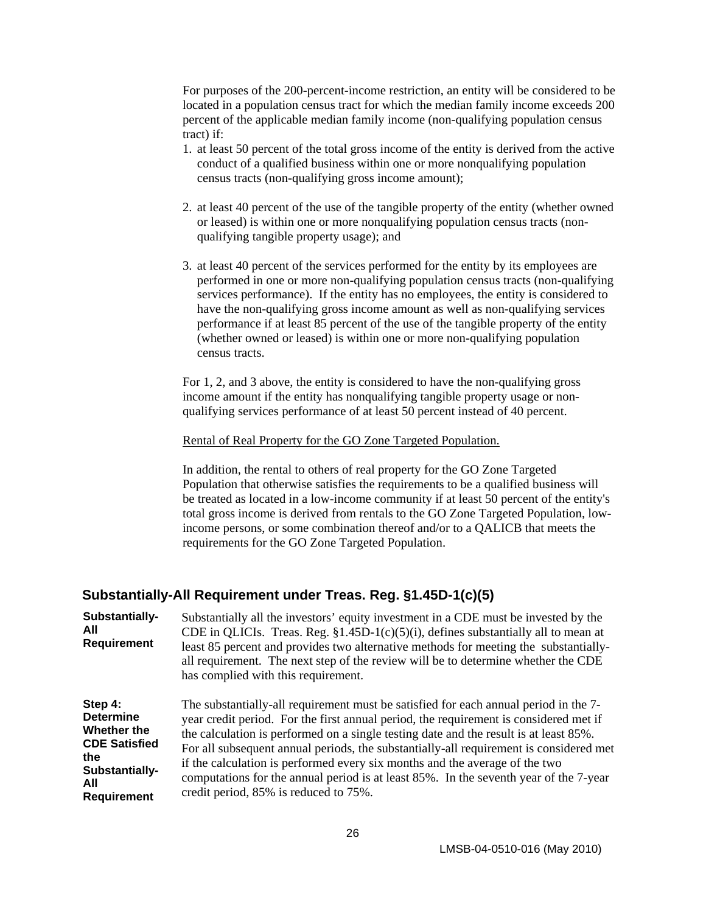For purposes of the 200-percent-income restriction, an entity will be considered to be located in a population census tract for which the median family income exceeds 200 percent of the applicable median family income (non-qualifying population census tract) if:

1. at least 50 percent of the total gross income of the entity is derived from the active conduct of a qualified business within one or more nonqualifying population census tracts (non-qualifying gross income amount);

2. at least 40 percent of the use of the tangible property of the entity (whether owned or leased) is within one or more nonqualifying population census tracts (non-qualifying tangible property usage); and

3. at least 40 percent of the services performed for the entity by its employees are performed in one or more non-qualifying population census tracts (non-qualifying services performance). If the entity has no employees, the entity is considered to have the non-qualifying gross income amount as well as non-qualifying services performance if at least 85 percent of the use of the tangible property of the entity (whether owned or leased) is within one or more non-qualifying population census tracts.

For 1, 2, and 3 above, the entity is considered to have the non-qualifying gross income amount if the entity has nonqualifying tangible property usage or non-qualifying services performance of at least 50 percent instead of 40 percent.

Rental of Real Property for the GO Zone Targeted Population.

In addition, the rental to others of real property for the GO Zone Targeted Population that otherwise satisfies the requirements to be a qualified business will be treated as located in a low-income community if at least 50 percent of the entity's total gross income is derived from rentals to the GO Zone Targeted Population, low-income persons, or some combination thereof and/or to a QALICB that meets the requirements for the GO Zone Targeted Population.

## Substantially-All Requirement under Treas. Reg. §1.45D-1(c)(5)

**Substantially-All Requirement**

Substantially all the investors' equity investment in a CDE must be invested by the CDE in QLICIs. Treas. Reg. §1.45D-1(c)(5)(i), defines substantially all to mean at least 85 percent and provides two alternative methods for meeting the substantially-all requirement. The next step of the review will be to determine whether the CDE has complied with this requirement.

**Step 4: Determine Whether the CDE Satisfied the Substantially-All Requirement**

The substantially-all requirement must be satisfied for each annual period in the 7-year credit period. For the first annual period, the requirement is considered met if the calculation is performed on a single testing date and the result is at least 85%. For all subsequent annual periods, the substantially-all requirement is considered met if the calculation is performed every six months and the average of the two computations for the annual period is at least 85%. In the seventh year of the 7-year credit period, 85% is reduced to 75%.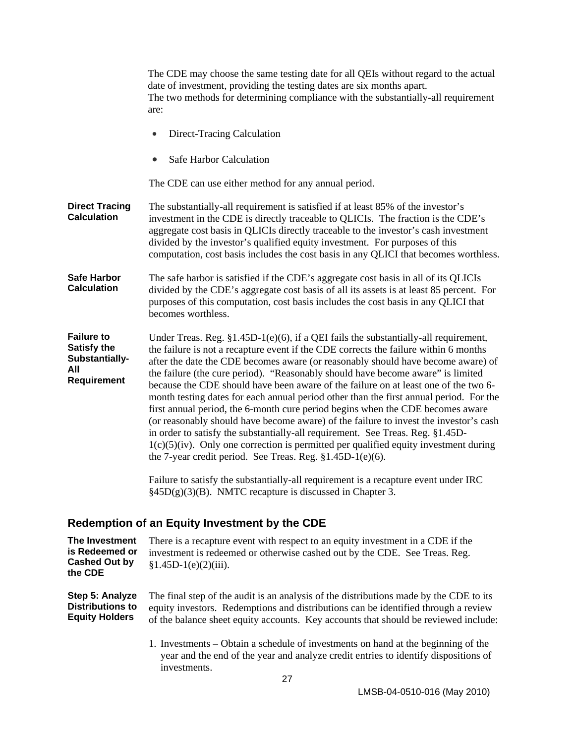The CDE may choose the same testing date for all QEIs without regard to the actual date of investment, providing the testing dates are six months apart.
The two methods for determining compliance with the substantially-all requirement are:

- Direct-Tracing Calculation
- Safe Harbor Calculation

The CDE can use either method for any annual period.

**Direct Tracing Calculation**

The substantially-all requirement is satisfied if at least 85% of the investor's investment in the CDE is directly traceable to QLICIs. The fraction is the CDE's aggregate cost basis in QLICIs directly traceable to the investor's cash investment divided by the investor's qualified equity investment. For purposes of this computation, cost basis includes the cost basis in any QLICI that becomes worthless.

**Safe Harbor Calculation**

The safe harbor is satisfied if the CDE's aggregate cost basis in all of its QLICIs divided by the CDE's aggregate cost basis of all its assets is at least 85 percent. For purposes of this computation, cost basis includes the cost basis in any QLICI that becomes worthless.

**Failure to Satisfy the Substantially-All Requirement**

Under Treas. Reg. §1.45D-1(e)(6), if a QEI fails the substantially-all requirement, the failure is not a recapture event if the CDE corrects the failure within 6 months after the date the CDE becomes aware (or reasonably should have become aware) of the failure (the cure period). "Reasonably should have become aware" is limited because the CDE should have been aware of the failure on at least one of the two 6-month testing dates for each annual period other than the first annual period. For the first annual period, the 6-month cure period begins when the CDE becomes aware (or reasonably should have become aware) of the failure to invest the investor's cash in order to satisfy the substantially-all requirement. See Treas. Reg. §1.45D-1(c)(5)(iv). Only one correction is permitted per qualified equity investment during the 7-year credit period. See Treas. Reg. §1.45D-1(e)(6).

Failure to satisfy the substantially-all requirement is a recapture event under IRC §45D(g)(3)(B). NMTC recapture is discussed in Chapter 3.

## Redemption of an Equity Investment by the CDE

**The Investment is Redeemed or Cashed Out by the CDE**

There is a recapture event with respect to an equity investment in a CDE if the investment is redeemed or otherwise cashed out by the CDE. See Treas. Reg. §1.45D-1(e)(2)(iii).

**Step 5: Analyze Distributions to Equity Holders**

The final step of the audit is an analysis of the distributions made by the CDE to its equity investors. Redemptions and distributions can be identified through a review of the balance sheet equity accounts. Key accounts that should be reviewed include:

1. Investments – Obtain a schedule of investments on hand at the beginning of the year and the end of the year and analyze credit entries to identify dispositions of investments.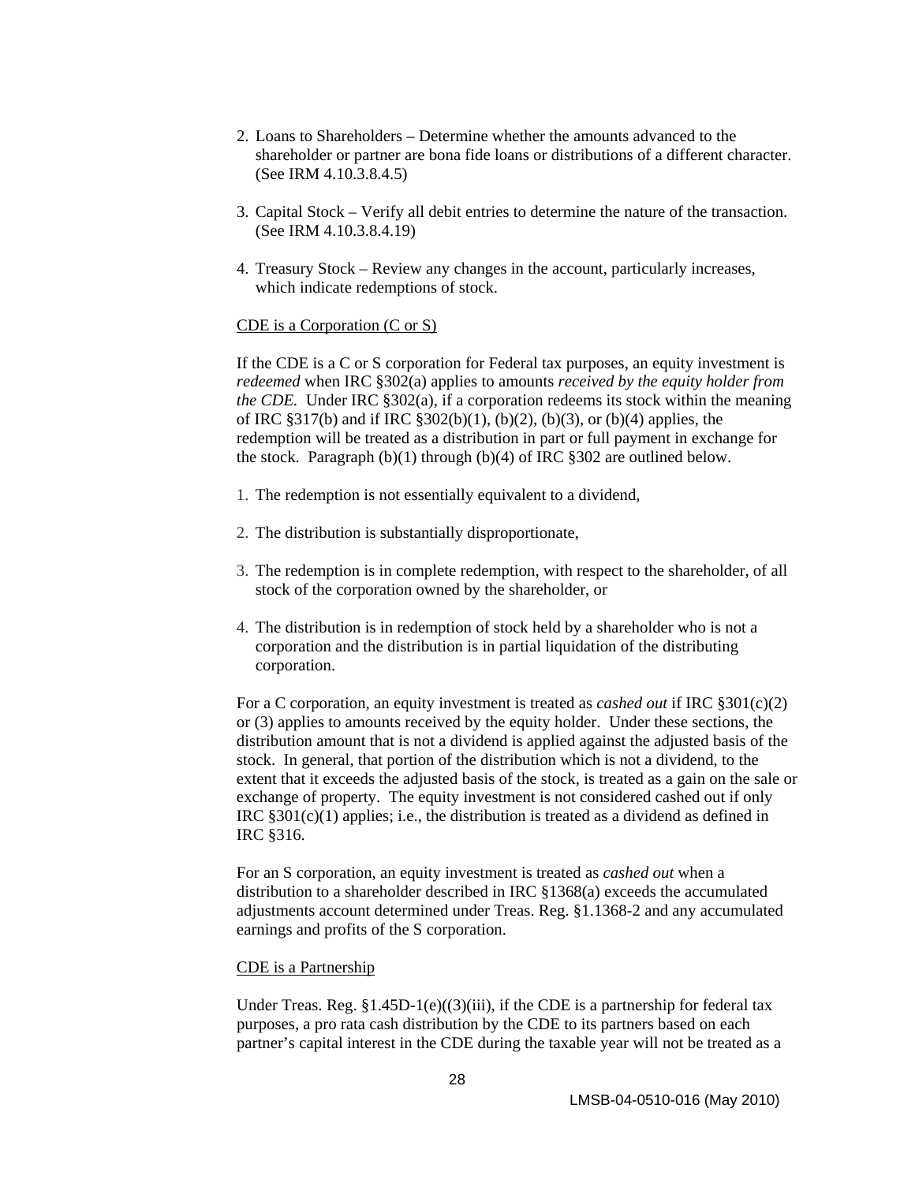2. Loans to Shareholders – Determine whether the amounts advanced to the shareholder or partner are bona fide loans or distributions of a different character. (See IRM 4.10.3.8.4.5)

3. Capital Stock – Verify all debit entries to determine the nature of the transaction. (See IRM 4.10.3.8.4.19)

4. Treasury Stock – Review any changes in the account, particularly increases, which indicate redemptions of stock.

<u>CDE is a Corporation (C or S)</u>

If the CDE is a C or S corporation for Federal tax purposes, an equity investment is *redeemed* when IRC §302(a) applies to amounts *received by the equity holder from the CDE.* Under IRC §302(a), if a corporation redeems its stock within the meaning of IRC §317(b) and if IRC §302(b)(1), (b)(2), (b)(3), or (b)(4) applies, the redemption will be treated as a distribution in part or full payment in exchange for the stock. Paragraph (b)(1) through (b)(4) of IRC §302 are outlined below.

1. The redemption is not essentially equivalent to a dividend,

2. The distribution is substantially disproportionate,

3. The redemption is in complete redemption, with respect to the shareholder, of all stock of the corporation owned by the shareholder, or

4. The distribution is in redemption of stock held by a shareholder who is not a corporation and the distribution is in partial liquidation of the distributing corporation.

For a C corporation, an equity investment is treated as *cashed out* if IRC §301(c)(2) or (3) applies to amounts received by the equity holder. Under these sections, the distribution amount that is not a dividend is applied against the adjusted basis of the stock. In general, that portion of the distribution which is not a dividend, to the extent that it exceeds the adjusted basis of the stock, is treated as a gain on the sale or exchange of property. The equity investment is not considered cashed out if only IRC §301(c)(1) applies; i.e., the distribution is treated as a dividend as defined in IRC §316.

For an S corporation, an equity investment is treated as *cashed out* when a distribution to a shareholder described in IRC §1368(a) exceeds the accumulated adjustments account determined under Treas. Reg. §1.1368-2 and any accumulated earnings and profits of the S corporation.

<u>CDE is a Partnership</u>

Under Treas. Reg. §1.45D-1(e)((3)(iii), if the CDE is a partnership for federal tax purposes, a pro rata cash distribution by the CDE to its partners based on each partner's capital interest in the CDE during the taxable year will not be treated as a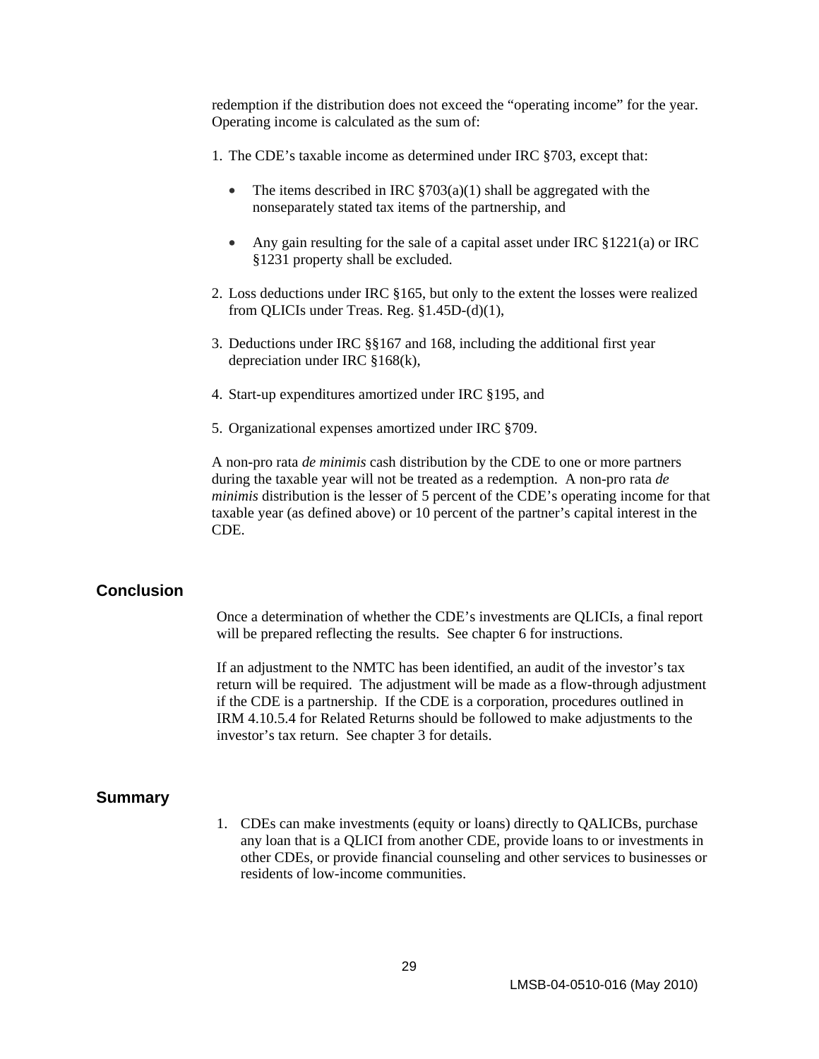redemption if the distribution does not exceed the "operating income" for the year. Operating income is calculated as the sum of:

1. The CDE's taxable income as determined under IRC §703, except that:

    - The items described in IRC §703(a)(1) shall be aggregated with the nonseparately stated tax items of the partnership, and

    - Any gain resulting for the sale of a capital asset under IRC §1221(a) or IRC §1231 property shall be excluded.

2. Loss deductions under IRC §165, but only to the extent the losses were realized from QLICIs under Treas. Reg. §1.45D-(d)(1),

3. Deductions under IRC §§167 and 168, including the additional first year depreciation under IRC §168(k),

4. Start-up expenditures amortized under IRC §195, and

5. Organizational expenses amortized under IRC §709.

A non-pro rata *de minimis* cash distribution by the CDE to one or more partners during the taxable year will not be treated as a redemption. A non-pro rata *de minimis* distribution is the lesser of 5 percent of the CDE's operating income for that taxable year (as defined above) or 10 percent of the partner's capital interest in the CDE.

## Conclusion

Once a determination of whether the CDE's investments are QLICIs, a final report will be prepared reflecting the results. See chapter 6 for instructions.

If an adjustment to the NMTC has been identified, an audit of the investor's tax return will be required. The adjustment will be made as a flow-through adjustment if the CDE is a partnership. If the CDE is a corporation, procedures outlined in IRM 4.10.5.4 for Related Returns should be followed to make adjustments to the investor's tax return. See chapter 3 for details.

## Summary

1. CDEs can make investments (equity or loans) directly to QALICBs, purchase any loan that is a QLICI from another CDE, provide loans to or investments in other CDEs, or provide financial counseling and other services to businesses or residents of low-income communities.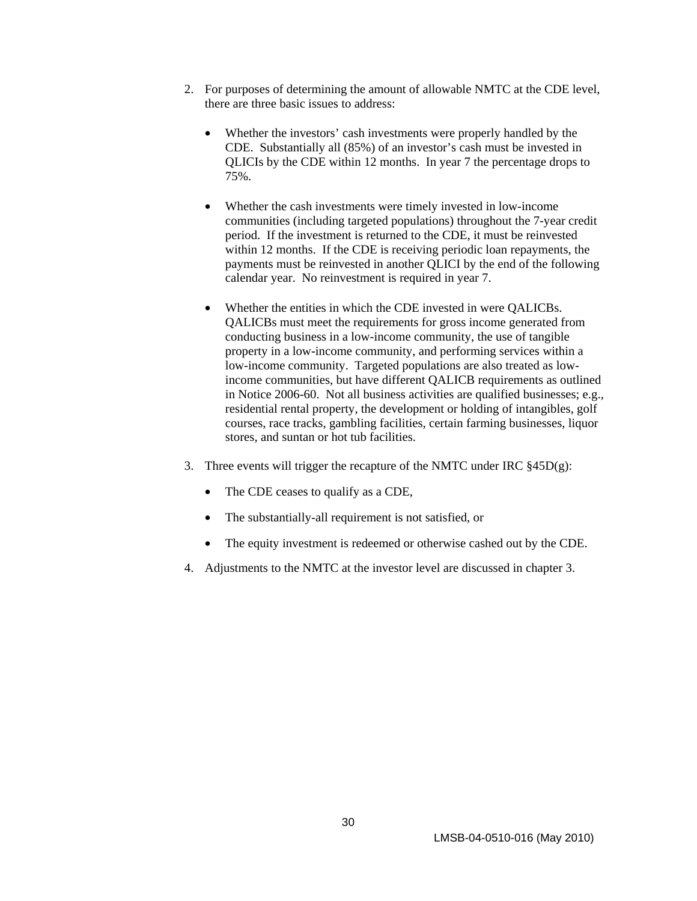2. For purposes of determining the amount of allowable NMTC at the CDE level, there are three basic issues to address:

   - Whether the investors' cash investments were properly handled by the CDE. Substantially all (85%) of an investor's cash must be invested in QLICIs by the CDE within 12 months. In year 7 the percentage drops to 75%.

   - Whether the cash investments were timely invested in low-income communities (including targeted populations) throughout the 7-year credit period. If the investment is returned to the CDE, it must be reinvested within 12 months. If the CDE is receiving periodic loan repayments, the payments must be reinvested in another QLICI by the end of the following calendar year. No reinvestment is required in year 7.

   - Whether the entities in which the CDE invested in were QALICBs. QALICBs must meet the requirements for gross income generated from conducting business in a low-income community, the use of tangible property in a low-income community, and performing services within a low-income community. Targeted populations are also treated as low-income communities, but have different QALICB requirements as outlined in Notice 2006-60. Not all business activities are qualified businesses; e.g., residential rental property, the development or holding of intangibles, golf courses, race tracks, gambling facilities, certain farming businesses, liquor stores, and suntan or hot tub facilities.

3. Three events will trigger the recapture of the NMTC under IRC §45D(g):

   - The CDE ceases to qualify as a CDE,

   - The substantially-all requirement is not satisfied, or

   - The equity investment is redeemed or otherwise cashed out by the CDE.

4. Adjustments to the NMTC at the investor level are discussed in chapter 3.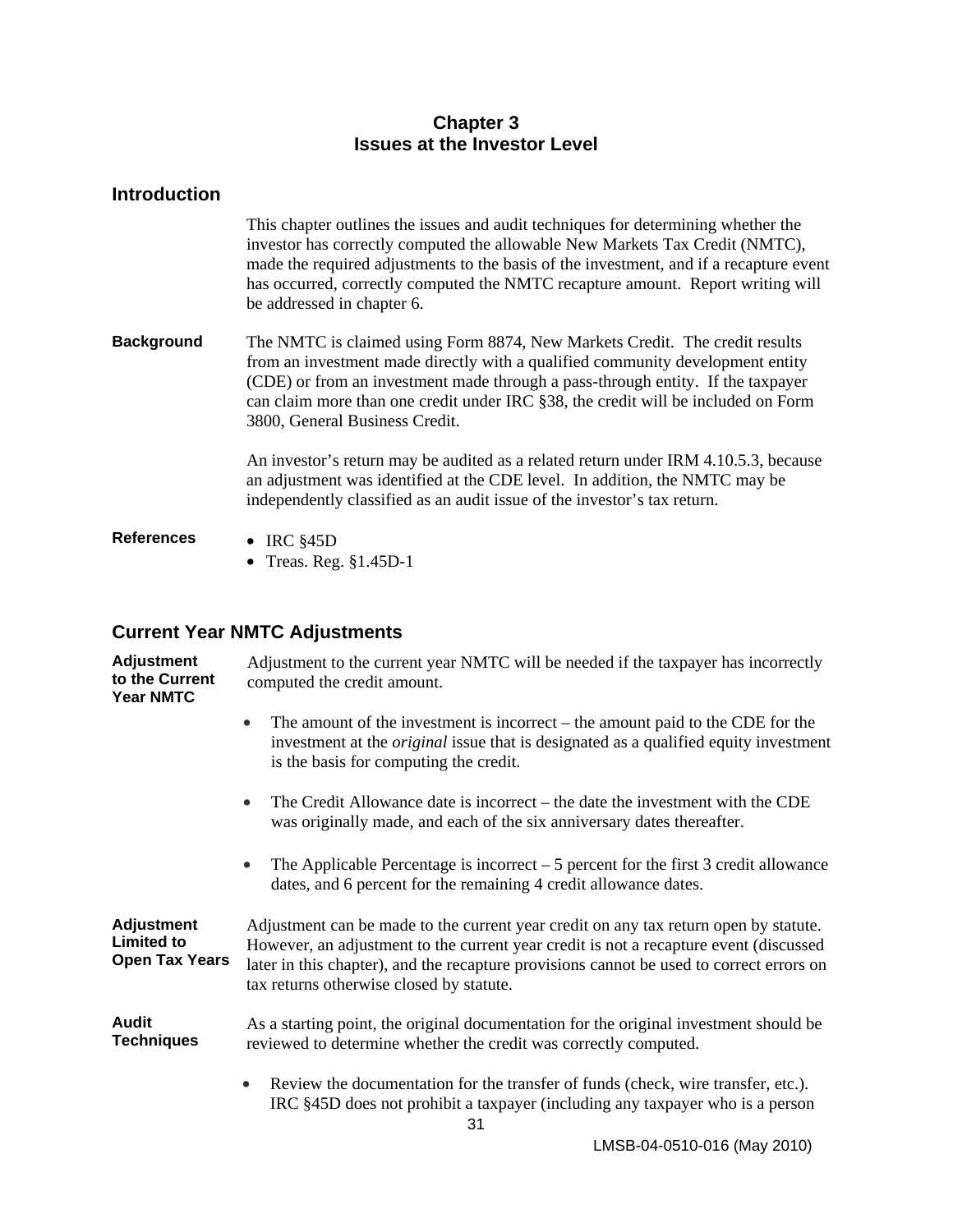# Chapter 3
# Issues at the Investor Level

## Introduction

This chapter outlines the issues and audit techniques for determining whether the investor has correctly computed the allowable New Markets Tax Credit (NMTC), made the required adjustments to the basis of the investment, and if a recapture event has occurred, correctly computed the NMTC recapture amount. Report writing will be addressed in chapter 6.

**Background**

The NMTC is claimed using Form 8874, New Markets Credit. The credit results from an investment made directly with a qualified community development entity (CDE) or from an investment made through a pass-through entity. If the taxpayer can claim more than one credit under IRC §38, the credit will be included on Form 3800, General Business Credit.

An investor's return may be audited as a related return under IRM 4.10.5.3, because an adjustment was identified at the CDE level. In addition, the NMTC may be independently classified as an audit issue of the investor's tax return.

**References**

- IRC §45D
- Treas. Reg. §1.45D-1

## Current Year NMTC Adjustments

**Adjustment to the Current Year NMTC**

Adjustment to the current year NMTC will be needed if the taxpayer has incorrectly computed the credit amount.

- The amount of the investment is incorrect – the amount paid to the CDE for the investment at the *original* issue that is designated as a qualified equity investment is the basis for computing the credit.
- The Credit Allowance date is incorrect – the date the investment with the CDE was originally made, and each of the six anniversary dates thereafter.
- The Applicable Percentage is incorrect – 5 percent for the first 3 credit allowance dates, and 6 percent for the remaining 4 credit allowance dates.

**Adjustment Limited to Open Tax Years**

Adjustment can be made to the current year credit on any tax return open by statute. However, an adjustment to the current year credit is not a recapture event (discussed later in this chapter), and the recapture provisions cannot be used to correct errors on tax returns otherwise closed by statute.

**Audit Techniques**

As a starting point, the original documentation for the original investment should be reviewed to determine whether the credit was correctly computed.

- Review the documentation for the transfer of funds (check, wire transfer, etc.). IRC §45D does not prohibit a taxpayer (including any taxpayer who is a person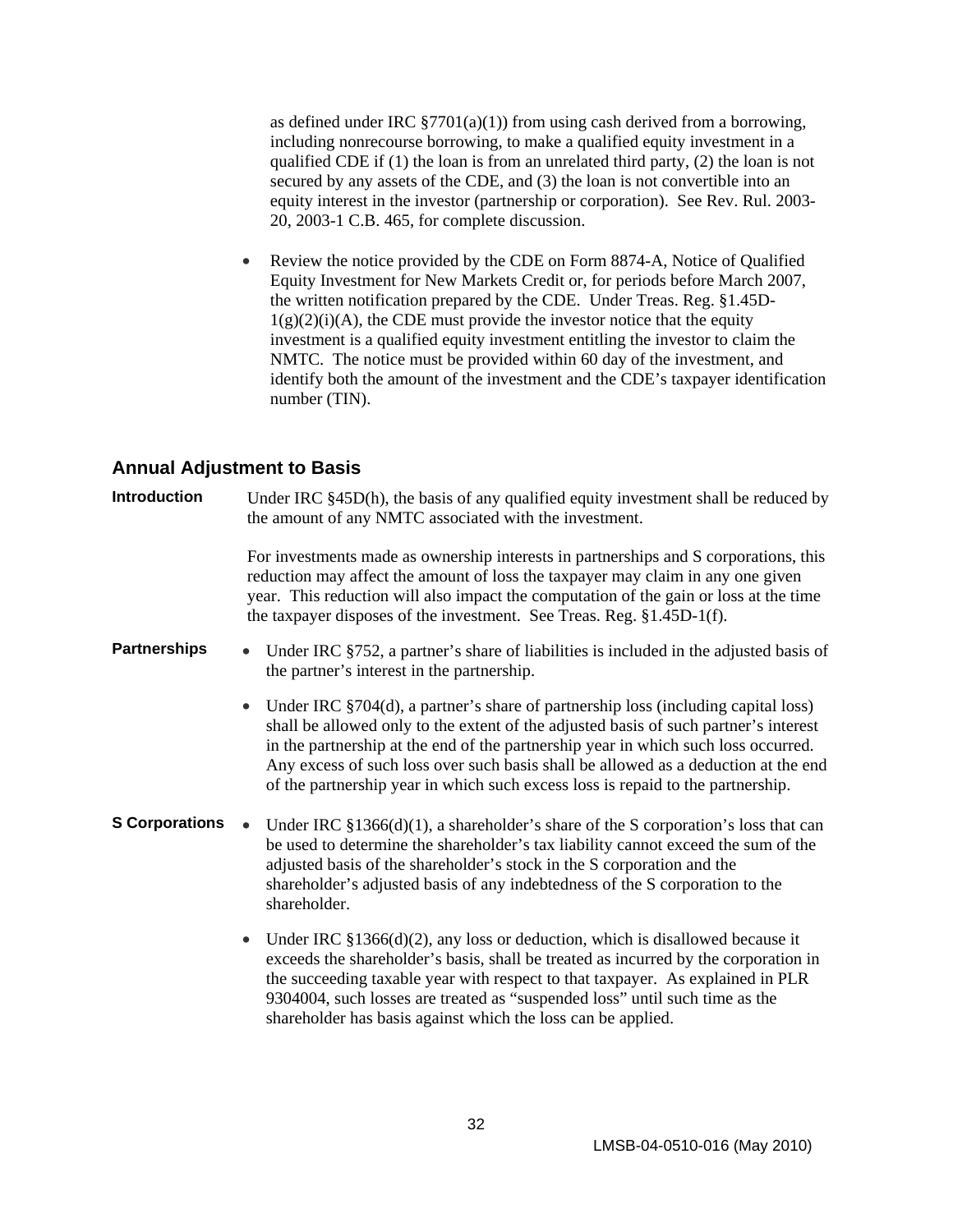as defined under IRC §7701(a)(1)) from using cash derived from a borrowing, including nonrecourse borrowing, to make a qualified equity investment in a qualified CDE if (1) the loan is from an unrelated third party, (2) the loan is not secured by any assets of the CDE, and (3) the loan is not convertible into an equity interest in the investor (partnership or corporation). See Rev. Rul. 2003-20, 2003-1 C.B. 465, for complete discussion.

- Review the notice provided by the CDE on Form 8874-A, Notice of Qualified Equity Investment for New Markets Credit or, for periods before March 2007, the written notification prepared by the CDE. Under Treas. Reg. §1.45D-1(g)(2)(i)(A), the CDE must provide the investor notice that the equity investment is a qualified equity investment entitling the investor to claim the NMTC. The notice must be provided within 60 day of the investment, and identify both the amount of the investment and the CDE's taxpayer identification number (TIN).

## Annual Adjustment to Basis

**Introduction**

Under IRC §45D(h), the basis of any qualified equity investment shall be reduced by the amount of any NMTC associated with the investment.

For investments made as ownership interests in partnerships and S corporations, this reduction may affect the amount of loss the taxpayer may claim in any one given year. This reduction will also impact the computation of the gain or loss at the time the taxpayer disposes of the investment. See Treas. Reg. §1.45D-1(f).

**Partnerships**

- Under IRC §752, a partner's share of liabilities is included in the adjusted basis of the partner's interest in the partnership.
- Under IRC §704(d), a partner's share of partnership loss (including capital loss) shall be allowed only to the extent of the adjusted basis of such partner's interest in the partnership at the end of the partnership year in which such loss occurred. Any excess of such loss over such basis shall be allowed as a deduction at the end of the partnership year in which such excess loss is repaid to the partnership.

**S Corporations**

- Under IRC §1366(d)(1), a shareholder's share of the S corporation's loss that can be used to determine the shareholder's tax liability cannot exceed the sum of the adjusted basis of the shareholder's stock in the S corporation and the shareholder's adjusted basis of any indebtedness of the S corporation to the shareholder.
- Under IRC §1366(d)(2), any loss or deduction, which is disallowed because it exceeds the shareholder's basis, shall be treated as incurred by the corporation in the succeeding taxable year with respect to that taxpayer. As explained in PLR 9304004, such losses are treated as "suspended loss" until such time as the shareholder has basis against which the loss can be applied.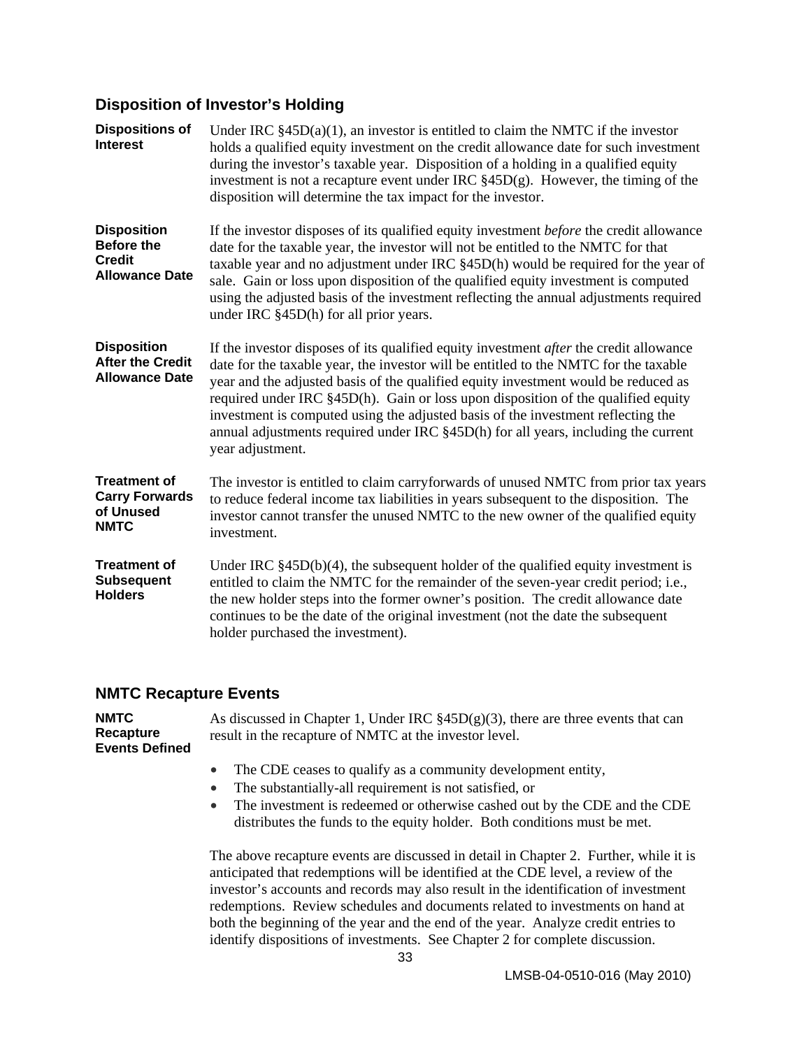## Disposition of Investor's Holding

**Dispositions of Interest**

Under IRC §45D(a)(1), an investor is entitled to claim the NMTC if the investor holds a qualified equity investment on the credit allowance date for such investment during the investor's taxable year. Disposition of a holding in a qualified equity investment is not a recapture event under IRC §45D(g). However, the timing of the disposition will determine the tax impact for the investor.

**Disposition Before the Credit Allowance Date**

If the investor disposes of its qualified equity investment *before* the credit allowance date for the taxable year, the investor will not be entitled to the NMTC for that taxable year and no adjustment under IRC §45D(h) would be required for the year of sale. Gain or loss upon disposition of the qualified equity investment is computed using the adjusted basis of the investment reflecting the annual adjustments required under IRC §45D(h) for all prior years.

**Disposition After the Credit Allowance Date**

If the investor disposes of its qualified equity investment *after* the credit allowance date for the taxable year, the investor will be entitled to the NMTC for the taxable year and the adjusted basis of the qualified equity investment would be reduced as required under IRC §45D(h). Gain or loss upon disposition of the qualified equity investment is computed using the adjusted basis of the investment reflecting the annual adjustments required under IRC §45D(h) for all years, including the current year adjustment.

**Treatment of Carry Forwards of Unused NMTC**

The investor is entitled to claim carryforwards of unused NMTC from prior tax years to reduce federal income tax liabilities in years subsequent to the disposition. The investor cannot transfer the unused NMTC to the new owner of the qualified equity investment.

**Treatment of Subsequent Holders**

Under IRC §45D(b)(4), the subsequent holder of the qualified equity investment is entitled to claim the NMTC for the remainder of the seven-year credit period; i.e., the new holder steps into the former owner's position. The credit allowance date continues to be the date of the original investment (not the date the subsequent holder purchased the investment).

## NMTC Recapture Events

**NMTC Recapture Events Defined**

As discussed in Chapter 1, Under IRC §45D(g)(3), there are three events that can result in the recapture of NMTC at the investor level.

- The CDE ceases to qualify as a community development entity,
- The substantially-all requirement is not satisfied, or
- The investment is redeemed or otherwise cashed out by the CDE and the CDE distributes the funds to the equity holder. Both conditions must be met.

The above recapture events are discussed in detail in Chapter 2. Further, while it is anticipated that redemptions will be identified at the CDE level, a review of the investor's accounts and records may also result in the identification of investment redemptions. Review schedules and documents related to investments on hand at both the beginning of the year and the end of the year. Analyze credit entries to identify dispositions of investments. See Chapter 2 for complete discussion.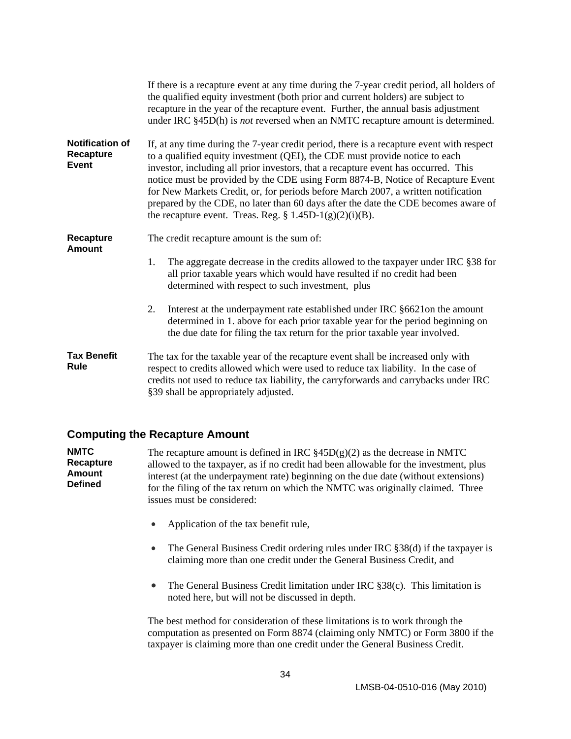If there is a recapture event at any time during the 7-year credit period, all holders of the qualified equity investment (both prior and current holders) are subject to recapture in the year of the recapture event. Further, the annual basis adjustment under IRC §45D(h) is *not* reversed when an NMTC recapture amount is determined.

**Notification of Recapture Event**

If, at any time during the 7-year credit period, there is a recapture event with respect to a qualified equity investment (QEI), the CDE must provide notice to each investor, including all prior investors, that a recapture event has occurred. This notice must be provided by the CDE using Form 8874-B, Notice of Recapture Event for New Markets Credit, or, for periods before March 2007, a written notification prepared by the CDE, no later than 60 days after the date the CDE becomes aware of the recapture event. Treas. Reg. § 1.45D-1(g)(2)(i)(B).

**Recapture Amount**

The credit recapture amount is the sum of:

1. The aggregate decrease in the credits allowed to the taxpayer under IRC §38 for all prior taxable years which would have resulted if no credit had been determined with respect to such investment, plus

2. Interest at the underpayment rate established under IRC §6621on the amount determined in 1. above for each prior taxable year for the period beginning on the due date for filing the tax return for the prior taxable year involved.

**Tax Benefit Rule**

The tax for the taxable year of the recapture event shall be increased only with respect to credits allowed which were used to reduce tax liability. In the case of credits not used to reduce tax liability, the carryforwards and carrybacks under IRC §39 shall be appropriately adjusted.

## Computing the Recapture Amount

**NMTC Recapture Amount Defined**

The recapture amount is defined in IRC §45D(g)(2) as the decrease in NMTC allowed to the taxpayer, as if no credit had been allowable for the investment, plus interest (at the underpayment rate) beginning on the due date (without extensions) for the filing of the tax return on which the NMTC was originally claimed. Three issues must be considered:

- Application of the tax benefit rule,
- The General Business Credit ordering rules under IRC §38(d) if the taxpayer is claiming more than one credit under the General Business Credit, and
- The General Business Credit limitation under IRC §38(c). This limitation is noted here, but will not be discussed in depth.

The best method for consideration of these limitations is to work through the computation as presented on Form 8874 (claiming only NMTC) or Form 3800 if the taxpayer is claiming more than one credit under the General Business Credit.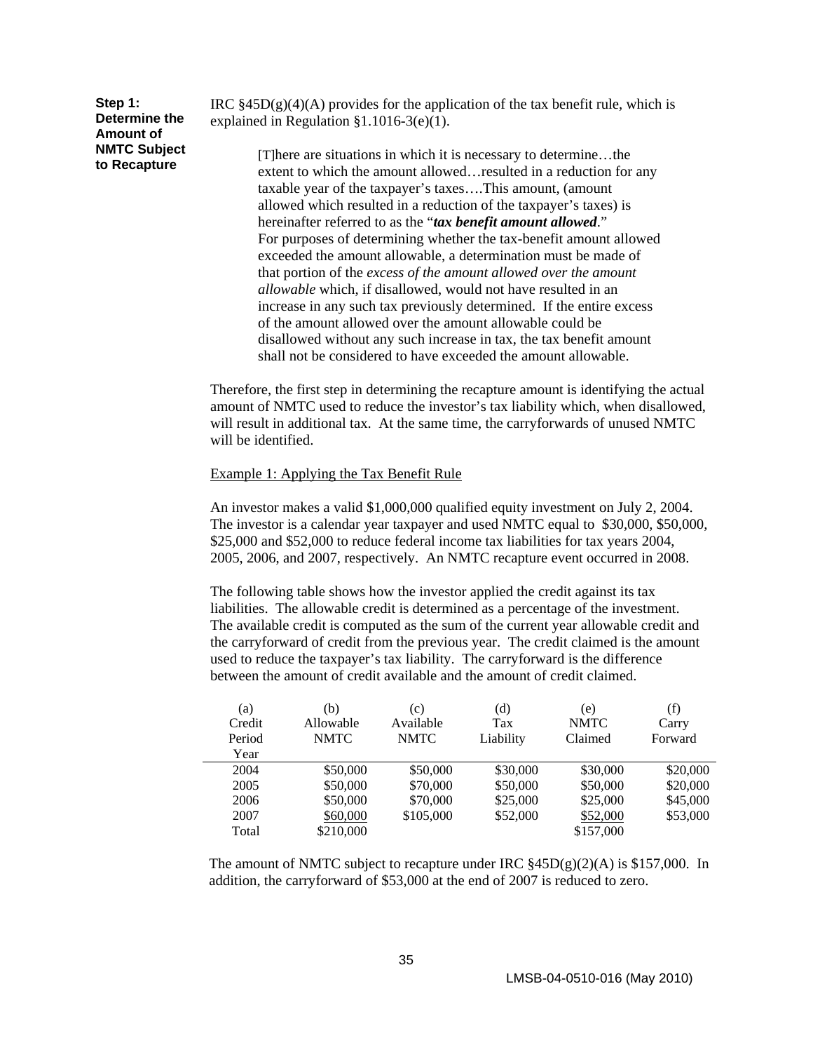**Step 1: Determine the Amount of NMTC Subject to Recapture**

IRC §45D(g)(4)(A) provides for the application of the tax benefit rule, which is explained in Regulation §1.1016-3(e)(1).

> [T]here are situations in which it is necessary to determine…the extent to which the amount allowed…resulted in a reduction for any taxable year of the taxpayer's taxes….This amount, (amount allowed which resulted in a reduction of the taxpayer's taxes) is hereinafter referred to as the "***tax benefit amount allowed***." For purposes of determining whether the tax-benefit amount allowed exceeded the amount allowable, a determination must be made of that portion of the *excess of the amount allowed over the amount allowable* which, if disallowed, would not have resulted in an increase in any such tax previously determined. If the entire excess of the amount allowed over the amount allowable could be disallowed without any such increase in tax, the tax benefit amount shall not be considered to have exceeded the amount allowable.

Therefore, the first step in determining the recapture amount is identifying the actual amount of NMTC used to reduce the investor's tax liability which, when disallowed, will result in additional tax. At the same time, the carryforwards of unused NMTC will be identified.

Example 1: Applying the Tax Benefit Rule

An investor makes a valid $1,000,000 qualified equity investment on July 2, 2004. The investor is a calendar year taxpayer and used NMTC equal to $30,000, $50,000, $25,000 and $52,000 to reduce federal income tax liabilities for tax years 2004, 2005, 2006, and 2007, respectively. An NMTC recapture event occurred in 2008.

The following table shows how the investor applied the credit against its tax liabilities. The allowable credit is determined as a percentage of the investment. The available credit is computed as the sum of the current year allowable credit and the carryforward of credit from the previous year. The credit claimed is the amount used to reduce the taxpayer's tax liability. The carryforward is the difference between the amount of credit available and the amount of credit claimed.

| (a) Credit Period Year | (b) Allowable NMTC | (c) Available NMTC | (d) Tax Liability | (e) NMTC Claimed | (f) Carry Forward |
|---|---|---|---|---|---|
| 2004 | $50,000 | $50,000 | $30,000 | $30,000 | $20,000 |
| 2005 | $50,000 | $70,000 | $50,000 | $50,000 | $20,000 |
| 2006 | $50,000 | $70,000 | $25,000 | $25,000 | $45,000 |
| 2007 | $60,000 | $105,000 | $52,000 | $52,000 | $53,000 |
| Total | $210,000 | | | $157,000 | |

The amount of NMTC subject to recapture under IRC §45D(g)(2)(A) is $157,000. In addition, the carryforward of $53,000 at the end of 2007 is reduced to zero.

LMSB-04-0510-016 (May 2010)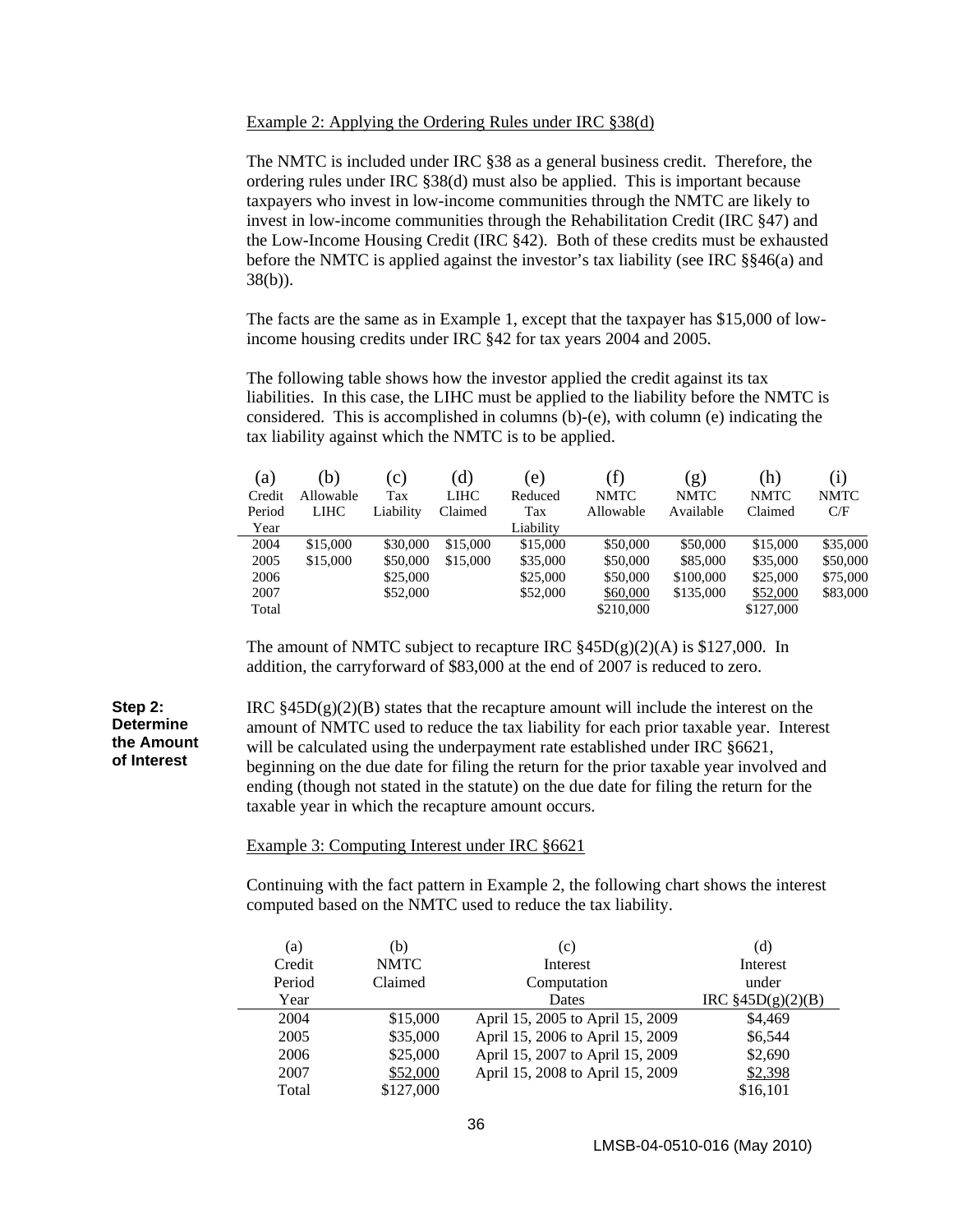Example 2: Applying the Ordering Rules under IRC §38(d)

The NMTC is included under IRC §38 as a general business credit. Therefore, the ordering rules under IRC §38(d) must also be applied. This is important because taxpayers who invest in low-income communities through the NMTC are likely to invest in low-income communities through the Rehabilitation Credit (IRC §47) and the Low-Income Housing Credit (IRC §42). Both of these credits must be exhausted before the NMTC is applied against the investor's tax liability (see IRC §§46(a) and 38(b)).

The facts are the same as in Example 1, except that the taxpayer has $15,000 of low-income housing credits under IRC §42 for tax years 2004 and 2005.

The following table shows how the investor applied the credit against its tax liabilities. In this case, the LIHC must be applied to the liability before the NMTC is considered. This is accomplished in columns (b)-(e), with column (e) indicating the tax liability against which the NMTC is to be applied.

| (a) Credit Period Year | (b) Allowable LIHC | (c) Tax Liability | (d) LIHC Claimed | (e) Reduced Tax Liability | (f) NMTC Allowable | (g) NMTC Available | (h) NMTC Claimed | (i) NMTC C/F |
|---|---|---|---|---|---|---|---|---|
| 2004 | $15,000 | $30,000 | $15,000 | $15,000 | $50,000 | $50,000 | $15,000 | $35,000 |
| 2005 | $15,000 | $50,000 | $15,000 | $35,000 | $50,000 | $85,000 | $35,000 | $50,000 |
| 2006 | | $25,000 | | $25,000 | $50,000 | $100,000 | $25,000 | $75,000 |
| 2007 | | $52,000 | | $52,000 | $60,000 | $135,000 | $52,000 | $83,000 |
| Total | | | | | $210,000 | | $127,000 | |

The amount of NMTC subject to recapture IRC §45D(g)(2)(A) is $127,000. In addition, the carryforward of $83,000 at the end of 2007 is reduced to zero.

**Step 2: Determine the Amount of Interest**

IRC §45D(g)(2)(B) states that the recapture amount will include the interest on the amount of NMTC used to reduce the tax liability for each prior taxable year. Interest will be calculated using the underpayment rate established under IRC §6621, beginning on the due date for filing the return for the prior taxable year involved and ending (though not stated in the statute) on the due date for filing the return for the taxable year in which the recapture amount occurs.

Example 3: Computing Interest under IRC §6621

Continuing with the fact pattern in Example 2, the following chart shows the interest computed based on the NMTC used to reduce the tax liability.

| (a) Credit Period Year | (b) NMTC Claimed | (c) Interest Computation Dates | (d) Interest under IRC §45D(g)(2)(B) |
|---|---|---|---|
| 2004 | $15,000 | April 15, 2005 to April 15, 2009 | $4,469 |
| 2005 | $35,000 | April 15, 2006 to April 15, 2009 | $6,544 |
| 2006 | $25,000 | April 15, 2007 to April 15, 2009 | $2,690 |
| 2007 | $52,000 | April 15, 2008 to April 15, 2009 | $2,398 |
| Total | $127,000 | | $16,101 |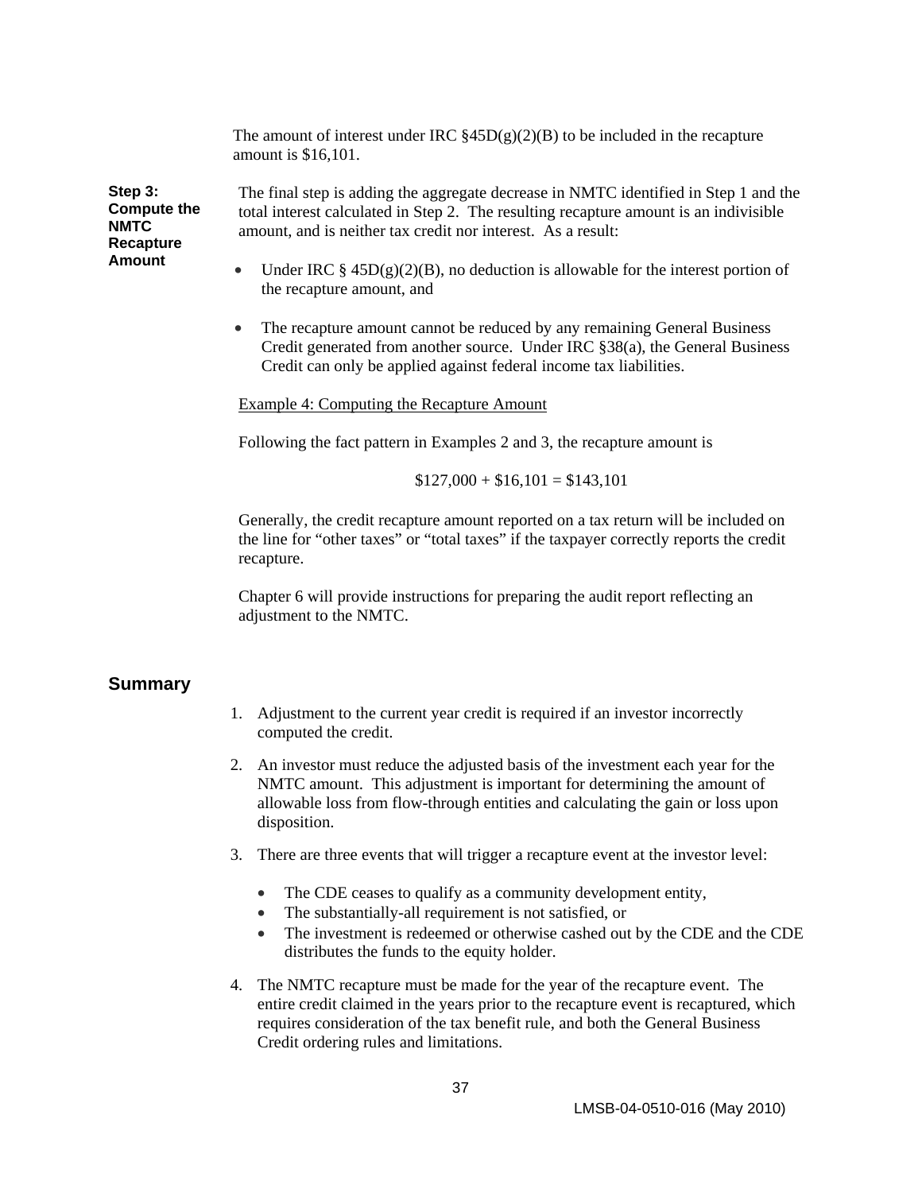The amount of interest under IRC §45D(g)(2)(B) to be included in the recapture amount is $16,101.

**Step 3: Compute the NMTC Recapture Amount**

The final step is adding the aggregate decrease in NMTC identified in Step 1 and the total interest calculated in Step 2. The resulting recapture amount is an indivisible amount, and is neither tax credit nor interest. As a result:

- Under IRC § 45D(g)(2)(B), no deduction is allowable for the interest portion of the recapture amount, and
- The recapture amount cannot be reduced by any remaining General Business Credit generated from another source. Under IRC §38(a), the General Business Credit can only be applied against federal income tax liabilities.

Example 4: Computing the Recapture Amount

Following the fact pattern in Examples 2 and 3, the recapture amount is

$127,000 + $16,101 = $143,101

Generally, the credit recapture amount reported on a tax return will be included on the line for "other taxes" or "total taxes" if the taxpayer correctly reports the credit recapture.

Chapter 6 will provide instructions for preparing the audit report reflecting an adjustment to the NMTC.

## Summary

1. Adjustment to the current year credit is required if an investor incorrectly computed the credit.
2. An investor must reduce the adjusted basis of the investment each year for the NMTC amount. This adjustment is important for determining the amount of allowable loss from flow-through entities and calculating the gain or loss upon disposition.
3. There are three events that will trigger a recapture event at the investor level:
   - The CDE ceases to qualify as a community development entity,
   - The substantially-all requirement is not satisfied, or
   - The investment is redeemed or otherwise cashed out by the CDE and the CDE distributes the funds to the equity holder.
4. The NMTC recapture must be made for the year of the recapture event. The entire credit claimed in the years prior to the recapture event is recaptured, which requires consideration of the tax benefit rule, and both the General Business Credit ordering rules and limitations.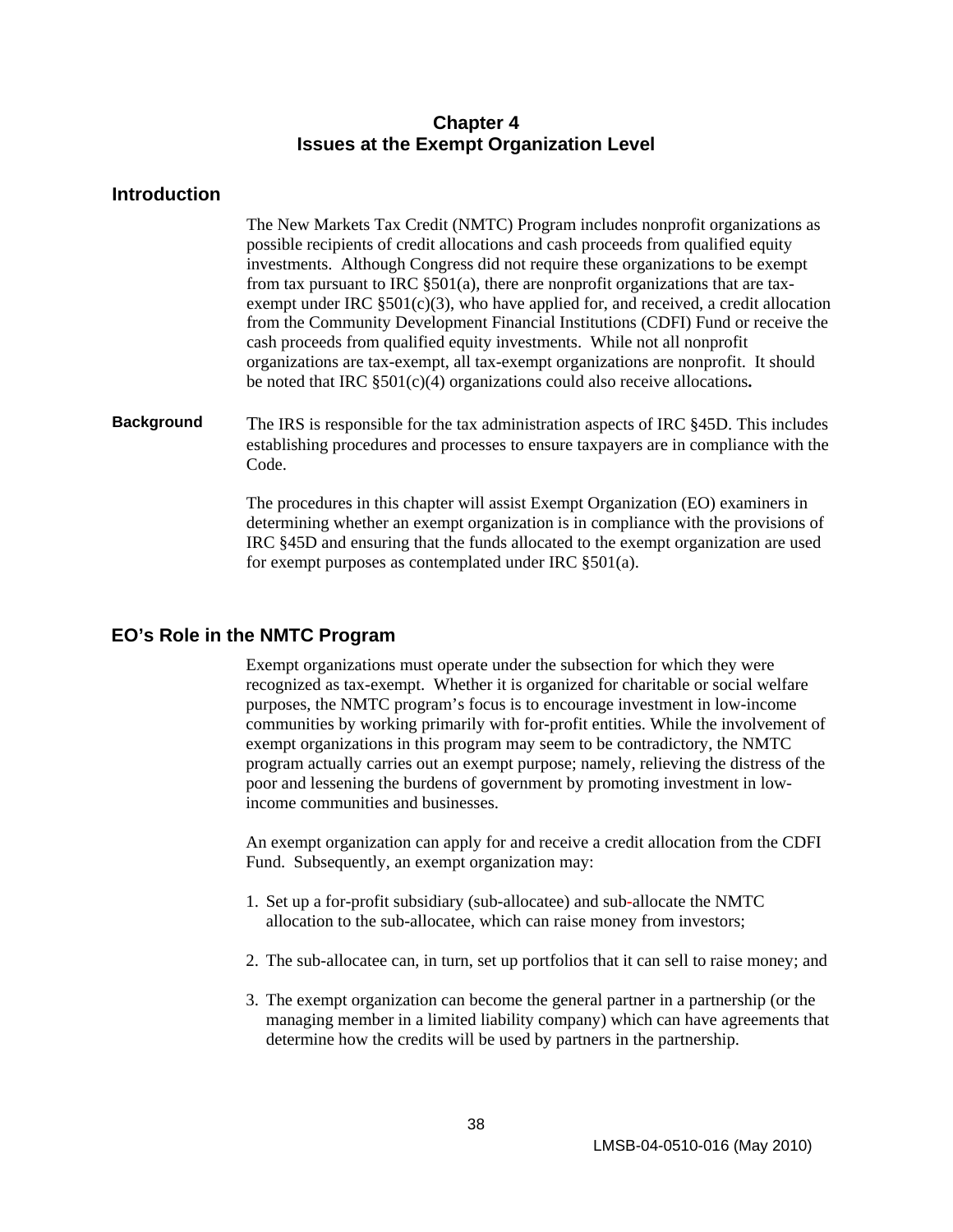# Chapter 4
# Issues at the Exempt Organization Level

## Introduction

The New Markets Tax Credit (NMTC) Program includes nonprofit organizations as possible recipients of credit allocations and cash proceeds from qualified equity investments. Although Congress did not require these organizations to be exempt from tax pursuant to IRC §501(a), there are nonprofit organizations that are tax-exempt under IRC §501(c)(3), who have applied for, and received, a credit allocation from the Community Development Financial Institutions (CDFI) Fund or receive the cash proceeds from qualified equity investments. While not all nonprofit organizations are tax-exempt, all tax-exempt organizations are nonprofit. It should be noted that IRC §501(c)(4) organizations could also receive allocations**.**

### Background

The IRS is responsible for the tax administration aspects of IRC §45D. This includes establishing procedures and processes to ensure taxpayers are in compliance with the Code.

The procedures in this chapter will assist Exempt Organization (EO) examiners in determining whether an exempt organization is in compliance with the provisions of IRC §45D and ensuring that the funds allocated to the exempt organization are used for exempt purposes as contemplated under IRC §501(a).

## EO's Role in the NMTC Program

Exempt organizations must operate under the subsection for which they were recognized as tax-exempt. Whether it is organized for charitable or social welfare purposes, the NMTC program's focus is to encourage investment in low-income communities by working primarily with for-profit entities. While the involvement of exempt organizations in this program may seem to be contradictory, the NMTC program actually carries out an exempt purpose; namely, relieving the distress of the poor and lessening the burdens of government by promoting investment in low-income communities and businesses.

An exempt organization can apply for and receive a credit allocation from the CDFI Fund. Subsequently, an exempt organization may:

1. Set up a for-profit subsidiary (sub-allocatee) and sub-allocate the NMTC allocation to the sub-allocatee, which can raise money from investors;
2. The sub-allocatee can, in turn, set up portfolios that it can sell to raise money; and
3. The exempt organization can become the general partner in a partnership (or the managing member in a limited liability company) which can have agreements that determine how the credits will be used by partners in the partnership.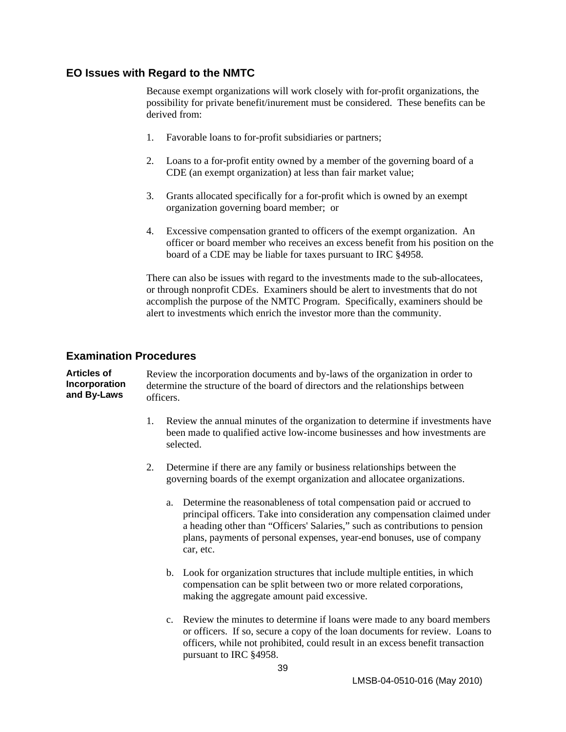## EO Issues with Regard to the NMTC

Because exempt organizations will work closely with for-profit organizations, the possibility for private benefit/inurement must be considered. These benefits can be derived from:

1. Favorable loans to for-profit subsidiaries or partners;

2. Loans to a for-profit entity owned by a member of the governing board of a CDE (an exempt organization) at less than fair market value;

3. Grants allocated specifically for a for-profit which is owned by an exempt organization governing board member; or

4. Excessive compensation granted to officers of the exempt organization. An officer or board member who receives an excess benefit from his position on the board of a CDE may be liable for taxes pursuant to IRC §4958.

There can also be issues with regard to the investments made to the sub-allocatees, or through nonprofit CDEs. Examiners should be alert to investments that do not accomplish the purpose of the NMTC Program. Specifically, examiners should be alert to investments which enrich the investor more than the community.

## Examination Procedures

**Articles of Incorporation and By-Laws**

Review the incorporation documents and by-laws of the organization in order to determine the structure of the board of directors and the relationships between officers.

1. Review the annual minutes of the organization to determine if investments have been made to qualified active low-income businesses and how investments are selected.

2. Determine if there are any family or business relationships between the governing boards of the exempt organization and allocatee organizations.

   a. Determine the reasonableness of total compensation paid or accrued to principal officers. Take into consideration any compensation claimed under a heading other than "Officers' Salaries," such as contributions to pension plans, payments of personal expenses, year-end bonuses, use of company car, etc.

   b. Look for organization structures that include multiple entities, in which compensation can be split between two or more related corporations, making the aggregate amount paid excessive.

   c. Review the minutes to determine if loans were made to any board members or officers. If so, secure a copy of the loan documents for review. Loans to officers, while not prohibited, could result in an excess benefit transaction pursuant to IRC §4958.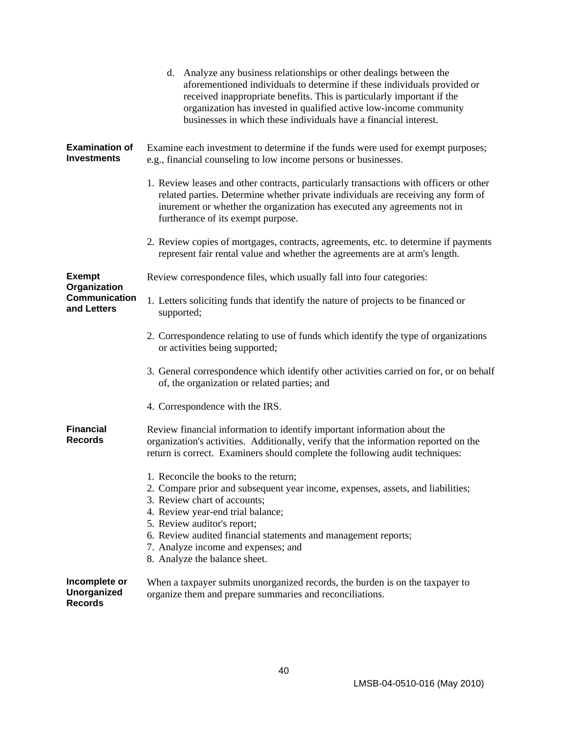d. Analyze any business relationships or other dealings between the aforementioned individuals to determine if these individuals provided or received inappropriate benefits. This is particularly important if the organization has invested in qualified active low-income community businesses in which these individuals have a financial interest.

**Examination of Investments**

Examine each investment to determine if the funds were used for exempt purposes; e.g., financial counseling to low income persons or businesses.

1. Review leases and other contracts, particularly transactions with officers or other related parties. Determine whether private individuals are receiving any form of inurement or whether the organization has executed any agreements not in furtherance of its exempt purpose.

2. Review copies of mortgages, contracts, agreements, etc. to determine if payments represent fair rental value and whether the agreements are at arm's length.

**Exempt Organization Communication and Letters**

Review correspondence files, which usually fall into four categories:

1. Letters soliciting funds that identify the nature of projects to be financed or supported;

2. Correspondence relating to use of funds which identify the type of organizations or activities being supported;

3. General correspondence which identify other activities carried on for, or on behalf of, the organization or related parties; and

4. Correspondence with the IRS.

**Financial Records**

Review financial information to identify important information about the organization's activities. Additionally, verify that the information reported on the return is correct. Examiners should complete the following audit techniques:

1. Reconcile the books to the return;
2. Compare prior and subsequent year income, expenses, assets, and liabilities;
3. Review chart of accounts;
4. Review year-end trial balance;
5. Review auditor's report;
6. Review audited financial statements and management reports;
7. Analyze income and expenses; and
8. Analyze the balance sheet.

**Incomplete or Unorganized Records**

When a taxpayer submits unorganized records, the burden is on the taxpayer to organize them and prepare summaries and reconciliations.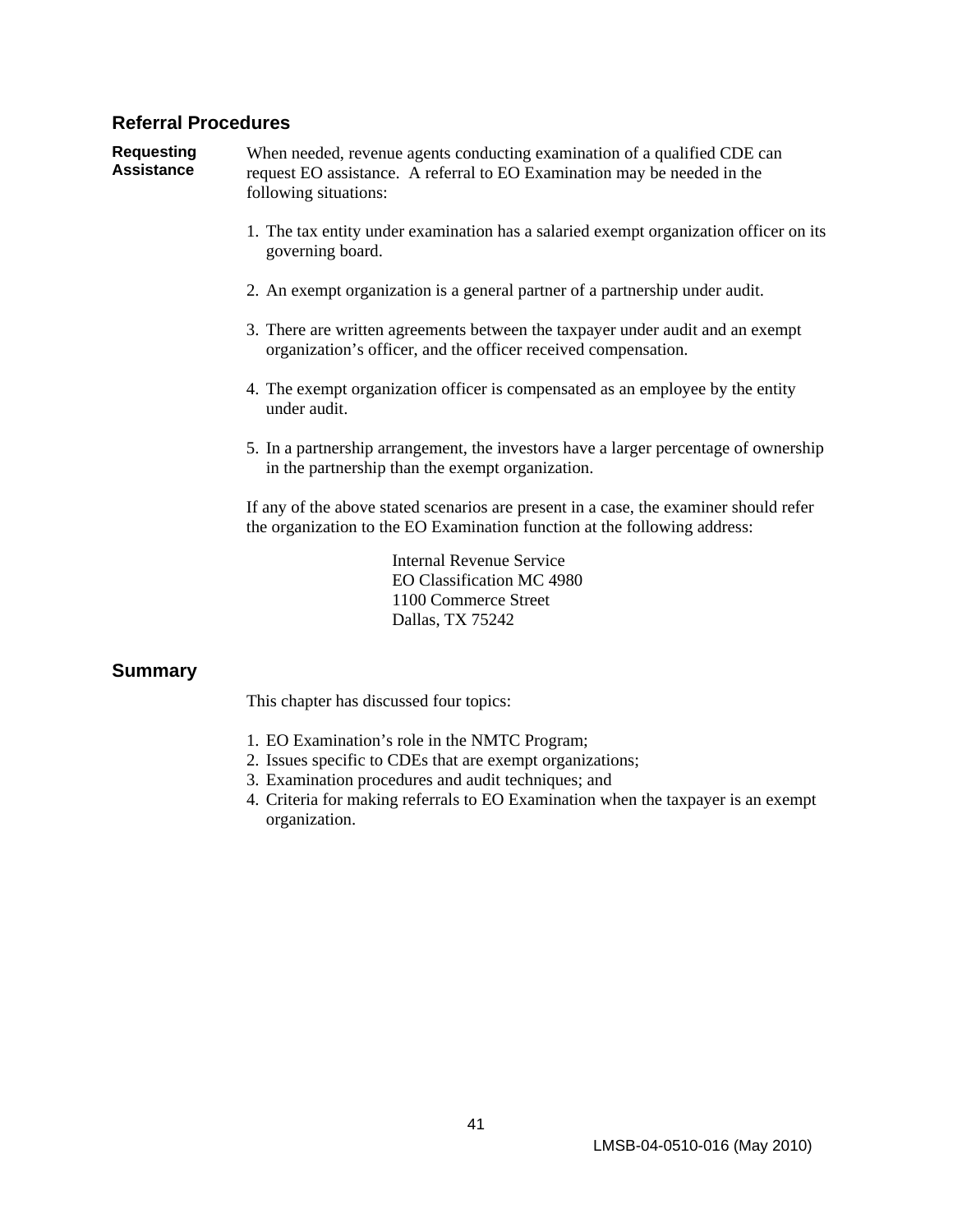## Referral Procedures

**Requesting Assistance**

When needed, revenue agents conducting examination of a qualified CDE can request EO assistance. A referral to EO Examination may be needed in the following situations:

1. The tax entity under examination has a salaried exempt organization officer on its governing board.

2. An exempt organization is a general partner of a partnership under audit.

3. There are written agreements between the taxpayer under audit and an exempt organization's officer, and the officer received compensation.

4. The exempt organization officer is compensated as an employee by the entity under audit.

5. In a partnership arrangement, the investors have a larger percentage of ownership in the partnership than the exempt organization.

If any of the above stated scenarios are present in a case, the examiner should refer the organization to the EO Examination function at the following address:

Internal Revenue Service
EO Classification MC 4980
1100 Commerce Street
Dallas, TX 75242

## Summary

This chapter has discussed four topics:

1. EO Examination's role in the NMTC Program;
2. Issues specific to CDEs that are exempt organizations;
3. Examination procedures and audit techniques; and
4. Criteria for making referrals to EO Examination when the taxpayer is an exempt organization.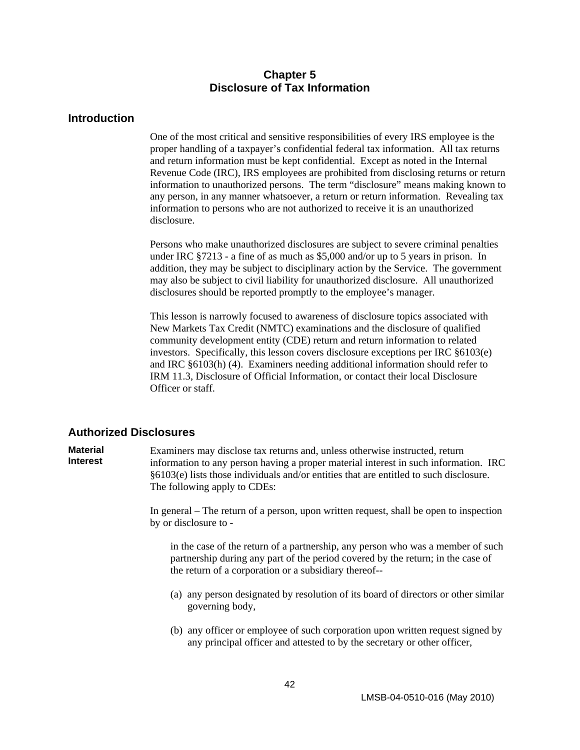# Chapter 5
# Disclosure of Tax Information

## Introduction

One of the most critical and sensitive responsibilities of every IRS employee is the proper handling of a taxpayer's confidential federal tax information. All tax returns and return information must be kept confidential. Except as noted in the Internal Revenue Code (IRC), IRS employees are prohibited from disclosing returns or return information to unauthorized persons. The term "disclosure" means making known to any person, in any manner whatsoever, a return or return information. Revealing tax information to persons who are not authorized to receive it is an unauthorized disclosure.

Persons who make unauthorized disclosures are subject to severe criminal penalties under IRC §7213 - a fine of as much as $5,000 and/or up to 5 years in prison. In addition, they may be subject to disciplinary action by the Service. The government may also be subject to civil liability for unauthorized disclosure. All unauthorized disclosures should be reported promptly to the employee's manager.

This lesson is narrowly focused to awareness of disclosure topics associated with New Markets Tax Credit (NMTC) examinations and the disclosure of qualified community development entity (CDE) return and return information to related investors. Specifically, this lesson covers disclosure exceptions per IRC §6103(e) and IRC §6103(h) (4). Examiners needing additional information should refer to IRM 11.3, Disclosure of Official Information, or contact their local Disclosure Officer or staff.

## Authorized Disclosures

**Material Interest**

Examiners may disclose tax returns and, unless otherwise instructed, return information to any person having a proper material interest in such information. IRC §6103(e) lists those individuals and/or entities that are entitled to such disclosure. The following apply to CDEs:

In general – The return of a person, upon written request, shall be open to inspection by or disclosure to -

> in the case of the return of a partnership, any person who was a member of such partnership during any part of the period covered by the return; in the case of the return of a corporation or a subsidiary thereof--
>
> (a) any person designated by resolution of its board of directors or other similar governing body,
>
> (b) any officer or employee of such corporation upon written request signed by any principal officer and attested to by the secretary or other officer,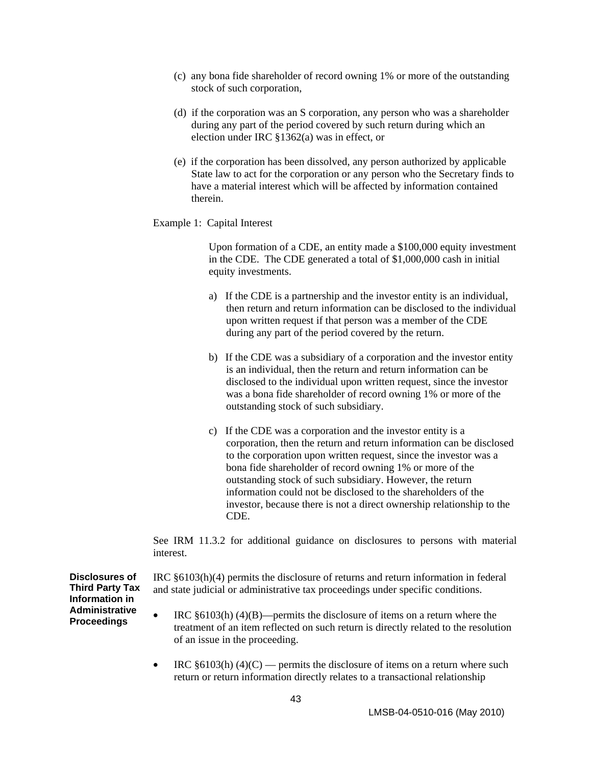(c) any bona fide shareholder of record owning 1% or more of the outstanding stock of such corporation,

(d) if the corporation was an S corporation, any person who was a shareholder during any part of the period covered by such return during which an election under IRC §1362(a) was in effect, or

(e) if the corporation has been dissolved, any person authorized by applicable State law to act for the corporation or any person who the Secretary finds to have a material interest which will be affected by information contained therein.

Example 1: Capital Interest

Upon formation of a CDE, an entity made a $100,000 equity investment in the CDE. The CDE generated a total of $1,000,000 cash in initial equity investments.

a) If the CDE is a partnership and the investor entity is an individual, then return and return information can be disclosed to the individual upon written request if that person was a member of the CDE during any part of the period covered by the return.

b) If the CDE was a subsidiary of a corporation and the investor entity is an individual, then the return and return information can be disclosed to the individual upon written request, since the investor was a bona fide shareholder of record owning 1% or more of the outstanding stock of such subsidiary.

c) If the CDE was a corporation and the investor entity is a corporation, then the return and return information can be disclosed to the corporation upon written request, since the investor was a bona fide shareholder of record owning 1% or more of the outstanding stock of such subsidiary. However, the return information could not be disclosed to the shareholders of the investor, because there is not a direct ownership relationship to the CDE.

See IRM 11.3.2 for additional guidance on disclosures to persons with material interest.

**Disclosures of Third Party Tax Information in Administrative Proceedings**

IRC §6103(h)(4) permits the disclosure of returns and return information in federal and state judicial or administrative tax proceedings under specific conditions.

- IRC §6103(h) (4)(B)—permits the disclosure of items on a return where the treatment of an item reflected on such return is directly related to the resolution of an issue in the proceeding.

- IRC §6103(h) (4)(C) — permits the disclosure of items on a return where such return or return information directly relates to a transactional relationship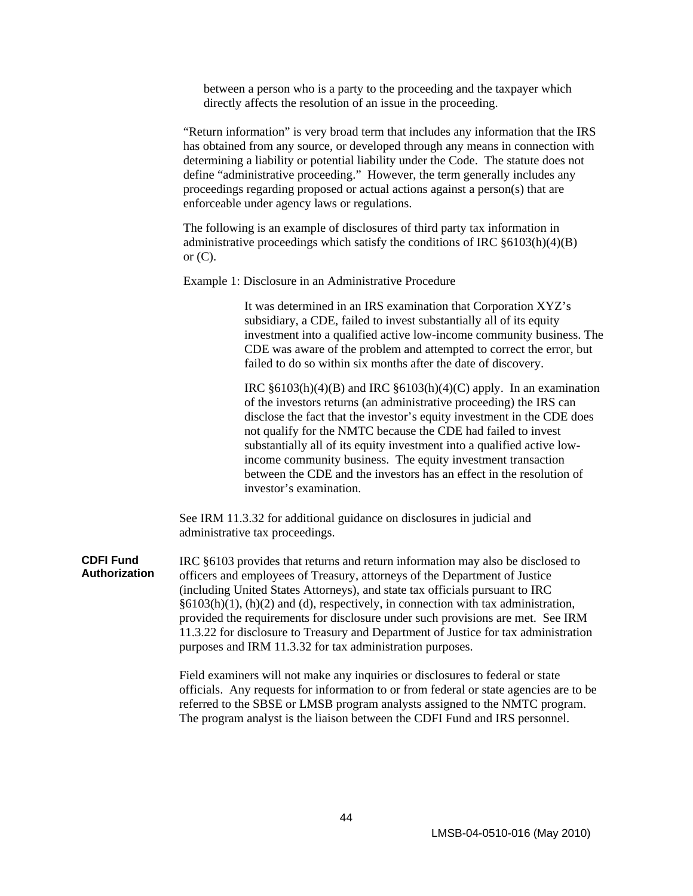between a person who is a party to the proceeding and the taxpayer which directly affects the resolution of an issue in the proceeding.

"Return information" is very broad term that includes any information that the IRS has obtained from any source, or developed through any means in connection with determining a liability or potential liability under the Code. The statute does not define "administrative proceeding." However, the term generally includes any proceedings regarding proposed or actual actions against a person(s) that are enforceable under agency laws or regulations.

The following is an example of disclosures of third party tax information in administrative proceedings which satisfy the conditions of IRC §6103(h)(4)(B) or (C).

Example 1: Disclosure in an Administrative Procedure

> It was determined in an IRS examination that Corporation XYZ's subsidiary, a CDE, failed to invest substantially all of its equity investment into a qualified active low-income community business. The CDE was aware of the problem and attempted to correct the error, but failed to do so within six months after the date of discovery.
>
> IRC §6103(h)(4)(B) and IRC §6103(h)(4)(C) apply. In an examination of the investors returns (an administrative proceeding) the IRS can disclose the fact that the investor's equity investment in the CDE does not qualify for the NMTC because the CDE had failed to invest substantially all of its equity investment into a qualified active low-income community business. The equity investment transaction between the CDE and the investors has an effect in the resolution of investor's examination.

See IRM 11.3.32 for additional guidance on disclosures in judicial and administrative tax proceedings.

**CDFI Fund Authorization**

IRC §6103 provides that returns and return information may also be disclosed to officers and employees of Treasury, attorneys of the Department of Justice (including United States Attorneys), and state tax officials pursuant to IRC §6103(h)(1), (h)(2) and (d), respectively, in connection with tax administration, provided the requirements for disclosure under such provisions are met. See IRM 11.3.22 for disclosure to Treasury and Department of Justice for tax administration purposes and IRM 11.3.32 for tax administration purposes.

Field examiners will not make any inquiries or disclosures to federal or state officials. Any requests for information to or from federal or state agencies are to be referred to the SBSE or LMSB program analysts assigned to the NMTC program. The program analyst is the liaison between the CDFI Fund and IRS personnel.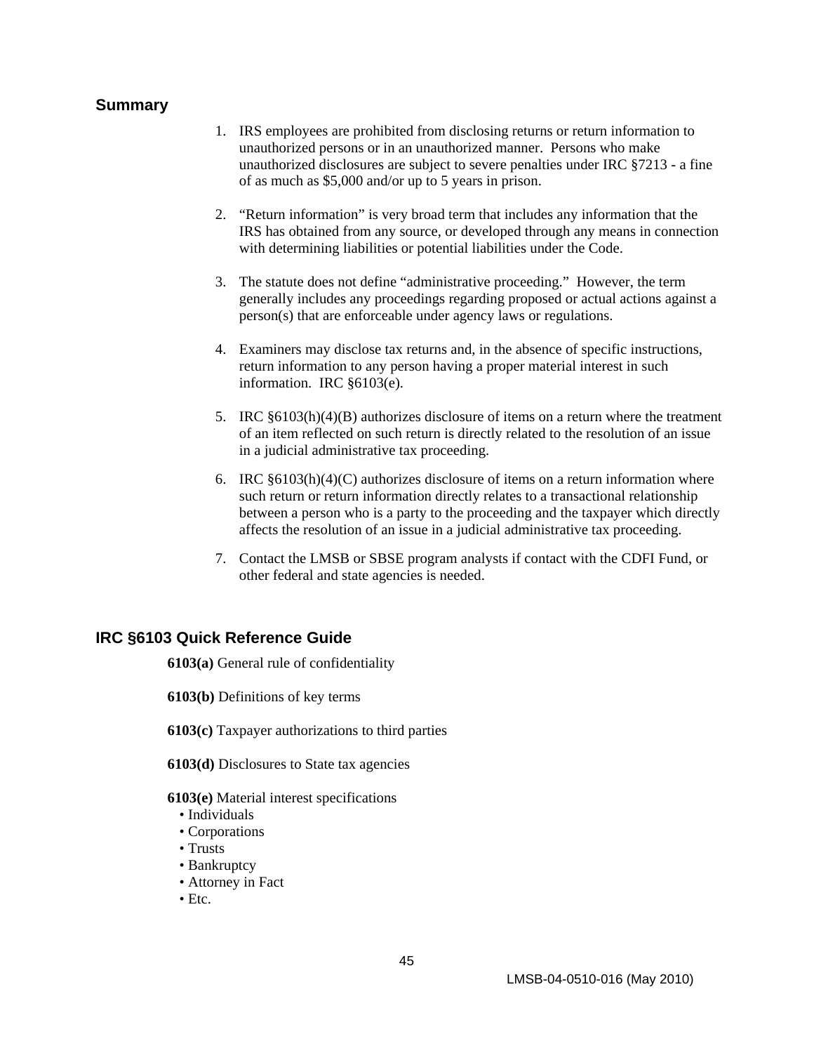## Summary

1. IRS employees are prohibited from disclosing returns or return information to unauthorized persons or in an unauthorized manner.  Persons who make unauthorized disclosures are subject to severe penalties under IRC §7213 - a fine of as much as $5,000 and/or up to 5 years in prison.

2. "Return information" is very broad term that includes any information that the IRS has obtained from any source, or developed through any means in connection with determining liabilities or potential liabilities under the Code.

3. The statute does not define "administrative proceeding."  However, the term generally includes any proceedings regarding proposed or actual actions against a person(s) that are enforceable under agency laws or regulations.

4. Examiners may disclose tax returns and, in the absence of specific instructions, return information to any person having a proper material interest in such information.  IRC §6103(e).

5. IRC §6103(h)(4)(B) authorizes disclosure of items on a return where the treatment of an item reflected on such return is directly related to the resolution of an issue in a judicial administrative tax proceeding.

6. IRC §6103(h)(4)(C) authorizes disclosure of items on a return information where such return or return information directly relates to a transactional relationship between a person who is a party to the proceeding and the taxpayer which directly affects the resolution of an issue in a judicial administrative tax proceeding.

7. Contact the LMSB or SBSE program analysts if contact with the CDFI Fund, or other federal and state agencies is needed.

## IRC §6103 Quick Reference Guide

**6103(a)** General rule of confidentiality

**6103(b)** Definitions of key terms

**6103(c)** Taxpayer authorizations to third parties

**6103(d)** Disclosures to State tax agencies

**6103(e)** Material interest specifications
- Individuals
- Corporations
- Trusts
- Bankruptcy
- Attorney in Fact
- Etc.

LMSB-04-0510-016 (May 2010)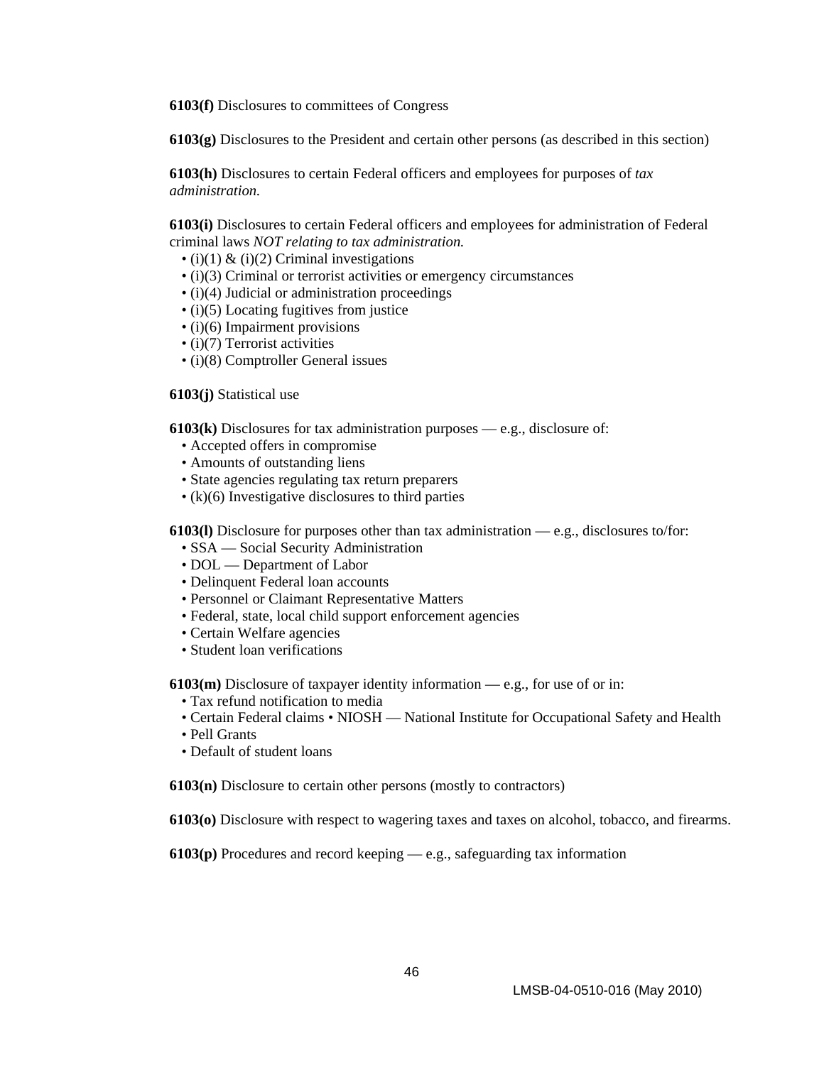**6103(f)** Disclosures to committees of Congress

**6103(g)** Disclosures to the President and certain other persons (as described in this section)

**6103(h)** Disclosures to certain Federal officers and employees for purposes of *tax administration.*

**6103(i)** Disclosures to certain Federal officers and employees for administration of Federal criminal laws *NOT relating to tax administration.*

- (i)(1) & (i)(2) Criminal investigations
- (i)(3) Criminal or terrorist activities or emergency circumstances
- (i)(4) Judicial or administration proceedings
- (i)(5) Locating fugitives from justice
- (i)(6) Impairment provisions
- (i)(7) Terrorist activities
- (i)(8) Comptroller General issues

**6103(j)** Statistical use

**6103(k)** Disclosures for tax administration purposes — e.g., disclosure of:

- Accepted offers in compromise
- Amounts of outstanding liens
- State agencies regulating tax return preparers
- (k)(6) Investigative disclosures to third parties

**6103(l)** Disclosure for purposes other than tax administration — e.g., disclosures to/for:

- SSA — Social Security Administration
- DOL — Department of Labor
- Delinquent Federal loan accounts
- Personnel or Claimant Representative Matters
- Federal, state, local child support enforcement agencies
- Certain Welfare agencies
- Student loan verifications

**6103(m)** Disclosure of taxpayer identity information — e.g., for use of or in:

- Tax refund notification to media
- Certain Federal claims • NIOSH — National Institute for Occupational Safety and Health
- Pell Grants
- Default of student loans

**6103(n)** Disclosure to certain other persons (mostly to contractors)

**6103(o)** Disclosure with respect to wagering taxes and taxes on alcohol, tobacco, and firearms.

**6103(p)** Procedures and record keeping — e.g., safeguarding tax information

LMSB-04-0510-016 (May 2010)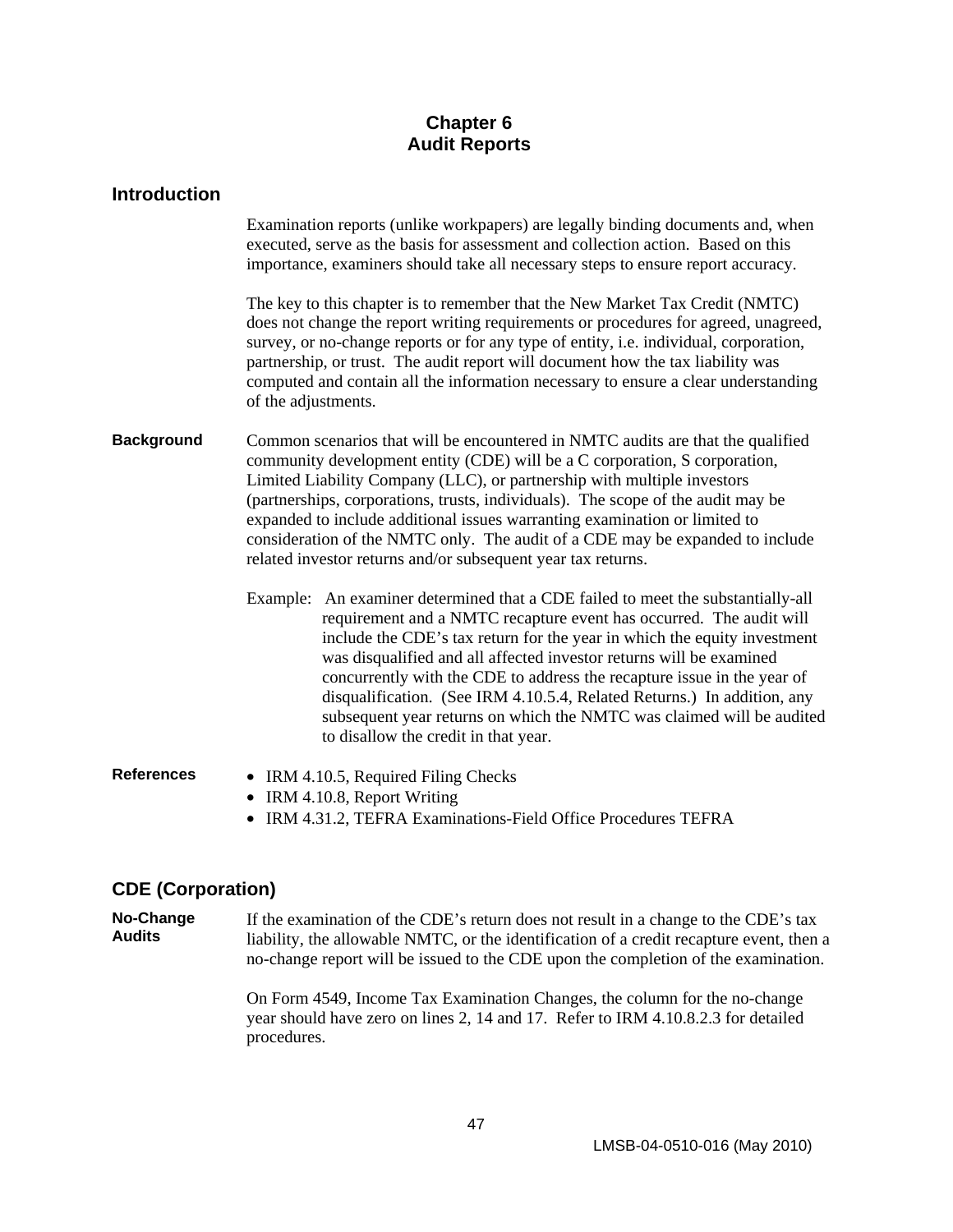# Chapter 6
# Audit Reports

## Introduction

Examination reports (unlike workpapers) are legally binding documents and, when executed, serve as the basis for assessment and collection action. Based on this importance, examiners should take all necessary steps to ensure report accuracy.

The key to this chapter is to remember that the New Market Tax Credit (NMTC) does not change the report writing requirements or procedures for agreed, unagreed, survey, or no-change reports or for any type of entity, i.e. individual, corporation, partnership, or trust. The audit report will document how the tax liability was computed and contain all the information necessary to ensure a clear understanding of the adjustments.

### Background

Common scenarios that will be encountered in NMTC audits are that the qualified community development entity (CDE) will be a C corporation, S corporation, Limited Liability Company (LLC), or partnership with multiple investors (partnerships, corporations, trusts, individuals). The scope of the audit may be expanded to include additional issues warranting examination or limited to consideration of the NMTC only. The audit of a CDE may be expanded to include related investor returns and/or subsequent year tax returns.

Example: An examiner determined that a CDE failed to meet the substantially-all requirement and a NMTC recapture event has occurred. The audit will include the CDE's tax return for the year in which the equity investment was disqualified and all affected investor returns will be examined concurrently with the CDE to address the recapture issue in the year of disqualification. (See IRM 4.10.5.4, Related Returns.) In addition, any subsequent year returns on which the NMTC was claimed will be audited to disallow the credit in that year.

### References

- IRM 4.10.5, Required Filing Checks
- IRM 4.10.8, Report Writing
- IRM 4.31.2, TEFRA Examinations-Field Office Procedures TEFRA

## CDE (Corporation)

### No-Change Audits

If the examination of the CDE's return does not result in a change to the CDE's tax liability, the allowable NMTC, or the identification of a credit recapture event, then a no-change report will be issued to the CDE upon the completion of the examination.

On Form 4549, Income Tax Examination Changes, the column for the no-change year should have zero on lines 2, 14 and 17. Refer to IRM 4.10.8.2.3 for detailed procedures.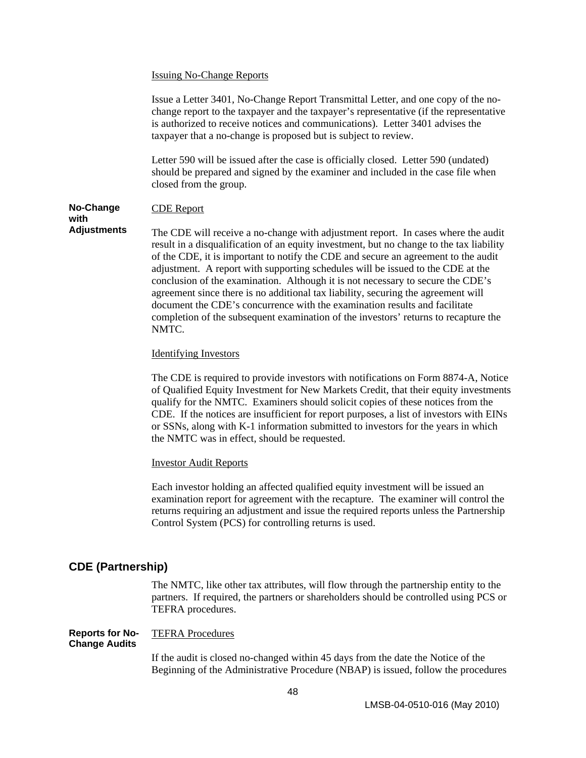Issuing No-Change Reports

Issue a Letter 3401, No-Change Report Transmittal Letter, and one copy of the no-change report to the taxpayer and the taxpayer's representative (if the representative is authorized to receive notices and communications). Letter 3401 advises the taxpayer that a no-change is proposed but is subject to review.

Letter 590 will be issued after the case is officially closed. Letter 590 (undated) should be prepared and signed by the examiner and included in the case file when closed from the group.

**No-Change with Adjustments**

CDE Report

The CDE will receive a no-change with adjustment report. In cases where the audit result in a disqualification of an equity investment, but no change to the tax liability of the CDE, it is important to notify the CDE and secure an agreement to the audit adjustment. A report with supporting schedules will be issued to the CDE at the conclusion of the examination. Although it is not necessary to secure the CDE's agreement since there is no additional tax liability, securing the agreement will document the CDE's concurrence with the examination results and facilitate completion of the subsequent examination of the investors' returns to recapture the NMTC.

Identifying Investors

The CDE is required to provide investors with notifications on Form 8874-A, Notice of Qualified Equity Investment for New Markets Credit, that their equity investments qualify for the NMTC. Examiners should solicit copies of these notices from the CDE. If the notices are insufficient for report purposes, a list of investors with EINs or SSNs, along with K-1 information submitted to investors for the years in which the NMTC was in effect, should be requested.

Investor Audit Reports

Each investor holding an affected qualified equity investment will be issued an examination report for agreement with the recapture. The examiner will control the returns requiring an adjustment and issue the required reports unless the Partnership Control System (PCS) for controlling returns is used.

## CDE (Partnership)

The NMTC, like other tax attributes, will flow through the partnership entity to the partners. If required, the partners or shareholders should be controlled using PCS or TEFRA procedures.

**Reports for No-Change Audits**

TEFRA Procedures

If the audit is closed no-changed within 45 days from the date the Notice of the Beginning of the Administrative Procedure (NBAP) is issued, follow the procedures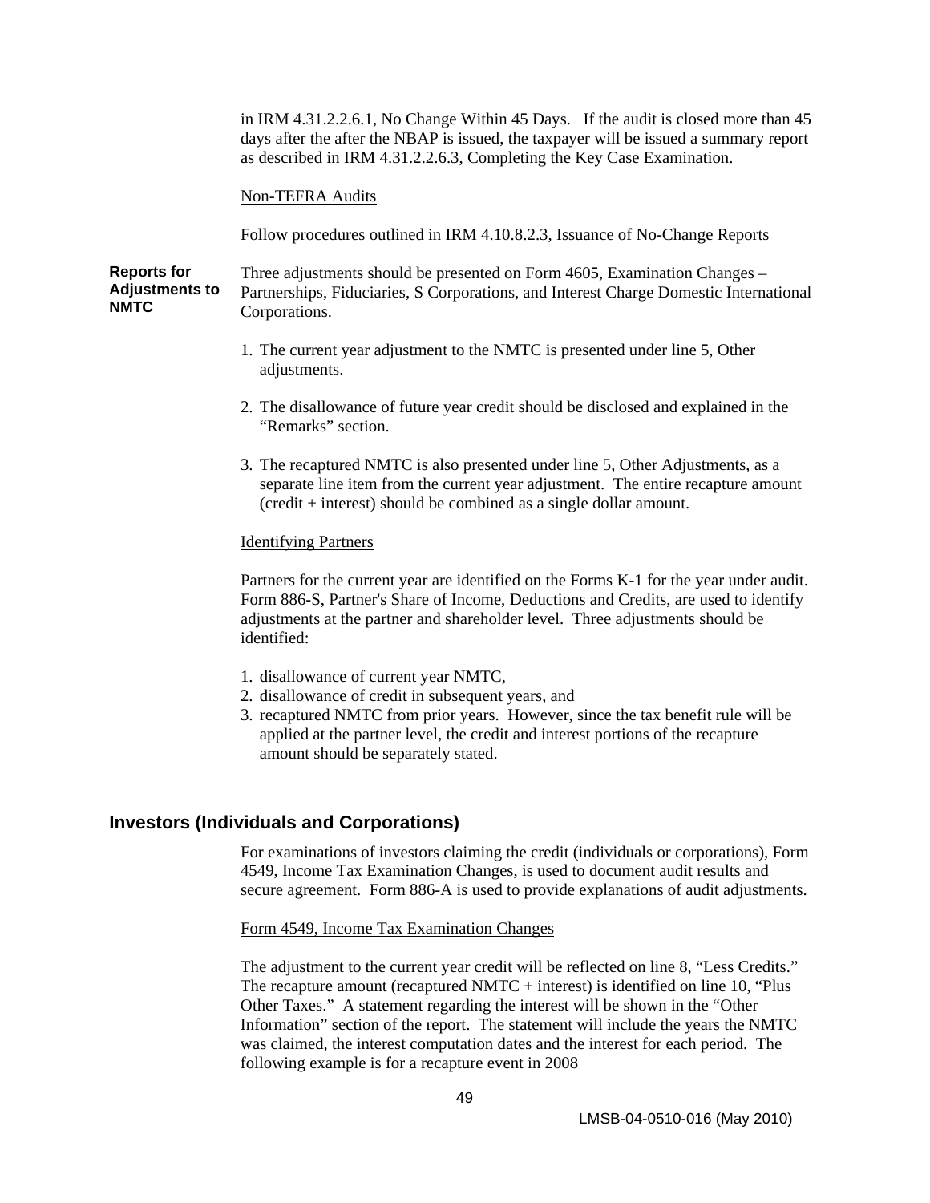in IRM 4.31.2.2.6.1, No Change Within 45 Days. If the audit is closed more than 45 days after the after the NBAP is issued, the taxpayer will be issued a summary report as described in IRM 4.31.2.2.6.3, Completing the Key Case Examination.

Non-TEFRA Audits

Follow procedures outlined in IRM 4.10.8.2.3, Issuance of No-Change Reports

**Reports for Adjustments to NMTC**

Three adjustments should be presented on Form 4605, Examination Changes – Partnerships, Fiduciaries, S Corporations, and Interest Charge Domestic International Corporations.

1. The current year adjustment to the NMTC is presented under line 5, Other adjustments.

2. The disallowance of future year credit should be disclosed and explained in the "Remarks" section.

3. The recaptured NMTC is also presented under line 5, Other Adjustments, as a separate line item from the current year adjustment. The entire recapture amount (credit + interest) should be combined as a single dollar amount.

Identifying Partners

Partners for the current year are identified on the Forms K-1 for the year under audit. Form 886-S, Partner's Share of Income, Deductions and Credits, are used to identify adjustments at the partner and shareholder level. Three adjustments should be identified:

1. disallowance of current year NMTC,
2. disallowance of credit in subsequent years, and
3. recaptured NMTC from prior years. However, since the tax benefit rule will be applied at the partner level, the credit and interest portions of the recapture amount should be separately stated.

## Investors (Individuals and Corporations)

For examinations of investors claiming the credit (individuals or corporations), Form 4549, Income Tax Examination Changes, is used to document audit results and secure agreement. Form 886-A is used to provide explanations of audit adjustments.

Form 4549, Income Tax Examination Changes

The adjustment to the current year credit will be reflected on line 8, "Less Credits." The recapture amount (recaptured NMTC + interest) is identified on line 10, "Plus Other Taxes." A statement regarding the interest will be shown in the "Other Information" section of the report. The statement will include the years the NMTC was claimed, the interest computation dates and the interest for each period. The following example is for a recapture event in 2008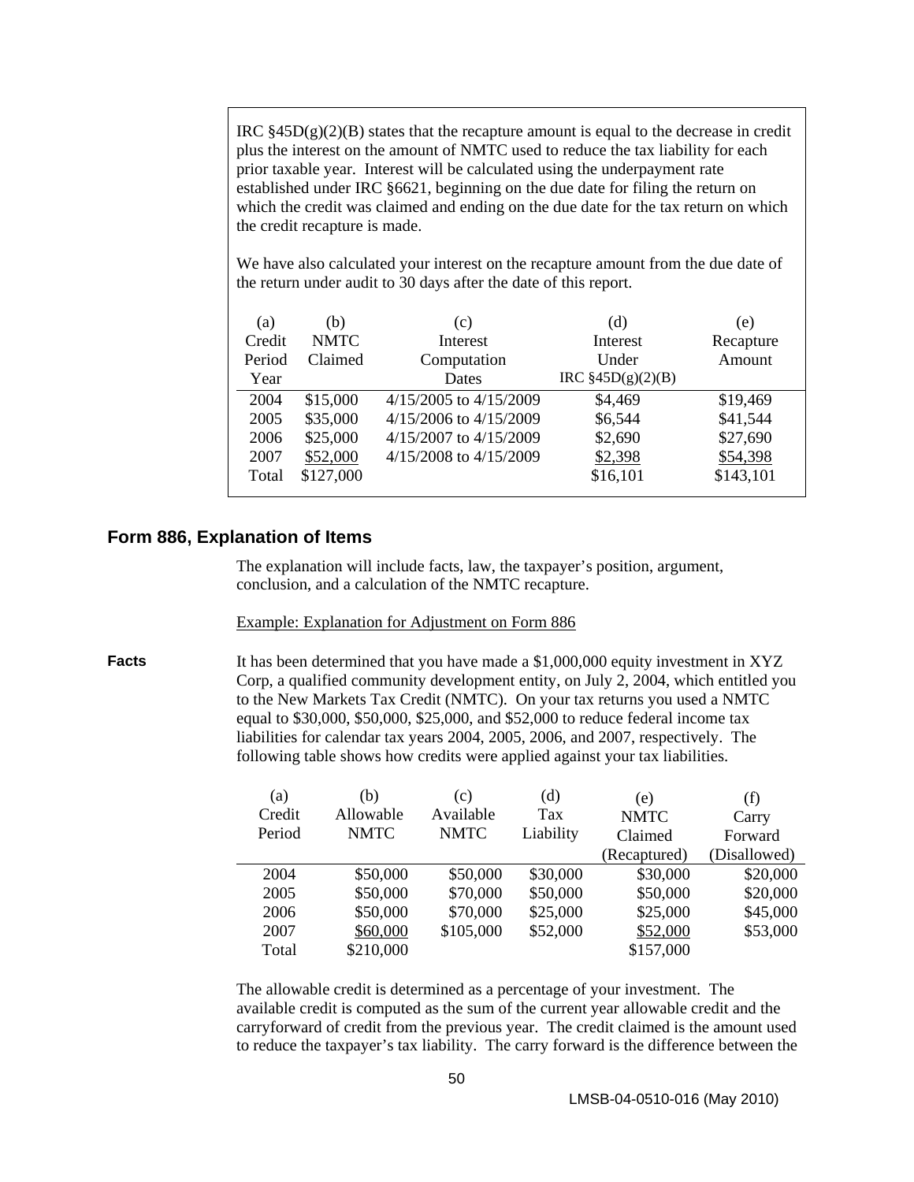IRC §45D(g)(2)(B) states that the recapture amount is equal to the decrease in credit plus the interest on the amount of NMTC used to reduce the tax liability for each prior taxable year. Interest will be calculated using the underpayment rate established under IRC §6621, beginning on the due date for filing the return on which the credit was claimed and ending on the due date for the tax return on which the credit recapture is made.

We have also calculated your interest on the recapture amount from the due date of the return under audit to 30 days after the date of this report.

| (a) Credit Period Year | (b) NMTC Claimed | (c) Interest Computation Dates | (d) Interest Under IRC §45D(g)(2)(B) | (e) Recapture Amount |
|---|---|---|---|---|
| 2004 | $15,000 | 4/15/2005 to 4/15/2009 | $4,469 | $19,469 |
| 2005 | $35,000 | 4/15/2006 to 4/15/2009 | $6,544 | $41,544 |
| 2006 | $25,000 | 4/15/2007 to 4/15/2009 | $2,690 | $27,690 |
| 2007 | $52,000 | 4/15/2008 to 4/15/2009 | $2,398 | $54,398 |
| Total | $127,000 | | $16,101 | $143,101 |

## Form 886, Explanation of Items

The explanation will include facts, law, the taxpayer's position, argument, conclusion, and a calculation of the NMTC recapture.

Example: Explanation for Adjustment on Form 886

**Facts**

It has been determined that you have made a $1,000,000 equity investment in XYZ Corp, a qualified community development entity, on July 2, 2004, which entitled you to the New Markets Tax Credit (NMTC). On your tax returns you used a NMTC equal to $30,000, $50,000, $25,000, and $52,000 to reduce federal income tax liabilities for calendar tax years 2004, 2005, 2006, and 2007, respectively. The following table shows how credits were applied against your tax liabilities.

| (a) Credit Period | (b) Allowable NMTC | (c) Available NMTC | (d) Tax Liability | (e) NMTC Claimed (Recaptured) | (f) Carry Forward (Disallowed) |
|---|---|---|---|---|---|
| 2004 | $50,000 | $50,000 | $30,000 | $30,000 | $20,000 |
| 2005 | $50,000 | $70,000 | $50,000 | $50,000 | $20,000 |
| 2006 | $50,000 | $70,000 | $25,000 | $25,000 | $45,000 |
| 2007 | $60,000 | $105,000 | $52,000 | $52,000 | $53,000 |
| Total | $210,000 | | | $157,000 | |

The allowable credit is determined as a percentage of your investment. The available credit is computed as the sum of the current year allowable credit and the carryforward of credit from the previous year. The credit claimed is the amount used to reduce the taxpayer's tax liability. The carry forward is the difference between the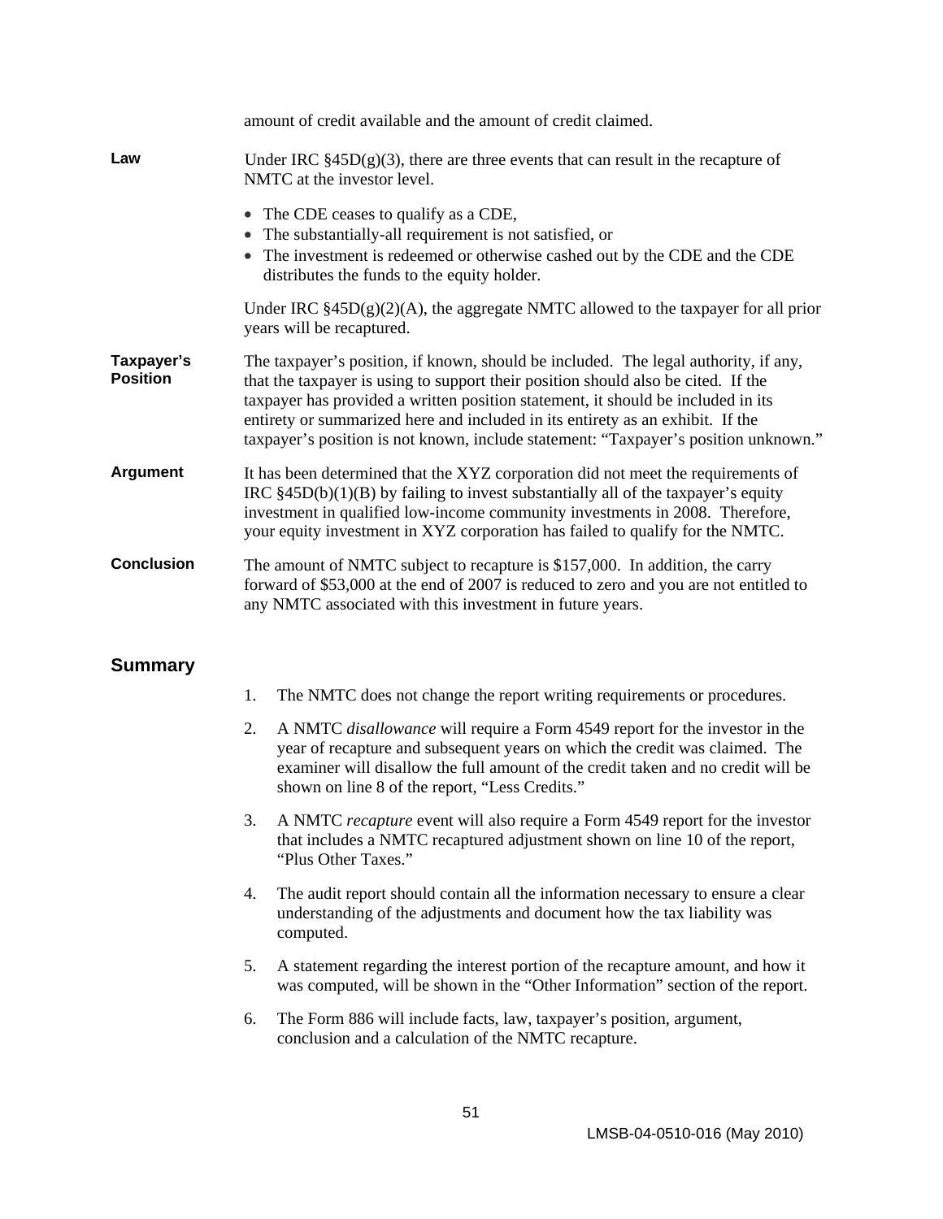amount of credit available and the amount of credit claimed.

**Law**

Under IRC §45D(g)(3), there are three events that can result in the recapture of NMTC at the investor level.

- The CDE ceases to qualify as a CDE,
- The substantially-all requirement is not satisfied, or
- The investment is redeemed or otherwise cashed out by the CDE and the CDE distributes the funds to the equity holder.

Under IRC §45D(g)(2)(A), the aggregate NMTC allowed to the taxpayer for all prior years will be recaptured.

**Taxpayer's Position**

The taxpayer's position, if known, should be included. The legal authority, if any, that the taxpayer is using to support their position should also be cited. If the taxpayer has provided a written position statement, it should be included in its entirety or summarized here and included in its entirety as an exhibit. If the taxpayer's position is not known, include statement: "Taxpayer's position unknown."

**Argument**

It has been determined that the XYZ corporation did not meet the requirements of IRC §45D(b)(1)(B) by failing to invest substantially all of the taxpayer's equity investment in qualified low-income community investments in 2008. Therefore, your equity investment in XYZ corporation has failed to qualify for the NMTC.

**Conclusion**

The amount of NMTC subject to recapture is $157,000. In addition, the carry forward of $53,000 at the end of 2007 is reduced to zero and you are not entitled to any NMTC associated with this investment in future years.

## Summary

1. The NMTC does not change the report writing requirements or procedures.
2. A NMTC *disallowance* will require a Form 4549 report for the investor in the year of recapture and subsequent years on which the credit was claimed. The examiner will disallow the full amount of the credit taken and no credit will be shown on line 8 of the report, "Less Credits."
3. A NMTC *recapture* event will also require a Form 4549 report for the investor that includes a NMTC recaptured adjustment shown on line 10 of the report, "Plus Other Taxes."
4. The audit report should contain all the information necessary to ensure a clear understanding of the adjustments and document how the tax liability was computed.
5. A statement regarding the interest portion of the recapture amount, and how it was computed, will be shown in the "Other Information" section of the report.
6. The Form 886 will include facts, law, taxpayer's position, argument, conclusion and a calculation of the NMTC recapture.